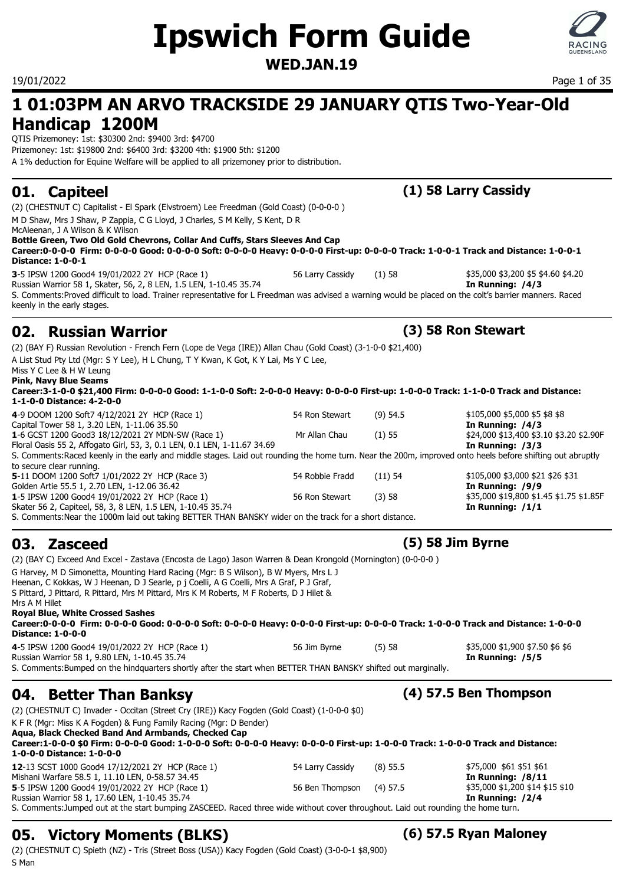# Ipswich Form Guide

**WED.JAN.19**

## 1 01:03PM AN ARVO TRACKSIDE 29 JANUARY QTIS Two-Year-Old Handicap 1200M

QTIS Prizemoney: 1st: $30300 2nd: $9400 3rd: $4700
Prizemoney: 1st: $19800 2nd: $6400 3rd: $3200 4th: $1900 5th: $1200
A 1% deduction for Equine Welfare will be applied to all prizemoney prior to distribution.

### 01. Capiteel — (1) 58 Larry Cassidy

(2) (CHESTNUT C) Capitalist - El Spark (Elvstroem) Lee Freedman (Gold Coast) (0-0-0-0 )
M D Shaw, Mrs J Shaw, P Zappia, C G Lloyd, J Charles, S M Kelly, S Kent, D R McAleenan, J A Wilson & K Wilson
**Bottle Green, Two Old Gold Chevrons, Collar And Cuffs, Stars Sleeves And Cap**
**Career:0-0-0-0 Firm: 0-0-0-0 Good: 0-0-0-0 Soft: 0-0-0-0 Heavy: 0-0-0-0 First-up: 0-0-0-0 Track: 1-0-0-1 Track and Distance: 1-0-0-1 Distance: 1-0-0-1**

**3**-5 IPSW 1200 Good4 19/01/2022 2Y HCP (Race 1) | 56 Larry Cassidy | (1) 58 | $35,000 $3,200 $5 $4.60 $4.20
Russian Warrior 58 1, Skater, 56, 2, 8 LEN, 1.5 LEN, 1-10.45 35.74 | **In Running: /4/3**
S. Comments:Proved difficult to load. Trainer representative for L Freedman was advised a warning would be placed on the colt's barrier manners. Raced keenly in the early stages.

### 02. Russian Warrior — (3) 58 Ron Stewart

(2) (BAY F) Russian Revolution - French Fern (Lope de Vega (IRE)) Allan Chau (Gold Coast) (3-1-0-0 $21,400)
A List Stud Pty Ltd (Mgr: S Y Lee), H L Chung, T Y Kwan, K Got, K Y Lai, Ms Y C Lee, Miss Y C Lee & H W Leung
**Pink, Navy Blue Seams**
**Career:3-1-0-0 $21,400 Firm: 0-0-0-0 Good: 1-1-0-0 Soft: 2-0-0-0 Heavy: 0-0-0-0 First-up: 1-0-0-0 Track: 1-1-0-0 Track and Distance: 1-1-0-0 Distance: 4-2-0-0**

**4**-9 DOOM 1200 Soft7 4/12/2021 2Y HCP (Race 1) | 54 Ron Stewart | (9) 54.5 | $105,000 $5,000 $5 $8 $8
Capital Tower 58 1, 3.20 LEN, 1-11.06 35.50 | **In Running: /4/3**

**1**-6 GCST 1200 Good3 18/12/2021 2Y MDN-SW (Race 1) | Mr Allan Chau | (1) 55 | $24,000 $13,400 $3.10 $3.20 $2.90F
Floral Oasis 55 2, Affogato Girl, 53, 3, 0.1 LEN, 0.1 LEN, 1-11.67 34.69 | **In Running: /3/3**
S. Comments:Raced keenly in the early and middle stages. Laid out rounding the home turn. Near the 200m, improved onto heels before shifting out abruptly to secure clear running.

**5**-11 DOOM 1200 Soft7 1/01/2022 2Y HCP (Race 3) | 54 Robbie Fradd | (11) 54 | $105,000 $3,000 $21 $26 $31
Golden Artie 55.5 1, 2.70 LEN, 1-12.06 36.42 | **In Running: /9/9**

**1**-5 IPSW 1200 Good4 19/01/2022 2Y HCP (Race 1) | 56 Ron Stewart | (3) 58 | $35,000 $19,800 $1.45 $1.75 $1.85F
Skater 56 2, Capiteel, 58, 3, 8 LEN, 1.5 LEN, 1-10.45 35.74 | **In Running: /1/1**
S. Comments:Near the 1000m laid out taking BETTER THAN BANSKY wider on the track for a short distance.

### 03. Zasceed — (5) 58 Jim Byrne

(2) (BAY C) Exceed And Excel - Zastava (Encosta de Lago) Jason Warren & Dean Krongold (Mornington) (0-0-0-0 )
G Harvey, M D Simonetta, Mounting Hard Racing (Mgr: B S Wilson), B W Myers, Mrs L J Heenan, C Kokkas, W J Heenan, D J Searle, p j Coelli, A G Coelli, Mrs A Graf, P J Graf, S Pittard, J Pittard, R Pittard, Mrs M Pittard, Mrs K M Roberts, M F Roberts, D J Hilet & Mrs A M Hilet
**Royal Blue, White Crossed Sashes**
**Career:0-0-0-0 Firm: 0-0-0-0 Good: 0-0-0-0 Soft: 0-0-0-0 Heavy: 0-0-0-0 First-up: 0-0-0-0 Track: 1-0-0-0 Track and Distance: 1-0-0-0 Distance: 1-0-0-0**

**4**-5 IPSW 1200 Good4 19/01/2022 2Y HCP (Race 1) | 56 Jim Byrne | (5) 58 | $35,000 $1,900 $7.50 $6 $6
Russian Warrior 58 1, 9.80 LEN, 1-10.45 35.74 | **In Running: /5/5**
S. Comments:Bumped on the hindquarters shortly after the start when BETTER THAN BANSKY shifted out marginally.

### 04. Better Than Banksy — (4) 57.5 Ben Thompson

(2) (CHESTNUT C) Invader - Occitan (Street Cry (IRE)) Kacy Fogden (Gold Coast) (1-0-0-0 $0)
K F R (Mgr: Miss K A Fogden) & Fung Family Racing (Mgr: D Bender)
**Aqua, Black Checked Band And Armbands, Checked Cap**
**Career:1-0-0-0 $0 Firm: 0-0-0-0 Good: 1-0-0-0 Soft: 0-0-0-0 Heavy: 0-0-0-0 First-up: 1-0-0-0 Track: 1-0-0-0 Track and Distance: 1-0-0-0 Distance: 1-0-0-0**

**12**-13 SCST 1000 Good4 17/12/2021 2Y HCP (Race 1) | 54 Larry Cassidy | (8) 55.5 | $75,000 $61 $51 $61
Mishani Warfare 58.5 1, 11.10 LEN, 0-58.57 34.45 | **In Running: /8/11**

**5**-5 IPSW 1200 Good4 19/01/2022 2Y HCP (Race 1) | 56 Ben Thompson | (4) 57.5 | $35,000 $1,200 $14 $15 $10
Russian Warrior 58 1, 17.60 LEN, 1-10.45 35.74 | **In Running: /2/4**
S. Comments:Jumped out at the start bumping ZASCEED. Raced three wide without cover throughout. Laid out rounding the home turn.

### 05. Victory Moments (BLKS) — (6) 57.5 Ryan Maloney

(2) (CHESTNUT C) Spieth (NZ) - Tris (Street Boss (USA)) Kacy Fogden (Gold Coast) (3-0-0-1 $8,900)
S Man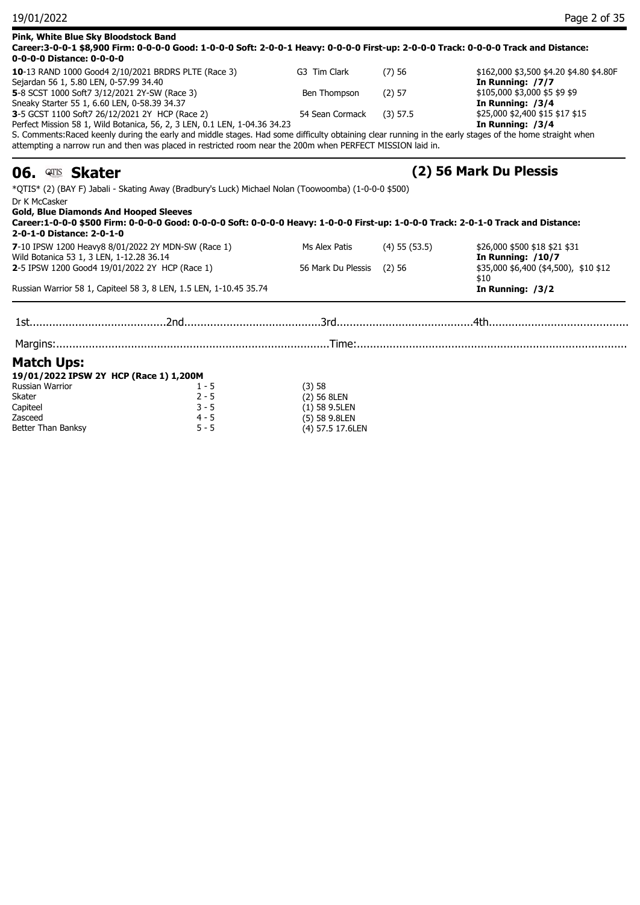**Pink, White Blue Sky Bloodstock Band**
**Career:3-0-0-1 $8,900 Firm: 0-0-0-0 Good: 1-0-0-0 Soft: 2-0-0-1 Heavy: 0-0-0-0 First-up: 2-0-0-0 Track: 0-0-0-0 Track and Distance: 0-0-0-0 Distance: 0-0-0-0**

**10**-13 RAND 1000 Good4 2/10/2021 BRDRS PLTE (Race 3) | G3 Tim Clark | (7) 56 | $162,000 $3,500 $4.20 $4.80 $4.80F
Sejardan 56 1, 5.80 LEN, 0-57.99 34.40 | **In Running: /7/7**

**5**-8 SCST 1000 Soft7 3/12/2021 2Y-SW (Race 3) | Ben Thompson | (2) 57 | $105,000 $3,000 $5 $9 $9
Sneaky Starter 55 1, 6.60 LEN, 0-58.39 34.37 | **In Running: /3/4**

**3**-5 GCST 1100 Soft7 26/12/2021 2Y HCP (Race 2) | 54 Sean Cormack | (3) 57.5 | $25,000 $2,400 $15 $17 $15
Perfect Mission 58 1, Wild Botanica, 56, 2, 3 LEN, 0.1 LEN, 1-04.36 34.23 | **In Running: /3/4**

S. Comments:Raced keenly during the early and middle stages. Had some difficulty obtaining clear running in the early stages of the home straight when attempting a narrow run and then was placed in restricted room near the 200m when PERFECT MISSION laid in.

## 06. QTIS Skater (2) 56 Mark Du Plessis

*QTIS* (2) (BAY F) Jabali - Skating Away (Bradbury's Luck) Michael Nolan (Toowoomba) (1-0-0-0 $500)
Dr K McCasker
**Gold, Blue Diamonds And Hooped Sleeves**
**Career:1-0-0-0 $500 Firm: 0-0-0-0 Good: 0-0-0-0 Soft: 0-0-0-0 Heavy: 1-0-0-0 First-up: 1-0-0-0 Track: 2-0-1-0 Track and Distance: 2-0-1-0 Distance: 2-0-1-0**

**7**-10 IPSW 1200 Heavy8 8/01/2022 2Y MDN-SW (Race 1) | Ms Alex Patis | (4) 55 (53.5) | $26,000 $500 $18 $21 $31
Wild Botanica 53 1, 3 LEN, 1-12.28 36.14 | **In Running: /10/7**

**2**-5 IPSW 1200 Good4 19/01/2022 2Y HCP (Race 1) | 56 Mark Du Plessis | (2) 56 | $35,000 $6,400 ($4,500), $10 $12 $10
Russian Warrior 58 1, Capiteel 58 3, 8 LEN, 1.5 LEN, 1-10.45 35.74 | **In Running: /3/2**

1st..........2nd..........3rd..........4th..........

Margins:..........Time:..........

## Match Ups:

**19/01/2022 IPSW 2Y HCP (Race 1) 1,200M**

| Horse | Place | Barrier/Weight/Margin |
|---|---|---|
| Russian Warrior | 1 - 5 | (3) 58 |
| Skater | 2 - 5 | (2) 56 8LEN |
| Capiteel | 3 - 5 | (1) 58 9.5LEN |
| Zasceed | 4 - 5 | (5) 58 9.8LEN |
| Better Than Banksy | 5 - 5 | (4) 57.5 17.6LEN |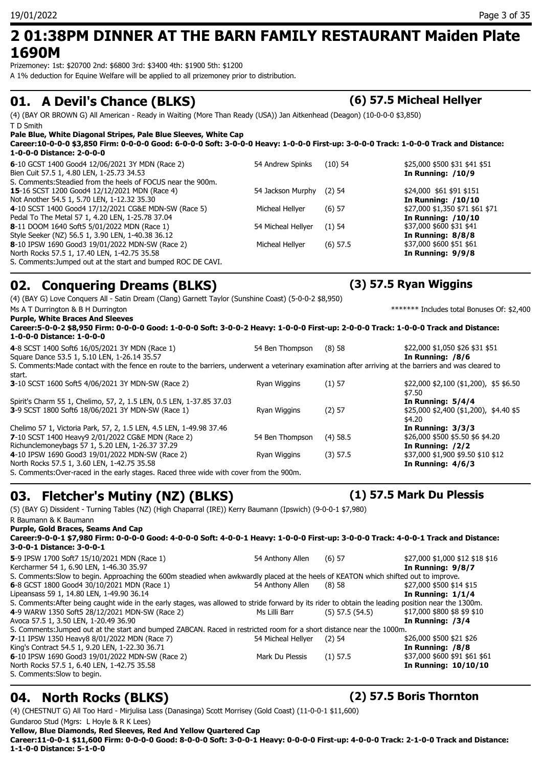# 2 01:38PM DINNER AT THE BARN FAMILY RESTAURANT Maiden Plate 1690M

Prizemoney: 1st: $20700 2nd: $6800 3rd: $3400 4th: $1900 5th: $1200

A 1% deduction for Equine Welfare will be applied to all prizemoney prior to distribution.

## 01. A Devil's Chance (BLKS) — (6) 57.5 Micheal Hellyer

(4) (BAY OR BROWN G) All American - Ready in Waiting (More Than Ready (USA)) Jan Aitkenhead (Deagon) (10-0-0-0 $3,850)

T D Smith

**Pale Blue, White Diagonal Stripes, Pale Blue Sleeves, White Cap**

**Career:10-0-0-0 $3,850 Firm: 0-0-0-0 Good: 6-0-0-0 Soft: 3-0-0-0 Heavy: 1-0-0-0 First-up: 3-0-0-0 Track: 1-0-0-0 Track and Distance: 1-0-0-0 Distance: 2-0-0-0**

**6**-10 GCST 1400 Good4 12/06/2021 3Y MDN (Race 2) | 54 Andrew Spinks | (10) 54 | $25,000 $500 $31 $41 $51
Bien Cuit 57.5 1, 4.80 LEN, 1-25.73 34.53 | **In Running: /10/9**
S. Comments:Steadied from the heels of FOCUS near the 900m.

**15**-16 SCST 1200 Good4 12/12/2021 MDN (Race 4) | 54 Jackson Murphy | (2) 54 | $24,000 $61 $91 $151
Not Another 54.5 1, 5.70 LEN, 1-12.32 35.30 | **In Running: /10/10**

**4**-10 SCST 1400 Good4 17/12/2021 CG&E MDN-SW (Race 5) | Micheal Hellyer | (6) 57 | $27,000 $1,350 $71 $61 $71
Pedal To The Metal 57 1, 4.20 LEN, 1-25.78 37.04 | **In Running: /10/10**

**8**-11 DOOM 1640 Soft5 5/01/2022 MDN (Race 1) | 54 Micheal Hellyer | (1) 54 | $37,000 $600 $31 $41
Style Seeker (NZ) 56.5 1, 3.90 LEN, 1-40.38 36.12 | **In Running: 8/8/8**

**8**-10 IPSW 1690 Good3 19/01/2022 MDN-SW (Race 2) | Micheal Hellyer | (6) 57.5 | $37,000 $600 $51 $61
North Rocks 57.5 1, 17.40 LEN, 1-42.75 35.58 | **In Running: 9/9/8**
S. Comments:Jumped out at the start and bumped ROC DE CAVI.

## 02. Conquering Dreams (BLKS) — (3) 57.5 Ryan Wiggins

(4) (BAY G) Love Conquers All - Satin Dream (Clang) Garnett Taylor (Sunshine Coast) (5-0-0-2 $8,950)

Ms A T Durrington & B H Durrington — ******* Includes total Bonuses Of: $2,400

**Purple, White Braces And Sleeves**

**Career:5-0-0-2 $8,950 Firm: 0-0-0-0 Good: 1-0-0-0 Soft: 3-0-0-2 Heavy: 1-0-0-0 First-up: 2-0-0-0 Track: 1-0-0-0 Track and Distance: 1-0-0-0 Distance: 1-0-0-0**

**4**-8 SCST 1400 Soft6 16/05/2021 3Y MDN (Race 1) | 54 Ben Thompson | (8) 58 | $22,000 $1,050 $26 $31 $51
Square Dance 53.5 1, 5.10 LEN, 1-26.14 35.57 | **In Running: /8/6**
S. Comments:Made contact with the fence en route to the barriers, underwent a veterinary examination after arriving at the barriers and was cleared to start.

**3**-10 SCST 1600 Soft5 4/06/2021 3Y MDN-SW (Race 2) | Ryan Wiggins | (1) 57 | $22,000 $2,100 ($1,200), $5 $6.50 $7.50
Spirit's Charm 55 1, Chelimo, 57, 2, 1.5 LEN, 0.5 LEN, 1-37.85 37.03 | **In Running: 5/4/4**

**3**-9 SCST 1800 Soft6 18/06/2021 3Y MDN-SW (Race 1) | Ryan Wiggins | (2) 57 | $25,000 $2,400 ($1,200), $4.40 $5 $4.20
Chelimo 57 1, Victoria Park, 57, 2, 1.5 LEN, 4.5 LEN, 1-49.98 37.46 | **In Running: 3/3/3**

**7**-10 SCST 1400 Heavy9 2/01/2022 CG&E MDN (Race 2) | 54 Ben Thompson | (4) 58.5 | $26,000 $500 $5.50 $6 $4.20
Richunclemoneybags 57 1, 5.20 LEN, 1-26.37 37.29 | **In Running: /2/2**

**4**-10 IPSW 1690 Good3 19/01/2022 MDN-SW (Race 2) | Ryan Wiggins | (3) 57.5 | $37,000 $1,900 $9.50 $10 $12
North Rocks 57.5 1, 3.60 LEN, 1-42.75 35.58 | **In Running: 4/6/3**
S. Comments:Over-raced in the early stages. Raced three wide with cover from the 900m.

## 03. Fletcher's Mutiny (NZ) (BLKS) — (1) 57.5 Mark Du Plessis

(5) (BAY G) Dissident - Turning Tables (NZ) (High Chaparral (IRE)) Kerry Baumann (Ipswich) (9-0-0-1 $7,980)

R Baumann & K Baumann

**Purple, Gold Braces, Seams And Cap**

**Career:9-0-0-1 $7,980 Firm: 0-0-0-0 Good: 4-0-0-0 Soft: 4-0-0-1 Heavy: 1-0-0-0 First-up: 3-0-0-0 Track: 4-0-0-1 Track and Distance: 3-0-0-1 Distance: 3-0-0-1**

**5**-9 IPSW 1700 Soft7 15/10/2021 MDN (Race 1) | 54 Anthony Allen | (6) 57 | $27,000 $1,000 $12 $18 $16
Kercharmer 54 1, 6.90 LEN, 1-46.30 35.97 | **In Running: 9/8/7**
S. Comments:Slow to begin. Approaching the 600m steadied when awkwardly placed at the heels of KEATON which shifted out to improve.

**6**-8 GCST 1800 Good4 30/10/2021 MDN (Race 1) | 54 Anthony Allen | (8) 58 | $27,000 $500 $14 $15
Lipeansass 59 1, 14.80 LEN, 1-49.90 36.14 | **In Running: 1/1/4**
S. Comments:After being caught wide in the early stages, was allowed to stride forward by its rider to obtain the leading position near the 1300m.

**4**-9 WARW 1350 Soft5 28/12/2021 MDN-SW (Race 2) | Ms Lilli Barr | (5) 57.5 (54.5) | $17,000 $800 $8 $9 $10
Avoca 57.5 1, 3.50 LEN, 1-20.49 36.90 | **In Running: /3/4**
S. Comments:Jumped out at the start and bumped ZABCAN. Raced in restricted room for a short distance near the 1000m.

**7**-11 IPSW 1350 Heavy8 8/01/2022 MDN (Race 7) | 54 Micheal Hellyer | (2) 54 | $26,000 $500 $21 $26
King's Contract 54.5 1, 9.20 LEN, 1-22.30 36.71 | **In Running: /8/8**

**6**-10 IPSW 1690 Good3 19/01/2022 MDN-SW (Race 2) | Mark Du Plessis | (1) 57.5 | $37,000 $600 $91 $61 $61
North Rocks 57.5 1, 6.40 LEN, 1-42.75 35.58 | **In Running: 10/10/10**
S. Comments:Slow to begin.

## 04. North Rocks (BLKS) — (2) 57.5 Boris Thornton

(4) (CHESTNUT G) All Too Hard - Mirjulisa Lass (Danasinga) Scott Morrisey (Gold Coast) (11-0-0-1 $11,600)

Gundaroo Stud (Mgrs: L Hoyle & R K Lees)

**Yellow, Blue Diamonds, Red Sleeves, Red And Yellow Quartered Cap**

**Career:11-0-0-1 $11,600 Firm: 0-0-0-0 Good: 8-0-0-0 Soft: 3-0-0-1 Heavy: 0-0-0-0 First-up: 4-0-0-0 Track: 2-1-0-0 Track and Distance: 1-1-0-0 Distance: 5-1-0-0**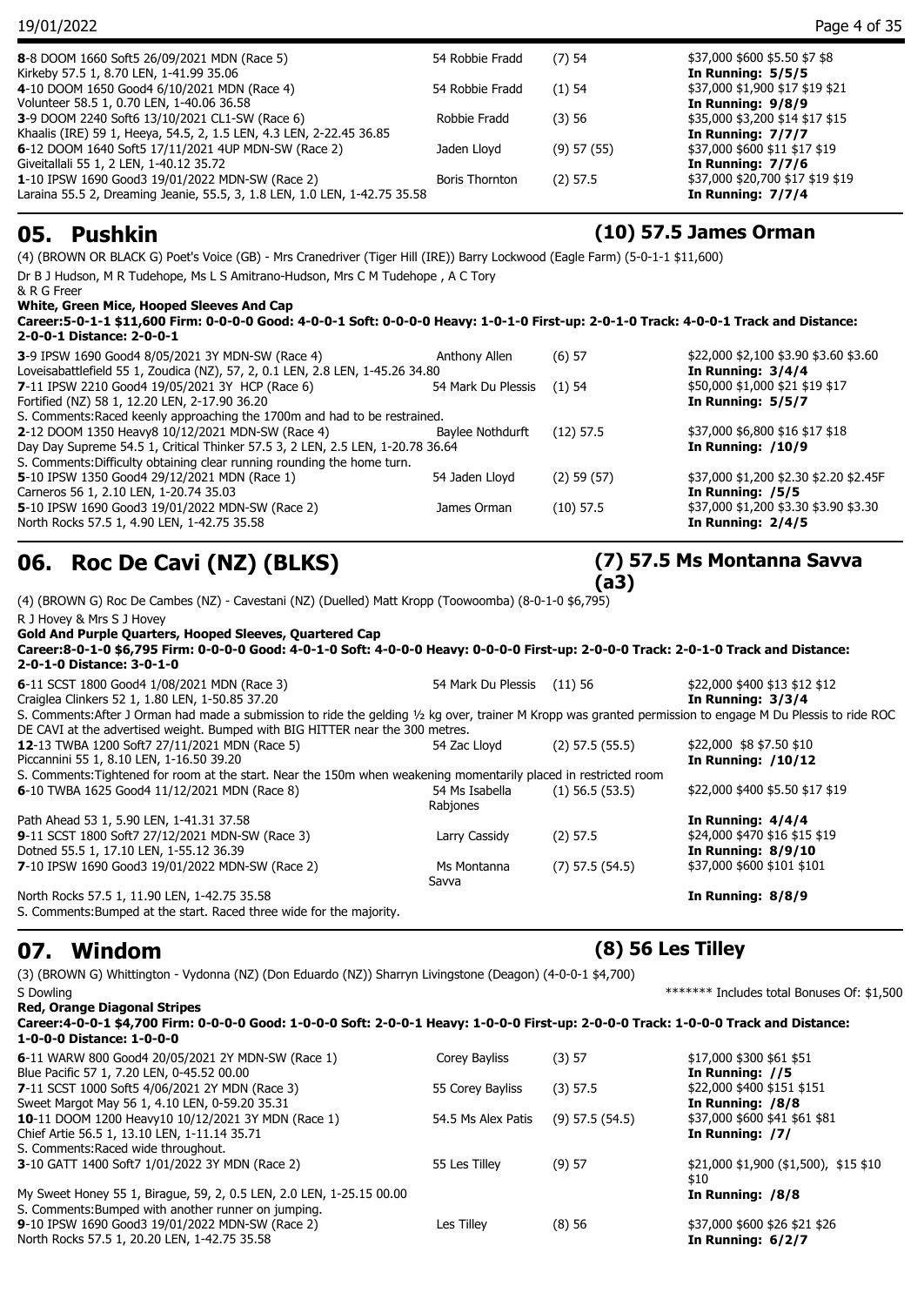| | | | |
|---|---|---|---|
| **8**-8 DOOM 1660 Soft5 26/09/2021 MDN (Race 5)<br>Kirkeby 57.5 1, 8.70 LEN, 1-41.99 35.06 | 54 Robbie Fradd | (7) 54 | $37,000 $600 $5.50 $7 $8<br>**In Running: 5/5/5** |
| **4**-10 DOOM 1650 Good4 6/10/2021 MDN (Race 4)<br>Volunteer 58.5 1, 0.70 LEN, 1-40.06 36.58 | 54 Robbie Fradd | (1) 54 | $37,000 $1,900 $17 $19 $21<br>**In Running: 9/8/9** |
| **3**-9 DOOM 2240 Soft6 13/10/2021 CL1-SW (Race 6)<br>Khaalis (IRE) 59 1, Heeya, 54.5, 2, 1.5 LEN, 4.3 LEN, 2-22.45 36.85 | Robbie Fradd | (3) 56 | $35,000 $3,200 $14 $17 $15<br>**In Running: 7/7/7** |
| **6**-12 DOOM 1640 Soft5 17/11/2021 4UP MDN-SW (Race 2)<br>Giveitalli 55 1, 2 LEN, 1-40.12 35.72 | Jaden Lloyd | (9) 57 (55) | $37,000 $600 $11 $17 $19<br>**In Running: 7/7/6** |
| **1**-10 IPSW 1690 Good3 19/01/2022 MDN-SW (Race 2)<br>Laraina 55.5 2, Dreaming Jeanie, 55.5, 3, 1.8 LEN, 1.0 LEN, 1-42.75 35.58 | Boris Thornton | (2) 57.5 | $37,000 $20,700 $17 $19 $19<br>**In Running: 7/7/4** |

## 05. Pushkin — (10) 57.5 James Orman

(4) (BROWN OR BLACK G) Poet's Voice (GB) - Mrs Cranedriver (Tiger Hill (IRE)) Barry Lockwood (Eagle Farm) (5-0-1-1 $11,600)

Dr B J Hudson, M R Tudehope, Ms L S Amitrano-Hudson, Mrs C M Tudehope , A C Tory & R G Freer

**White, Green Mice, Hooped Sleeves And Cap**

**Career:5-0-1-1 $11,600 Firm: 0-0-0-0 Good: 4-0-0-1 Soft: 0-0-0-0 Heavy: 1-0-1-0 First-up: 2-0-1-0 Track: 4-0-0-1 Track and Distance: 2-0-0-1 Distance: 2-0-0-1**

| | | | |
|---|---|---|---|
| **3**-9 IPSW 1690 Good4 8/05/2021 3Y MDN-SW (Race 4)<br>Loveisabattlefield 55 1, Zoudica (NZ), 57, 2, 0.1 LEN, 2.8 LEN, 1-45.26 34.80 | Anthony Allen | (6) 57 | $22,000 $2,100 $3.90 $3.60 $3.60<br>**In Running: 3/4/4** |
| **7**-11 IPSW 2210 Good4 19/05/2021 3Y HCP (Race 6)<br>Fortified (NZ) 58 1, 12.20 LEN, 2-17.90 36.20<br>S. Comments:Raced keenly approaching the 1700m and had to be restrained. | 54 Mark Du Plessis | (1) 54 | $50,000 $1,000 $21 $19 $17<br>**In Running: 5/5/7** |
| **2**-12 DOOM 1350 Heavy8 10/12/2021 MDN-SW (Race 4)<br>Day Day Supreme 54.5 1, Critical Thinker 57.5 3, 2.5 LEN, 2.5 LEN, 1-20.78 36.64<br>S. Comments:Difficulty obtaining clear running rounding the home turn. | Baylee Nothdurft | (12) 57.5 | $37,000 $6,800 $16 $17 $18<br>**In Running: /10/9** |
| **5**-10 IPSW 1350 Good4 29/12/2021 MDN (Race 1)<br>Carneros 56 1, 2.10 LEN, 1-20.74 35.03 | 54 Jaden Lloyd | (2) 59 (57) | $37,000 $1,200 $2.30 $2.20 $2.45F<br>**In Running: /5/5** |
| **5**-10 IPSW 1690 Good3 19/01/2022 MDN-SW (Race 2)<br>North Rocks 57.5 1, 4.90 LEN, 1-42.75 35.58 | James Orman | (10) 57.5 | $37,000 $1,200 $3.30 $3.90 $3.30<br>**In Running: 2/4/5** |

## 06. Roc De Cavi (NZ) (BLKS) — (7) 57.5 Ms Montanna Savva (a3)

(4) (BROWN G) Roc De Cambes (NZ) - Cavestani (NZ) (Duelled) Matt Kropp (Toowoomba) (8-0-1-0 $6,795)

R J Hovey & Mrs S J Hovey

**Gold And Purple Quarters, Hooped Sleeves, Quartered Cap**

**Career:8-0-1-0 $6,795 Firm: 0-0-0-0 Good: 4-0-1-0 Soft: 4-0-0-0 Heavy: 0-0-0-0 First-up: 2-0-0-0 Track: 2-0-1-0 Track and Distance: 2-0-1-0 Distance: 3-0-1-0**

| | | | |
|---|---|---|---|
| **6**-11 SCST 1800 Good4 1/08/2021 MDN (Race 3)<br>Craiglea Clinkers 52 1, 1.80 LEN, 1-50.85 37.20<br>S. Comments:After J Orman had made a submission to ride the gelding ½ kg over, trainer M Kropp was granted permission to engage M Du Plessis to ride ROC DE CAVI at the advertised weight. Bumped with BIG HITTER near the 300 metres. | 54 Mark Du Plessis | (11) 56 | $22,000 $400 $13 $12 $12<br>**In Running: 3/3/4** |
| **12**-13 TWBA 1200 Soft7 27/11/2021 MDN (Race 5)<br>Piccannini 55 1, 8.10 LEN, 1-16.59 39.20<br>S. Comments:Tightened for room at the start. Near the 150m when weakening momentarily placed in restricted room | 54 Zac Lloyd | (2) 57.5 (55.5) | $22,000 $8 $7.50 $10<br>**In Running: /10/12** |
| **6**-10 TWBA 1625 Good4 11/12/2021 MDN (Race 8)<br>Path Ahead 53 1, 5.90 LEN, 1-41.31 37.58 | 54 Ms Isabella Rabjones | (1) 56.5 (53.5) | $22,000 $400 $5.50 $17 $19<br>**In Running: 4/4/4** |
| **9**-11 SCST 1800 Soft7 27/12/2021 MDN-SW (Race 3)<br>Dotned 55.5 1, 17.10 LEN, 1-55.12 36.39 | Larry Cassidy | (2) 57.5 | $24,000 $470 $16 $15 $19<br>**In Running: 8/9/10** |
| **7**-10 IPSW 1690 Good3 19/01/2022 MDN-SW (Race 2)<br>North Rocks 57.5 1, 11.90 LEN, 1-42.75 35.58<br>S. Comments:Bumped at the start. Raced three wide for the majority. | Ms Montanna Savva | (7) 57.5 (54.5) | $37,000 $600 $101 $101<br>**In Running: 8/8/9** |

## 07. Windom — (8) 56 Les Tilley

(3) (BROWN G) Whittington - Vydonna (NZ) (Don Eduardo (NZ)) Sharryn Livingstone (Deagon) (4-0-0-1 $4,700)

S Dowling — ******* Includes total Bonuses Of: $1,500

**Red, Orange Diagonal Stripes**

**Career:4-0-0-1 $4,700 Firm: 0-0-0-0 Good: 1-0-0-0 Soft: 2-0-0-1 Heavy: 1-0-0-0 First-up: 2-0-0-0 Track: 1-0-0-0 Track and Distance: 1-0-0-0 Distance: 1-0-0-0**

| | | | |
|---|---|---|---|
| **6**-11 WARW 800 Good4 20/05/2021 2Y MDN-SW (Race 1)<br>Blue Pacific 57 1, 7.20 LEN, 0-45.52 00.00 | Corey Bayliss | (3) 57 | $17,000 $300 $61 $51<br>**In Running: //5** |
| **7**-11 SCST 1000 Soft5 4/06/2021 2Y MDN (Race 3)<br>Sweet Margot May 56 1, 4.10 LEN, 0-59.20 35.31 | 55 Corey Bayliss | (3) 57.5 | $22,000 $400 $151 $151<br>**In Running: /8/8** |
| **10**-11 DOOM 1200 Heavy10 10/12/2021 3Y MDN (Race 1)<br>Chief Artie 56.5 1, 13.10 LEN, 1-11.14 35.71<br>S. Comments:Raced wide throughout. | 54.5 Ms Alex Patis | (9) 57.5 (54.5) | $37,000 $600 $41 $61 $81<br>**In Running: /7/** |
| **3**-10 GATT 1400 Soft7 1/01/2022 3Y MDN (Race 2)<br>My Sweet Honey 55 1, Birague, 59, 2, 0.5 LEN, 2.0 LEN, 1-25.15 00.00<br>S. Comments:Bumped with another runner on jumping. | 55 Les Tilley | (9) 57 | $21,000 $1,900 ($1,500), $15 $10 $10<br>**In Running: /8/8** |
| **9**-10 IPSW 1690 Good3 19/01/2022 MDN-SW (Race 2)<br>North Rocks 57.5 1, 20.20 LEN, 1-42.75 35.58 | Les Tilley | (8) 56 | $37,000 $600 $26 $21 $26<br>**In Running: 6/2/7** |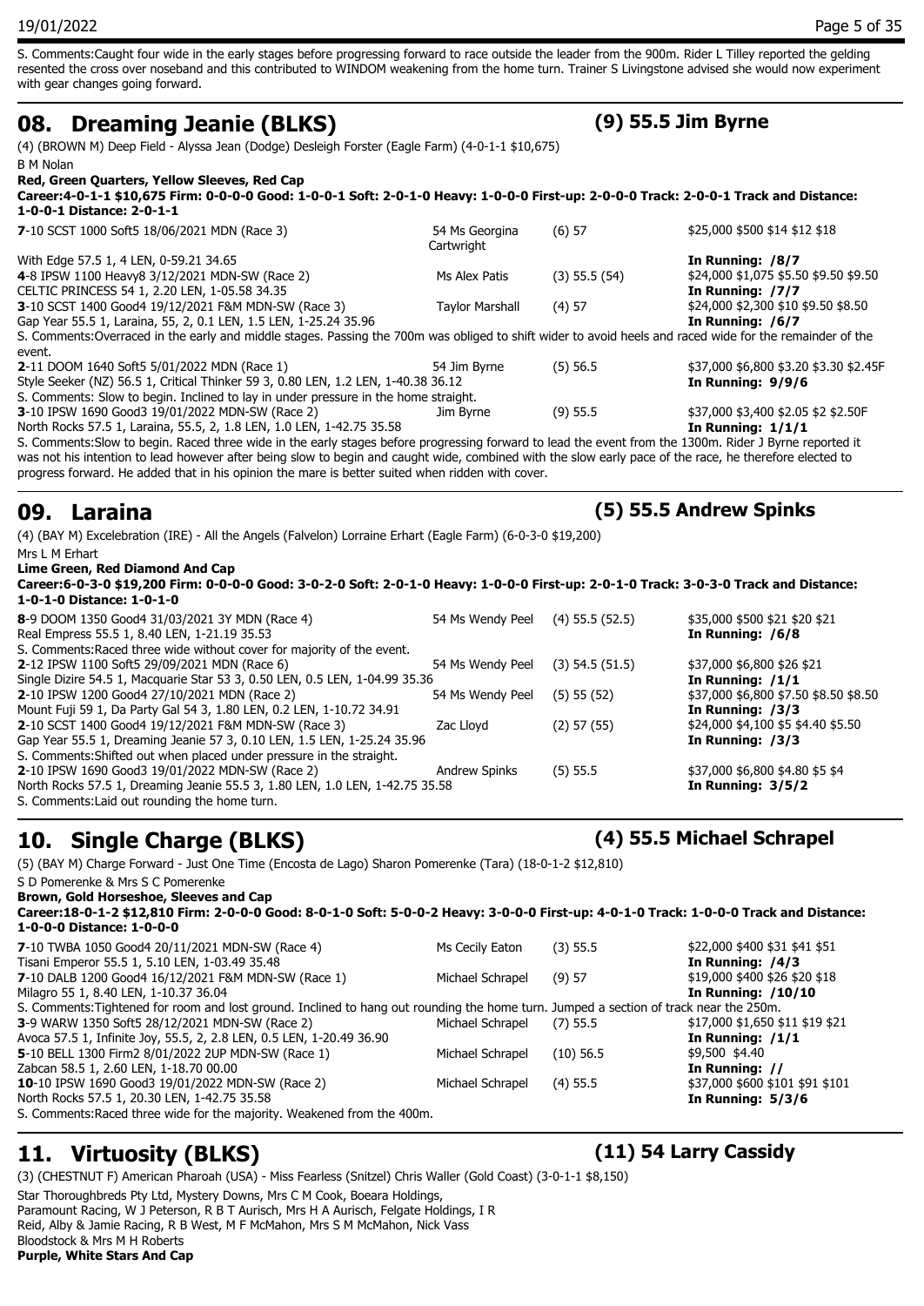S. Comments:Caught four wide in the early stages before progressing forward to race outside the leader from the 900m. Rider L Tilley reported the gelding resented the cross over noseband and this contributed to WINDOM weakening from the home turn. Trainer S Livingstone advised she would now experiment with gear changes going forward.

## 08. Dreaming Jeanie (BLKS) — (9) 55.5 Jim Byrne

(4) (BROWN M) Deep Field - Alyssa Jean (Dodge) Desleigh Forster (Eagle Farm) (4-0-1-1 $10,675)
B M Nolan
**Red, Green Quarters, Yellow Sleeves, Red Cap**
**Career:4-0-1-1 $10,675 Firm: 0-0-0-0 Good: 1-0-0-1 Soft: 2-0-1-0 Heavy: 1-0-0-0 First-up: 2-0-0-0 Track: 2-0-0-1 Track and Distance: 1-0-0-1 Distance: 2-0-1-1**

| | | | |
|---|---|---|---|
| **7**-10 SCST 1000 Soft5 18/06/2021 MDN (Race 3) | 54 Ms Georgina Cartwright | (6) 57 | $25,000 $500 $14 $12 $18 |
| With Edge 57.5 1, 4 LEN, 0-59.21 34.65 | | | **In Running: /8/7** |
| **4**-8 IPSW 1100 Heavy8 3/12/2021 MDN-SW (Race 2) | Ms Alex Patis | (3) 55.5 (54) | $24,000 $1,075 $5.50 $9.50 $9.50 |
| CELTIC PRINCESS 54 1, 2.20 LEN, 1-05.58 34.35 | | | **In Running: /7/7** |
| **3**-10 SCST 1400 Good4 19/12/2021 F&M MDN-SW (Race 3) | Taylor Marshall | (4) 57 | $24,000 $2,300 $10 $9.50 $8.50 |
| Gap Year 55.5 1, Laraina, 55, 2, 0.1 LEN, 1.5 LEN, 1-25.24 35.96 | | | **In Running: /6/7** |

S. Comments:Overraced in the early and middle stages. Passing the 700m was obliged to shift wider to avoid heels and raced wide for the remainder of the event.

| | | | |
|---|---|---|---|
| **2**-11 DOOM 1640 Soft5 5/01/2022 MDN (Race 1) | 54 Jim Byrne | (5) 56.5 | $37,000 $6,800 $3.20 $3.30 $2.45F |
| Style Seeker (NZ) 56.5 1, Critical Thinker 59 3, 0.80 LEN, 1.2 LEN, 1-40.38 36.12 | | | **In Running: 9/9/6** |

S. Comments: Slow to begin. Inclined to lay in under pressure in the home straight.

| | | | |
|---|---|---|---|
| **3**-10 IPSW 1690 Good3 19/01/2022 MDN-SW (Race 2) | Jim Byrne | (9) 55.5 | $37,000 $3,400 $2.05 $2 $2.50F |
| North Rocks 57.5 1, Laraina, 55.5, 2, 1.8 LEN, 1.0 LEN, 1-42.75 35.58 | | | **In Running: 1/1/1** |

S. Comments:Slow to begin. Raced three wide in the early stages before progressing forward to lead the event from the 1300m. Rider J Byrne reported it was not his intention to lead however after being slow to begin and caught wide, combined with the slow early pace of the race, he therefore elected to progress forward. He added that in his opinion the mare is better suited when ridden with cover.

## 09. Laraina — (5) 55.5 Andrew Spinks

(4) (BAY M) Excelebration (IRE) - All the Angels (Falvelon) Lorraine Erhart (Eagle Farm) (6-0-3-0 $19,200)
Mrs L M Erhart
**Lime Green, Red Diamond And Cap**
**Career:6-0-3-0 $19,200 Firm: 0-0-0-0 Good: 3-0-2-0 Soft: 2-0-1-0 Heavy: 1-0-0-0 First-up: 2-0-1-0 Track: 3-0-3-0 Track and Distance: 1-0-1-0 Distance: 1-0-1-0**

| | | | |
|---|---|---|---|
| **8**-9 DOOM 1350 Good4 31/03/2021 3Y MDN (Race 4) | 54 Ms Wendy Peel | (4) 55.5 (52.5) | $35,000 $500 $21 $20 $21 |
| Real Empress 55.5 1, 8.40 LEN, 1-21.19 35.53 | | | **In Running: /6/8** |

S. Comments:Raced three wide without cover for majority of the event.

| | | | |
|---|---|---|---|
| **2**-12 IPSW 1100 Soft5 29/09/2021 MDN (Race 6) | 54 Ms Wendy Peel | (3) 54.5 (51.5) | $37,000 $6,800 $26 $21 |
| Single Dizire 54.5 1, Macquarie Star 53 3, 0.50 LEN, 0.5 LEN, 1-04.99 35.36 | | | **In Running: /1/1** |
| **2**-10 IPSW 1200 Good4 27/10/2021 MDN (Race 2) | 54 Ms Wendy Peel | (5) 55 (52) | $37,000 $6,800 $7.50 $8.50 $8.50 |
| Mount Fuji 59 1, Da Party Gal 54 3, 1.80 LEN, 0.2 LEN, 1-10.72 34.91 | | | **In Running: /3/3** |
| **2**-10 SCST 1400 Good4 19/12/2021 F&M MDN-SW (Race 3) | Zac Lloyd | (2) 57 (55) | $24,000 $4,100 $5 $4.40 $5.50 |
| Gap Year 55.5 1, Dreaming Jeanie 57 3, 0.10 LEN, 1.5 LEN, 1-25.24 35.96 | | | **In Running: /3/3** |

S. Comments:Shifted out when placed under pressure in the straight.

| | | | |
|---|---|---|---|
| **2**-10 IPSW 1690 Good3 19/01/2022 MDN-SW (Race 2) | Andrew Spinks | (5) 55.5 | $37,000 $6,800 $4.80 $5 $4 |
| North Rocks 57.5 1, Dreaming Jeanie 55.5 3, 1.80 LEN, 1.0 LEN, 1-42.75 35.58 | | | **In Running: 3/5/2** |

S. Comments:Laid out rounding the home turn.

## 10. Single Charge (BLKS) — (4) 55.5 Michael Schrapel

(5) (BAY M) Charge Forward - Just One Time (Encosta de Lago) Sharon Pomerenke (Tara) (18-0-1-2 $12,810)
S D Pomerenke & Mrs S C Pomerenke
**Brown, Gold Horseshoe, Sleeves and Cap**
**Career:18-0-1-2 $12,810 Firm: 2-0-0-0 Good: 8-0-1-0 Soft: 5-0-0-2 Heavy: 3-0-0-0 First-up: 4-0-1-0 Track: 1-0-0-0 Track and Distance: 1-0-0-0 Distance: 1-0-0-0**

| | | | |
|---|---|---|---|
| **7**-10 TWBA 1050 Good4 20/11/2021 MDN-SW (Race 4) | Ms Cecily Eaton | (3) 55.5 | $22,000 $400 $31 $41 $51 |
| Tisani Emperor 55.5 1, 5.10 LEN, 1-03.49 35.48 | | | **In Running: /4/3** |
| **7**-10 DALB 1200 Good4 16/12/2021 F&M MDN-SW (Race 1) | Michael Schrapel | (9) 57 | $19,000 $400 $26 $20 $18 |
| Milagro 55 1, 8.40 LEN, 1-10.37 36.04 | | | **In Running: /10/10** |

S. Comments:Tightened for room and lost ground. Inclined to hang out rounding the home turn. Jumped a section of track near the 250m.

| | | | |
|---|---|---|---|
| **3**-9 WARW 1350 Soft5 28/12/2021 MDN-SW (Race 2) | Michael Schrapel | (7) 55.5 | $17,000 $1,650 $11 $19 $21 |
| Avoca 57.5 1, Infinite Joy, 55.5, 2, 2.8 LEN, 0.5 LEN, 1-20.49 36.90 | | | **In Running: /1/1** |
| **5**-10 BELL 1300 Firm2 8/01/2022 2UP MDN-SW (Race 1) | Michael Schrapel | (10) 56.5 | $9,500 $4.40 |
| Zabcan 58.5 1, 2.60 LEN, 1-18.70 00.00 | | | **In Running: //** |
| **10**-10 IPSW 1690 Good3 19/01/2022 MDN-SW (Race 2) | Michael Schrapel | (4) 55.5 | $37,000 $600 $101 $91 $101 |
| North Rocks 57.5 1, 20.30 LEN, 1-42.75 35.58 | | | **In Running: 5/3/6** |

S. Comments:Raced three wide for the majority. Weakened from the 400m.

## 11. Virtuosity (BLKS) — (11) 54 Larry Cassidy

(3) (CHESTNUT F) American Pharoah (USA) - Miss Fearless (Snitzel) Chris Waller (Gold Coast) (3-0-1-1 $8,150)
Star Thoroughbreds Pty Ltd, Mystery Downs, Mrs C M Cook, Boeara Holdings, Paramount Racing, W J Peterson, R B T Aurisch, Mrs H A Aurisch, Felgate Holdings, I R Reid, Alby & Jamie Racing, R B West, M F McMahon, Mrs S M McMahon, Nick Vass Bloodstock & Mrs M H Roberts
**Purple, White Stars And Cap**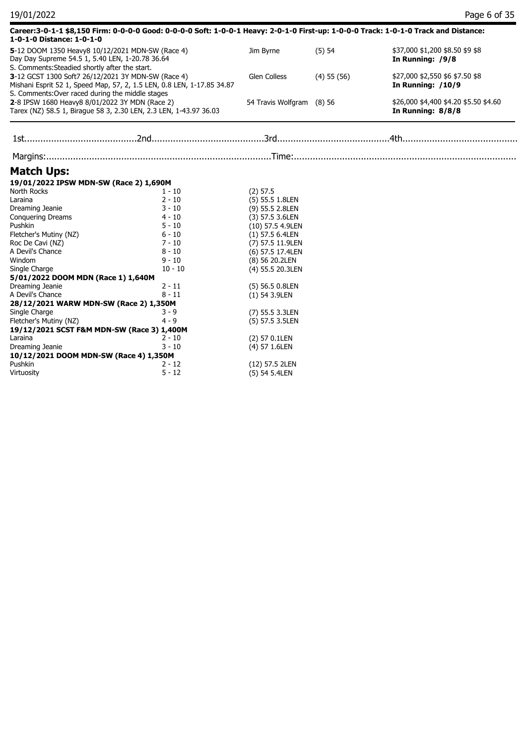**Career:3-0-1-1 $8,150 Firm: 0-0-0-0 Good: 0-0-0-0 Soft: 1-0-0-1 Heavy: 2-0-1-0 First-up: 1-0-0-0 Track: 1-0-1-0 Track and Distance: 1-0-1-0 Distance: 1-0-1-0**

| | | | |
|---|---|---|---|
| **5**-12 DOOM 1350 Heavy8 10/12/2021 MDN-SW (Race 4)<br>Day Day Supreme 54.5 1, 5.40 LEN, 1-20.78 36.64<br>S. Comments:Steadied shortly after the start. | Jim Byrne | (5) 54 | $37,000 $1,200 $8.50 $9 $8<br>**In Running: /9/8** |
| **3**-12 GCST 1300 Soft7 26/12/2021 3Y MDN-SW (Race 4)<br>Mishani Esprit 52 1, Speed Map, 57, 2, 1.5 LEN, 0.8 LEN, 1-17.85 34.87<br>S. Comments:Over raced during the middle stages | Glen Colless | (4) 55 (56) | $27,000 $2,550 $6 $7.50 $8<br>**In Running: /10/9** |
| **2**-8 IPSW 1680 Heavy8 8/01/2022 3Y MDN (Race 2)<br>Tarex (NZ) 58.5 1, Birague 58 3, 2.30 LEN, 2.3 LEN, 1-43.97 36.03 | 54 Travis Wolfgram | (8) 56 | $26,000 $4,400 $4.20 $5.50 $4.60<br>**In Running: 8/8/8** |

1st.........................................2nd.........................................3rd.........................................4th.........................................

Margins:..................................................................................Time:..................................................................................

## Match Ups:

| | | |
|---|---|---|
| **19/01/2022 IPSW MDN-SW (Race 2) 1,690M** | | |
| North Rocks | 1 - 10 | (2) 57.5 |
| Laraina | 2 - 10 | (5) 55.5 1.8LEN |
| Dreaming Jeanie | 3 - 10 | (9) 55.5 2.8LEN |
| Conquering Dreams | 4 - 10 | (3) 57.5 3.6LEN |
| Pushkin | 5 - 10 | (10) 57.5 4.9LEN |
| Fletcher's Mutiny (NZ) | 6 - 10 | (1) 57.5 6.4LEN |
| Roc De Cavi (NZ) | 7 - 10 | (7) 57.5 11.9LEN |
| A Devil's Chance | 8 - 10 | (6) 57.5 17.4LEN |
| Windom | 9 - 10 | (8) 56 20.2LEN |
| Single Charge | 10 - 10 | (4) 55.5 20.3LEN |
| **5/01/2022 DOOM MDN (Race 1) 1,640M** | | |
| Dreaming Jeanie | 2 - 11 | (5) 56.5 0.8LEN |
| A Devil's Chance | 8 - 11 | (1) 54 3.9LEN |
| **28/12/2021 WARW MDN-SW (Race 2) 1,350M** | | |
| Single Charge | 3 - 9 | (7) 55.5 3.3LEN |
| Fletcher's Mutiny (NZ) | 4 - 9 | (5) 57.5 3.5LEN |
| **19/12/2021 SCST F&M MDN-SW (Race 3) 1,400M** | | |
| Laraina | 2 - 10 | (2) 57 0.1LEN |
| Dreaming Jeanie | 3 - 10 | (4) 57 1.6LEN |
| **10/12/2021 DOOM MDN-SW (Race 4) 1,350M** | | |
| Pushkin | 2 - 12 | (12) 57.5 2LEN |
| Virtuosity | 5 - 12 | (5) 54 5.4LEN |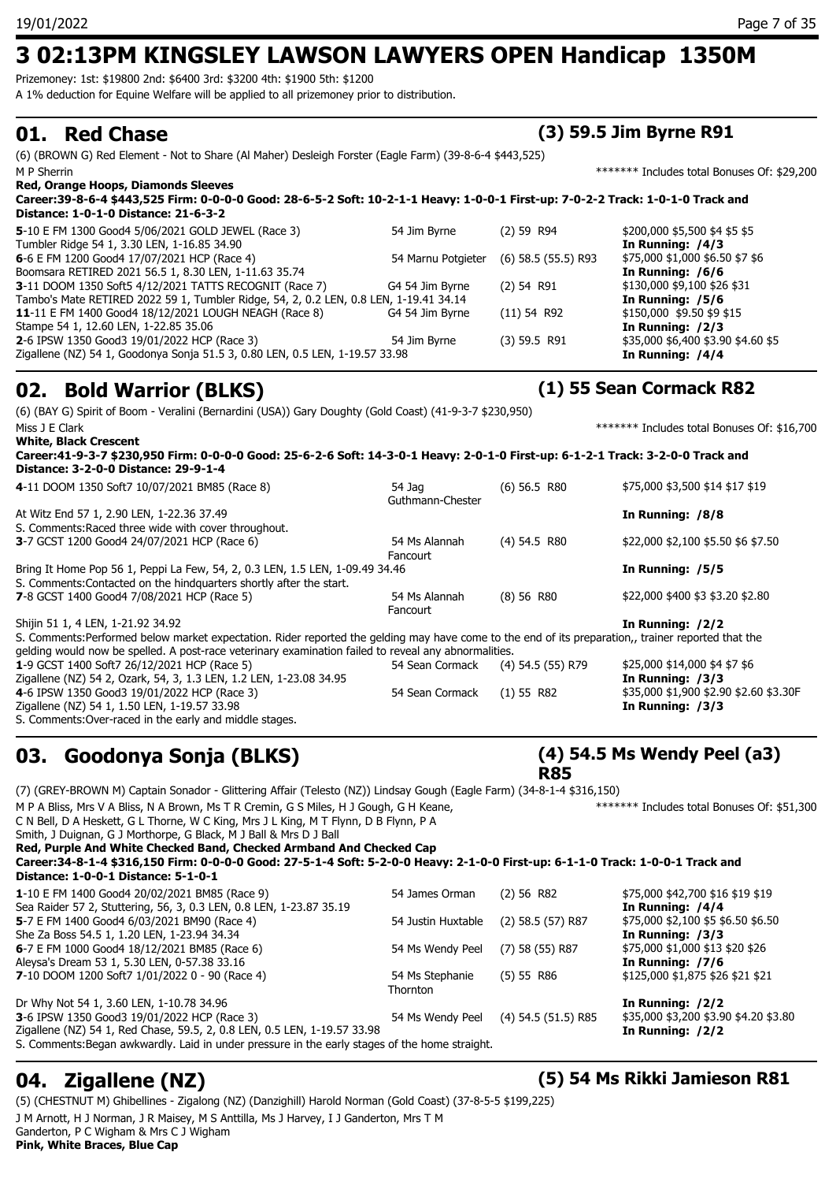# 3 02:13PM KINGSLEY LAWSON LAWYERS OPEN Handicap 1350M

Prizemoney: 1st: $19800 2nd: $6400 3rd: $3200 4th: $1900 5th: $1200
A 1% deduction for Equine Welfare will be applied to all prizemoney prior to distribution.

## 01. Red Chase — (3) 59.5 Jim Byrne R91

(6) (BROWN G) Red Element - Not to Share (Al Maher) Desleigh Forster (Eagle Farm) (39-8-6-4 $443,525)
M P Sherrin — ******* Includes total Bonuses Of: $29,200
**Red, Orange Hoops, Diamonds Sleeves**
**Career:39-8-6-4 $443,525 Firm: 0-0-0-0 Good: 28-6-5-2 Soft: 10-2-1-1 Heavy: 1-0-0-1 First-up: 7-0-2-2 Track: 1-0-1-0 Track and Distance: 1-0-1-0 Distance: 21-6-3-2**

| Run | Jockey | Barrier/Weight/Rating | Prize/Odds |
|---|---|---|---|
| **5**-10 E FM 1300 Good4 5/06/2021 GOLD JEWEL (Race 3)<br>Tumbler Ridge 54 1, 3.30 LEN, 1-16.85 34.90 | 54 Jim Byrne | (2) 59 R94 | $200,000 $5,500 $4 $5 $5<br>**In Running: /4/3** |
| **6**-6 E FM 1200 Good4 17/07/2021 HCP (Race 4)<br>Boomsara RETIRED 2021 56.5 1, 8.30 LEN, 1-11.63 35.74 | 54 Marnu Potgieter | (6) 58.5 (55.5) R93 | $75,000 $1,000 $6.50 $7 $6<br>**In Running: /6/6** |
| **3**-11 DOOM 1350 Soft5 4/12/2021 TATTS RECOGNIT (Race 7)<br>Tambo's Mate RETIRED 2022 59 1, Tumbler Ridge, 54, 2, 0.2 LEN, 0.8 LEN, 1-19.41 34.14 | G4 54 Jim Byrne | (2) 54 R91 | $130,000 $9,100 $26 $31<br>**In Running: /5/6** |
| **11**-11 E FM 1400 Good4 18/12/2021 LOUGH NEAGH (Race 8)<br>Stampe 54 1, 12.60 LEN, 1-22.85 35.06 | G4 54 Jim Byrne | (11) 54 R92 | $150,000 $9.50 $9 $15<br>**In Running: /2/3** |
| **2**-6 IPSW 1350 Good3 19/01/2022 HCP (Race 3)<br>Zigallene (NZ) 54 1, Goodonya Sonja 51.5 3, 0.80 LEN, 0.5 LEN, 1-19.57 33.98 | 54 Jim Byrne | (3) 59.5 R91 | $35,000 $6,400 $3.90 $4.60 $5<br>**In Running: /4/4** |

## 02. Bold Warrior (BLKS) — (1) 55 Sean Cormack R82

(6) (BAY G) Spirit of Boom - Veralini (Bernardini (USA)) Gary Doughty (Gold Coast) (41-9-3-7 $230,950)
Miss J E Clark — ******* Includes total Bonuses Of: $16,700
**White, Black Crescent**
**Career:41-9-3-7 $230,950 Firm: 0-0-0-0 Good: 25-6-2-6 Soft: 14-3-0-1 Heavy: 2-0-1-0 First-up: 6-1-2-1 Track: 3-2-0-0 Track and Distance: 3-2-0-0 Distance: 29-9-1-4**

| Run | Jockey | Barrier/Weight/Rating | Prize/Odds |
|---|---|---|---|
| **4**-11 DOOM 1350 Soft7 10/07/2021 BM85 (Race 8)<br>At Witz End 57 1, 2.90 LEN, 1-22.36 37.49<br>S. Comments:Raced three wide with cover throughout. | 54 Jag Guthmann-Chester | (6) 56.5 R80 | $75,000 $3,500 $14 $17 $19<br>**In Running: /8/8** |
| **3**-7 GCST 1200 Good4 24/07/2021 HCP (Race 6)<br>Bring It Home Pop 56 1, Peppi La Few, 54, 2, 0.3 LEN, 1.5 LEN, 1-09.49 34.46<br>S. Comments:Contacted on the hindquarters shortly after the start. | 54 Ms Alannah Fancourt | (4) 54.5 R80 | $22,000 $2,100 $5.50 $6 $7.50<br>**In Running: /5/5** |
| **7**-8 GCST 1400 Good4 7/08/2021 HCP (Race 5)<br>Shijin 51 1, 4 LEN, 1-21.92 34.92<br>S. Comments:Performed below market expectation. Rider reported the gelding may have come to the end of its preparation,, trainer reported that the gelding would now be spelled. A post-race veterinary examination failed to reveal any abnormalities. | 54 Ms Alannah Fancourt | (8) 56 R80 | $22,000 $400 $3 $3.20 $2.80<br>**In Running: /2/2** |
| **1**-9 GCST 1400 Soft7 26/12/2021 HCP (Race 5)<br>Zigallene (NZ) 54 2, Ozark, 54, 3, 1.3 LEN, 1.2 LEN, 1-23.08 34.95 | 54 Sean Cormack | (4) 54.5 (55) R79 | $25,000 $14,000 $4 $7 $6<br>**In Running: /3/3** |
| **4**-6 IPSW 1350 Good3 19/01/2022 HCP (Race 3)<br>Zigallene (NZ) 54 1, 1.50 LEN, 1-19.57 33.98<br>S. Comments:Over-raced in the early and middle stages. | 54 Sean Cormack | (1) 55 R82 | $35,000 $1,900 $2.90 $2.60 $3.30F<br>**In Running: /3/3** |

## 03. Goodonya Sonja (BLKS) — (4) 54.5 Ms Wendy Peel (a3) R85

(7) (GREY-BROWN M) Captain Sonador - Glittering Affair (Telesto (NZ)) Lindsay Gough (Eagle Farm) (34-8-1-4 $316,150)
M P A Bliss, Mrs V A Bliss, N A Brown, Ms T R Cremin, G S Miles, H J Gough, G H Keane, C N Bell, D A Heskett, G L Thorne, W C King, Mrs J L King, M T Flynn, D B Flynn, P A Smith, J Duignan, G J Morthorpe, G Black, M J Ball & Mrs D J Ball — ******* Includes total Bonuses Of: $51,300
**Red, Purple And White Checked Band, Checked Armband And Checked Cap**
**Career:34-8-1-4 $316,150 Firm: 0-0-0-0 Good: 27-5-1-4 Soft: 5-2-0-0 Heavy: 2-1-0-0 First-up: 6-1-1-0 Track: 1-0-0-1 Track and Distance: 1-0-0-1 Distance: 5-1-0-1**

| Run | Jockey | Barrier/Weight/Rating | Prize/Odds |
|---|---|---|---|
| **1**-10 E FM 1400 Good4 20/02/2021 BM85 (Race 9)<br>Sea Raider 57 2, Stuttering, 56, 3, 0.3 LEN, 0.8 LEN, 1-23.87 35.19 | 54 James Orman | (2) 56 R82 | $75,000 $42,700 $16 $19 $19<br>**In Running: /4/4** |
| **5**-7 E FM 1400 Good4 6/03/2021 BM90 (Race 4)<br>She Za Boss 54.5 1, 1.20 LEN, 1-23.94 34.34 | 54 Justin Huxtable | (2) 58.5 (57) R87 | $75,000 $2,100 $5 $6.50 $6.50<br>**In Running: /3/3** |
| **6**-7 E FM 1000 Good4 18/12/2021 BM85 (Race 6)<br>Aleysa's Dream 53 1, 5.30 LEN, 0-57.38 33.16 | 54 Ms Wendy Peel | (7) 58 (55) R87 | $75,000 $1,000 $13 $20 $26<br>**In Running: /7/6** |
| **7**-10 DOOM 1200 Soft7 1/01/2022 0 - 90 (Race 4)<br>Dr Why Not 54 1, 3.60 LEN, 1-10.78 34.96 | 54 Ms Stephanie Thornton | (5) 55 R86 | $125,000 $1,875 $26 $21 $21<br>**In Running: /2/2** |
| **3**-6 IPSW 1350 Good3 19/01/2022 HCP (Race 3)<br>Zigallene (NZ) 54 1, Red Chase, 59.5, 2, 0.8 LEN, 0.5 LEN, 1-19.57 33.98<br>S. Comments:Began awkwardly. Laid in under pressure in the early stages of the home straight. | 54 Ms Wendy Peel | (4) 54.5 (51.5) R85 | $35,000 $3,200 $3.90 $4.20 $3.80<br>**In Running: /2/2** |

## 04. Zigallene (NZ) — (5) 54 Ms Rikki Jamieson R81

(5) (CHESTNUT M) Ghibellines - Zigalong (NZ) (Danzighill) Harold Norman (Gold Coast) (37-8-5-5 $199,225)
J M Arnott, H J Norman, J R Maisey, M S Anttila, Ms J Harvey, I J Ganderton, Mrs T M Ganderton, P C Wigham & Mrs C J Wigham
**Pink, White Braces, Blue Cap**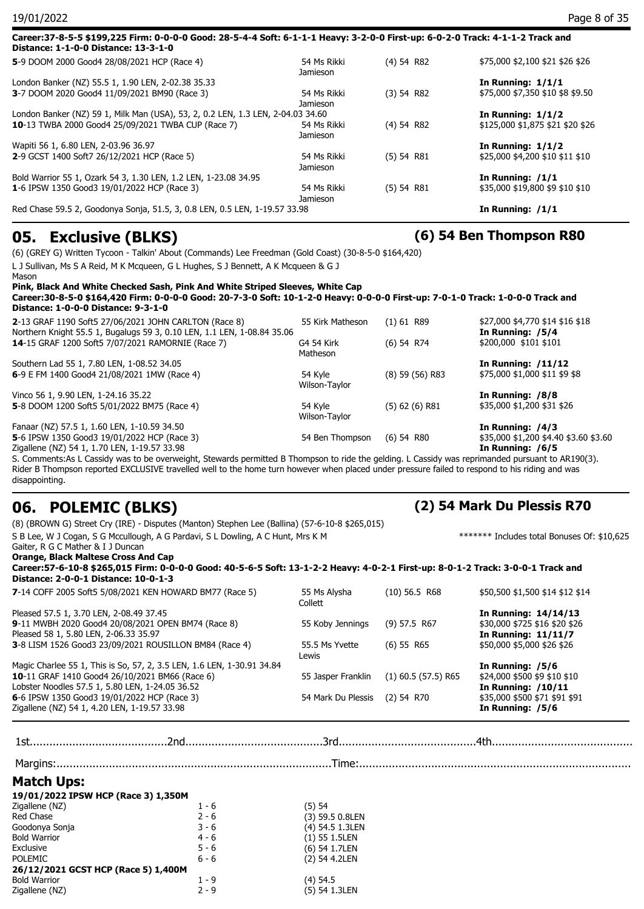**Career:37-8-5-5 $199,225 Firm: 0-0-0-0 Good: 28-5-4-4 Soft: 6-1-1-1 Heavy: 3-2-0-0 First-up: 6-0-2-0 Track: 4-1-1-2 Track and Distance: 1-1-0-0 Distance: 13-3-1-0**

| | | | |
|---|---|---|---|
| **5**-9 DOOM 2000 Good4 28/08/2021 HCP (Race 4) | 54 Ms Rikki Jamieson | (4) 54 R82 | $75,000 $2,100 $21 $26 $26 |
| London Banker (NZ) 55.5 1, 1.90 LEN, 2-02.38 35.33 | | | **In Running: 1/1/1** |
| **3**-7 DOOM 2020 Good4 11/09/2021 BM90 (Race 3) | 54 Ms Rikki Jamieson | (3) 54 R82 | $75,000 $7,350 $10 $8 $9.50 |
| London Banker (NZ) 59 1, Milk Man (USA), 53, 2, 0.2 LEN, 1.3 LEN, 2-04.03 34.60 | | | **In Running: 1/1/2** |
| **10**-13 TWBA 2000 Good4 25/09/2021 TWBA CUP (Race 7) | 54 Ms Rikki Jamieson | (4) 54 R82 | $125,000 $1,875 $21 $20 $26 |
| Wapiti 56 1, 6.80 LEN, 2-03.96 36.97 | | | **In Running: 1/1/2** |
| **2**-9 GCST 1400 Soft7 26/12/2021 HCP (Race 5) | 54 Ms Rikki Jamieson | (5) 54 R81 | $25,000 $4,200 $10 $11 $10 |
| Bold Warrior 55 1, Ozark 54 3, 1.30 LEN, 1.2 LEN, 1-23.08 34.95 | | | **In Running: /1/1** |
| **1**-6 IPSW 1350 Good3 19/01/2022 HCP (Race 3) | 54 Ms Rikki Jamieson | (5) 54 R81 | $35,000 $19,800 $9 $10 $10 |
| Red Chase 59.5 2, Goodonya Sonja, 51.5, 3, 0.8 LEN, 0.5 LEN, 1-19.57 33.98 | | | **In Running: /1/1** |

## 05. Exclusive (BLKS) — (6) 54 Ben Thompson R80

(6) (GREY G) Written Tycoon - Talkin' About (Commands) Lee Freedman (Gold Coast) (30-8-5-0 $164,420)

L J Sullivan, Ms S A Reid, M K Mcqueen, G L Hughes, S J Bennett, A K Mcqueen & G J Mason

**Pink, Black And White Checked Sash, Pink And White Striped Sleeves, White Cap**

**Career:30-8-5-0 $164,420 Firm: 0-0-0-0 Good: 20-7-3-0 Soft: 10-1-2-0 Heavy: 0-0-0-0 First-up: 7-0-1-0 Track: 1-0-0-0 Track and Distance: 1-0-0-0 Distance: 3-0-0-0**

| | | | |
|---|---|---|---|
| **2**-13 GRAF 1190 Soft5 27/06/2021 JOHN CARLTON (Race 8) | 55 Kirk Matheson | (1) 61 R89 | $27,000 $4,770 $14 $16 $18 |
| Northern Knight 55.5 1, Bugalugs 59 3, 0.10 LEN, 1.1 LEN, 1-08.84 35.06 | | | **In Running: /5/4** |
| **14**-15 GRAF 1200 Soft5 7/07/2021 RAMORNIE (Race 7) | G4 54 Kirk Matheson | (6) 54 R74 | $200,000 $101 $101 |
| Southern Lad 55 1, 7.80 LEN, 1-08.52 34.05 | | | **In Running: /11/12** |
| **6**-9 E FM 1400 Good4 21/08/2021 1MW (Race 4) | 54 Kyle Wilson-Taylor | (8) 59 (56) R83 | $75,000 $1,000 $11 $9 $8 |
| Vinco 56 1, 9.90 LEN, 1-24.16 35.22 | | | **In Running: /8/8** |
| **5**-8 DOOM 1200 Soft5 5/01/2022 BM75 (Race 4) | 54 Kyle Wilson-Taylor | (5) 62 (6) R81 | $35,000 $1,200 $31 $26 |
| Fanaar (NZ) 57.5 1, 1.60 LEN, 1-10.59 34.50 | | | **In Running: /4/3** |
| **5**-6 IPSW 1350 Good3 19/01/2022 HCP (Race 3) | 54 Ben Thompson | (6) 54 R80 | $35,000 $1,200 $4.40 $3.60 $3.60 |
| Zigallene (NZ) 54 1, 1.70 LEN, 1-19.57 33.98 | | | **In Running: /6/5** |

S. Comments:As L Cassidy was to be overweight, Stewards permitted B Thompson to ride the gelding. L Cassidy was reprimanded pursuant to AR190(3). Rider B Thompson reported EXCLUSIVE travelled well to the home turn however when placed under pressure failed to respond to his riding and was disappointing.

## 06. POLEMIC (BLKS) — (2) 54 Mark Du Plessis R70

(8) (BROWN G) Street Cry (IRE) - Disputes (Manton) Stephen Lee (Ballina) (57-6-10-8 $265,015)

S B Lee, W J Cogan, S G Mccullough, A G Pardavi, S L Dowling, A C Hunt, Mrs K M Gaiter, R G C Mather & I J Duncan — ******* Includes total Bonuses Of: $10,625

**Orange, Black Maltese Cross And Cap**

**Career:57-6-10-8 $265,015 Firm: 0-0-0-0 Good: 40-5-6-5 Soft: 13-1-2-2 Heavy: 4-0-2-1 First-up: 8-0-1-2 Track: 3-0-0-1 Track and Distance: 2-0-0-1 Distance: 10-0-1-3**

| | | | |
|---|---|---|---|
| **7**-14 COFF 2005 Soft5 5/08/2021 KEN HOWARD BM77 (Race 5) | 55 Ms Alysha Collett | (10) 56.5 R68 | $50,500 $1,500 $14 $12 $14 |
| Pleased 57.5 1, 3.70 LEN, 2-08.49 37.45 | | | **In Running: 14/14/13** |
| **9**-11 MWBH 2020 Good4 20/08/2021 OPEN BM74 (Race 8) | 55 Koby Jennings | (9) 57.5 R67 | $30,000 $725 $16 $20 $26 |
| Pleased 58 1, 5.80 LEN, 2-06.33 35.97 | | | **In Running: 11/11/7** |
| **3**-8 LISM 1526 Good3 23/09/2021 ROUSILLON BM84 (Race 4) | 55.5 Ms Yvette Lewis | (6) 55 R65 | $50,000 $5,000 $26 $26 |
| Magic Charlee 55 1, This is So, 57, 2, 3.5 LEN, 1.6 LEN, 1-30.91 34.84 | | | **In Running: /5/6** |
| **10**-11 GRAF 1410 Good4 26/10/2021 BM66 (Race 6) | 55 Jasper Franklin | (1) 60.5 (57.5) R65 | $24,000 $500 $9 $10 $10 |
| Lobster Noodles 57.5 1, 5.80 LEN, 1-24.05 36.52 | | | **In Running: /10/11** |
| **6**-6 IPSW 1350 Good3 19/01/2022 HCP (Race 3) | 54 Mark Du Plessis | (2) 54 R70 | $35,000 $500 $71 $91 $91 |
| Zigallene (NZ) 54 1, 4.20 LEN, 1-19.57 33.98 | | | **In Running: /5/6** |

1st..........................................2nd..........................................3rd..........................................4th..........................................

Margins:..................................................................................Time:..................................................................................

## Match Ups:

**19/01/2022 IPSW HCP (Race 3) 1,350M**

| | | |
|---|---|---|
| Zigallene (NZ) | 1 - 6 | (5) 54 |
| Red Chase | 2 - 6 | (3) 59.5 0.8LEN |
| Goodonya Sonja | 3 - 6 | (4) 54.5 1.3LEN |
| Bold Warrior | 4 - 6 | (1) 55 1.5LEN |
| Exclusive | 5 - 6 | (6) 54 1.7LEN |
| POLEMIC | 6 - 6 | (2) 54 4.2LEN |

**26/12/2021 GCST HCP (Race 5) 1,400M**

| | | |
|---|---|---|
| Bold Warrior | 1 - 9 | (4) 54.5 |
| Zigallene (NZ) | 2 - 9 | (5) 54 1.3LEN |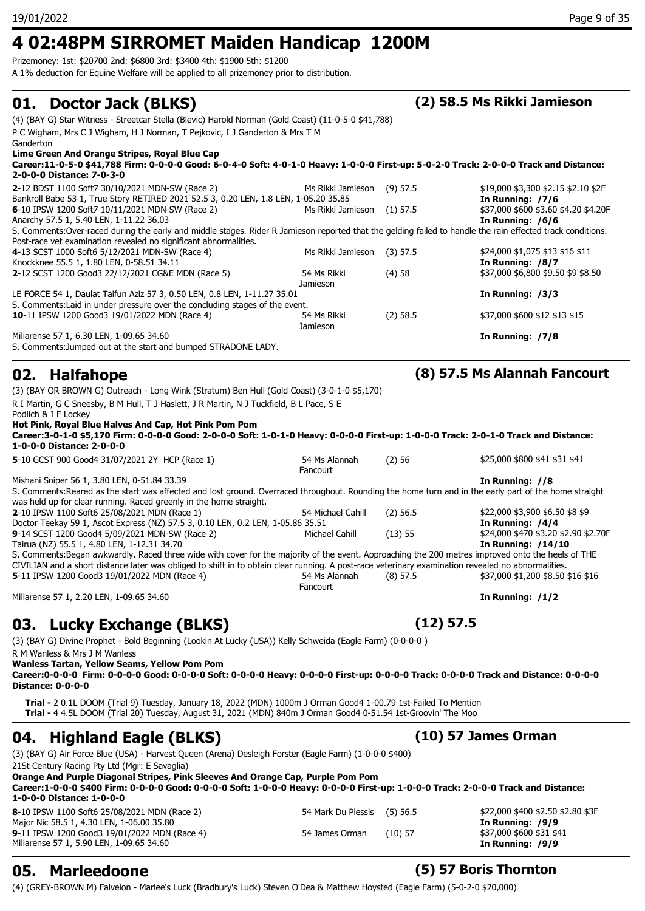# 4 02:48PM SIRROMET Maiden Handicap 1200M

Prizemoney: 1st: $20700 2nd: $6800 3rd: $3400 4th: $1900 5th: $1200
A 1% deduction for Equine Welfare will be applied to all prizemoney prior to distribution.

## 01. Doctor Jack (BLKS) (2) 58.5 Ms Rikki Jamieson

(4) (BAY G) Star Witness - Streetcar Stella (Blevic) Harold Norman (Gold Coast) (11-0-5-0 $41,788)
P C Wigham, Mrs C J Wigham, H J Norman, T Pejkovic, I J Ganderton & Mrs T M Ganderton
**Lime Green And Orange Stripes, Royal Blue Cap**
**Career:11-0-5-0 $41,788 Firm: 0-0-0-0 Good: 6-0-4-0 Soft: 4-0-1-0 Heavy: 1-0-0-0 First-up: 5-0-2-0 Track: 2-0-0-0 Track and Distance: 2-0-0-0 Distance: 7-0-3-0**

**2**-12 BDST 1100 Soft7 30/10/2021 MDN-SW (Race 2) Ms Rikki Jamieson (9) 57.5 $19,000 $3,300 $2.15 $2.10 $2F
Bankroll Babe 53 1, True Story RETIRED 2021 52.5 3, 0.20 LEN, 1.8 LEN, 1-05.20 35.85 **In Running: /7/6**
**6**-10 IPSW 1200 Soft7 10/11/2021 MDN-SW (Race 2) Ms Rikki Jamieson (1) 57.5 $37,000 $600 $3.60 $4.20 $4.20F
Anarchy 57.5 1, 5.40 LEN, 1-11.22 36.03 **In Running: /6/6**
S. Comments:Over-raced during the early and middle stages. Rider R Jamieson reported that the gelding failed to handle the rain effected track conditions. Post-race vet examination revealed no significant abnormalities.
**4**-13 SCST 1000 Soft6 5/12/2021 MDN-SW (Race 4) Ms Rikki Jamieson (3) 57.5 $24,000 $1,075 $13 $16 $11
Knockknee 55.5 1, 1.80 LEN, 0-58.51 34.11 **In Running: /8/7**
**2**-12 SCST 1200 Good3 22/12/2021 CG&E MDN (Race 5) 54 Ms Rikki Jamieson (4) 58 $37,000 $6,800 $9.50 $9 $8.50
LE FORCE 54 1, Daulat Taifun Aziz 57 3, 0.50 LEN, 0.8 LEN, 1-11.27 35.01 **In Running: /3/3**
S. Comments:Laid in under pressure over the concluding stages of the event.
**10**-11 IPSW 1200 Good3 19/01/2022 MDN (Race 4) 54 Ms Rikki Jamieson (2) 58.5 $37,000 $600 $12 $13 $15
Miliarense 57 1, 6.30 LEN, 1-09.65 34.60 **In Running: /7/8**
S. Comments:Jumped out at the start and bumped STRADONE LADY.

## 02. Halfahope (8) 57.5 Ms Alannah Fancourt

(3) (BAY OR BROWN G) Outreach - Long Wink (Stratum) Ben Hull (Gold Coast) (3-0-1-0 $5,170)
R I Martin, G C Sneesby, B M Hull, T J Haslett, J R Martin, N J Tuckfield, B L Pace, S E Podlich & I F Lockey
**Hot Pink, Royal Blue Halves And Cap, Hot Pink Pom Pom**
**Career:3-0-1-0 $5,170 Firm: 0-0-0-0 Good: 2-0-0-0 Soft: 1-0-1-0 Heavy: 0-0-0-0 First-up: 1-0-0-0 Track: 2-0-1-0 Track and Distance: 1-0-0-0 Distance: 2-0-0-0**

**5**-10 GCST 900 Good4 31/07/2021 2Y HCP (Race 1) 54 Ms Alannah Fancourt (2) 56 $25,000 $800 $41 $31 $41
Mishani Sniper 56 1, 3.80 LEN, 0-51.84 33.39 **In Running: //8**
S. Comments:Reared as the start was affected and lost ground. Overraced throughout. Rounding the home turn and in the early part of the home straight was held up for clear running. Raced greenly in the home straight.
**2**-10 IPSW 1100 Soft6 25/08/2021 MDN (Race 1) 54 Michael Cahill (2) 56.5 $22,000 $3,900 $6.50 $8 $9
Doctor Teekay 59 1, Ascot Express (NZ) 57.5 3, 0.10 LEN, 0.2 LEN, 1-05.86 35.51 **In Running: /4/4**
**9**-14 SCST 1200 Good4 5/09/2021 MDN-SW (Race 2) Michael Cahill (13) 55 $24,000 $470 $3.20 $2.90 $2.70F
Tairua (NZ) 55.5 1, 4.80 LEN, 1-12.31 34.70 **In Running: /14/10**
S. Comments:Began awkwardly. Raced three wide with cover for the majority of the event. Approaching the 200 metres improved onto the heels of THE CIVILIAN and a short distance later was obliged to shift in to obtain clear running. A post-race veterinary examination revealed no abnormalities.
**5**-11 IPSW 1200 Good3 19/01/2022 MDN (Race 4) 54 Ms Alannah Fancourt (8) 57.5 $37,000 $1,200 $8.50 $16 $16
Miliarense 57 1, 2.20 LEN, 1-09.65 34.60 **In Running: /1/2**

## 03. Lucky Exchange (BLKS) (12) 57.5

(3) (BAY G) Divine Prophet - Bold Beginning (Lookin At Lucky (USA)) Kelly Schweida (Eagle Farm) (0-0-0-0 )
R M Wanless & Mrs J M Wanless
**Wanless Tartan, Yellow Seams, Yellow Pom Pom**
**Career:0-0-0-0 Firm: 0-0-0-0 Good: 0-0-0-0 Soft: 0-0-0-0 Heavy: 0-0-0-0 First-up: 0-0-0-0 Track: 0-0-0-0 Track and Distance: 0-0-0-0 Distance: 0-0-0-0**

**Trial -** 2 0.1L DOOM (Trial 9) Tuesday, January 18, 2022 (MDN) 1000m J Orman Good4 1-00.79 1st-Failed To Mention
**Trial -** 4 4.5L DOOM (Trial 20) Tuesday, August 31, 2021 (MDN) 840m J Orman Good4 0-51.54 1st-Groovin' The Moo

## 04. Highland Eagle (BLKS) (10) 57 James Orman

(3) (BAY G) Air Force Blue (USA) - Harvest Queen (Arena) Desleigh Forster (Eagle Farm) (1-0-0-0 $400)
21St Century Racing Pty Ltd (Mgr: E Savaglia)
**Orange And Purple Diagonal Stripes, Pink Sleeves And Orange Cap, Purple Pom Pom**
**Career:1-0-0-0 $400 Firm: 0-0-0-0 Good: 0-0-0-0 Soft: 1-0-0-0 Heavy: 0-0-0-0 First-up: 1-0-0-0 Track: 2-0-0-0 Track and Distance: 1-0-0-0 Distance: 1-0-0-0**

**8**-10 IPSW 1100 Soft6 25/08/2021 MDN (Race 2) 54 Mark Du Plessis (5) 56.5 $22,000 $400 $2.50 $2.80 $3F
Major Nic 58.5 1, 4.30 LEN, 1-06.00 35.80 **In Running: /9/9**
**9**-11 IPSW 1200 Good3 19/01/2022 MDN (Race 4) 54 James Orman (10) 57 $37,000 $600 $31 $41
Miliarense 57 1, 5.90 LEN, 1-09.65 34.60 **In Running: /9/9**

## 05. Marleedoone (5) 57 Boris Thornton

(4) (GREY-BROWN M) Falvelon - Marlee's Luck (Bradbury's Luck) Steven O'Dea & Matthew Hoysted (Eagle Farm) (5-0-2-0 $20,000)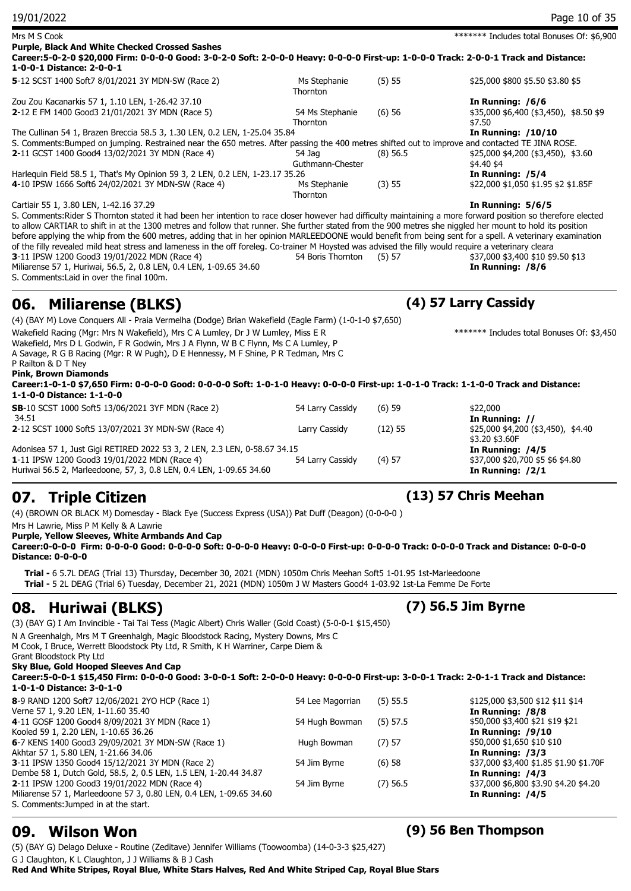Mrs M S Cook ******* Includes total Bonuses Of: $6,900

**Purple, Black And White Checked Crossed Sashes**

**Career:5-0-2-0 $20,000 Firm: 0-0-0-0 Good: 3-0-2-0 Soft: 2-0-0-0 Heavy: 0-0-0-0 First-up: 1-0-0-0 Track: 2-0-0-1 Track and Distance: 1-0-0-1 Distance: 2-0-0-1**

| | | | |
|---|---|---|---|
| **5**-12 SCST 1400 Soft7 8/01/2021 3Y MDN-SW (Race 2) | Ms Stephanie Thornton | (5) 55 | $25,000 $800 $5.50 $3.80 $5 |
| Zou Zou Kacanarkis 57 1, 1.10 LEN, 1-26.42 37.10 | | | **In Running: /6/6** |
| **2**-12 E FM 1400 Good3 21/01/2021 3Y MDN (Race 5) | 54 Ms Stephanie Thornton | (6) 56 | $35,000 $6,400 ($3,450), $8.50 $9 $7.50 |
| The Cullinan 54 1, Brazen Breccia 58.5 3, 1.30 LEN, 0.2 LEN, 1-25.04 35.84 | | | **In Running: /10/10** |

S. Comments:Bumped on jumping. Restrained near the 650 metres. After passing the 400 metres shifted out to improve and contacted TE JINA ROSE.

| | | | |
|---|---|---|---|
| **2**-11 GCST 1400 Good4 13/02/2021 3Y MDN (Race 4) | 54 Jag Guthmann-Chester | (8) 56.5 | $25,000 $4,200 ($3,450), $3.60 $4.40 $4 |
| Harlequin Field 58.5 1, That's My Opinion 59 3, 2 LEN, 0.2 LEN, 1-23.17 35.26 | | | **In Running: /5/4** |
| **4**-10 IPSW 1666 Soft6 24/02/2021 3Y MDN-SW (Race 4) | Ms Stephanie Thornton | (3) 55 | $22,000 $1,050 $1.95 $2 $1.85F |
| Cartiair 55 1, 3.80 LEN, 1-42.16 37.29 | | | **In Running: 5/6/5** |

S. Comments:Rider S Thornton stated it had been her intention to race closer however had difficulty maintaining a more forward position so therefore elected to allow CARTIAR to shift in at the 1300 metres and follow that runner. She further stated from the 900 metres she niggled her mount to hold its position before applying the whip from the 600 metres, adding that in her opinion MARLEEDOONE would benefit from being sent for a spell. A veterinary examination of the filly revealed mild heat stress and lameness in the off foreleg. Co-trainer M Hoysted was advised the filly would require a veterinary cleara

| | | | |
|---|---|---|---|
| **3**-11 IPSW 1200 Good3 19/01/2022 MDN (Race 4) | 54 Boris Thornton | (5) 57 | $37,000 $3,400 $10 $9.50 $13 |
| Miliarense 57 1, Huriwai, 56.5, 2, 0.8 LEN, 0.4 LEN, 1-09.65 34.60 | | | **In Running: /8/6** |

S. Comments:Laid in over the final 100m.

## 06. Miliarense (BLKS) — (4) 57 Larry Cassidy

(4) (BAY M) Love Conquers All - Praia Vermelha (Dodge) Brian Wakefield (Eagle Farm) (1-0-1-0 $7,650)

Wakefield Racing (Mgr: Mrs N Wakefield), Mrs C A Lumley, Dr J W Lumley, Miss E R Wakefield, Mrs D L Godwin, F R Godwin, Mrs J A Flynn, W B C Flynn, Ms C A Lumley, P A Savage, R G B Racing (Mgr: R W Pugh), D E Hennessy, M F Shine, P R Tedman, Mrs C P Railton & D T Ney ******* Includes total Bonuses Of: $3,450

**Pink, Brown Diamonds**

**Career:1-0-1-0 $7,650 Firm: 0-0-0-0 Good: 0-0-0-0 Soft: 1-0-1-0 Heavy: 0-0-0-0 First-up: 1-0-1-0 Track: 1-1-0-0 Track and Distance: 1-1-0-0 Distance: 1-1-0-0**

| | | | |
|---|---|---|---|
| **SB**-10 SCST 1000 Soft5 13/06/2021 3YF MDN (Race 2) | 54 Larry Cassidy | (6) 59 | $22,000 |
| 34.51 | | | **In Running: //** |
| **2**-12 SCST 1000 Soft5 13/07/2021 3Y MDN-SW (Race 4) | Larry Cassidy | (12) 55 | $25,000 $4,200 ($3,450), $4.40 $3.20 $3.60F |
| Adonisea 57 1, Just Gigi RETIRED 2022 53 3, 2 LEN, 2.3 LEN, 0-58.67 34.15 | | | **In Running: /4/5** |
| **1**-11 IPSW 1200 Good3 19/01/2022 MDN (Race 4) | 54 Larry Cassidy | (4) 57 | $37,000 $20,700 $5 $6 $4.80 |
| Huriwai 56.5 2, Marleedoone, 57, 3, 0.8 LEN, 0.4 LEN, 1-09.65 34.60 | | | **In Running: /2/1** |

## 07. Triple Citizen — (13) 57 Chris Meehan

(4) (BROWN OR BLACK M) Domesday - Black Eye (Success Express (USA)) Pat Duff (Deagon) (0-0-0-0 )

Mrs H Lawrie, Miss P M Kelly & A Lawrie

**Purple, Yellow Sleeves, White Armbands And Cap**

**Career:0-0-0-0 Firm: 0-0-0-0 Good: 0-0-0-0 Soft: 0-0-0-0 Heavy: 0-0-0-0 First-up: 0-0-0-0 Track: 0-0-0-0 Track and Distance: 0-0-0-0 Distance: 0-0-0-0**

**Trial -** 6 5.7L DEAG (Trial 13) Thursday, December 30, 2021 (MDN) 1050m Chris Meehan Soft5 1-01.95 1st-Marleedoone
**Trial -** 5 2L DEAG (Trial 6) Tuesday, December 21, 2021 (MDN) 1050m J W Masters Good4 1-03.92 1st-La Femme De Forte

## 08. Huriwai (BLKS) — (7) 56.5 Jim Byrne

(3) (BAY G) I Am Invincible - Tai Tai Tess (Magic Albert) Chris Waller (Gold Coast) (5-0-0-1 $15,450)

N A Greenhalgh, Mrs M T Greenhalgh, Magic Bloodstock Racing, Mystery Downs, Mrs C M Cook, I Bruce, Werrett Bloodstock Pty Ltd, R Smith, K H Warriner, Carpe Diem & Grant Bloodstock Pty Ltd

**Sky Blue, Gold Hooped Sleeves And Cap**

**Career:5-0-0-1 $15,450 Firm: 0-0-0-0 Good: 3-0-0-1 Soft: 2-0-0-0 Heavy: 0-0-0-0 First-up: 3-0-0-1 Track: 2-0-1-1 Track and Distance: 1-0-1-0 Distance: 3-0-1-0**

| | | | |
|---|---|---|---|
| **8**-9 RAND 1200 Soft7 12/06/2021 2YO HCP (Race 1) | 54 Lee Magorrian | (5) 55.5 | $125,000 $3,500 $12 $11 $14 |
| Verne 57 1, 9.20 LEN, 1-11.60 35.40 | | | **In Running: /8/8** |
| **4**-11 GOSF 1200 Good4 8/09/2021 3Y MDN (Race 1) | 54 Hugh Bowman | (5) 57.5 | $50,000 $3,400 $21 $19 $21 |
| Kooled 59 1, 2.20 LEN, 1-10.65 36.26 | | | **In Running: /9/10** |
| **6**-7 KENS 1400 Good3 29/09/2021 3Y MDN-SW (Race 1) | Hugh Bowman | (7) 57 | $50,000 $1,650 $10 $10 |
| Akhtar 57 1, 5.80 LEN, 1-21.66 34.06 | | | **In Running: /3/3** |
| **3**-11 IPSW 1350 Good4 15/12/2021 3Y MDN (Race 2) | 54 Jim Byrne | (6) 58 | $37,000 $3,400 $1.85 $1.90 $1.70F |
| Dembe 58 1, Dutch Gold, 58.5, 2, 0.5 LEN, 1.5 LEN, 1-20.44 34.87 | | | **In Running: /4/3** |
| **2**-11 IPSW 1200 Good3 19/01/2022 MDN (Race 4) | 54 Jim Byrne | (7) 56.5 | $37,000 $6,800 $3.90 $4.20 $4.20 |
| Miliarense 57 1, Marleedoone 57 3, 0.80 LEN, 0.4 LEN, 1-09.65 34.60 | | | **In Running: /4/5** |

S. Comments:Jumped in at the start.

## 09. Wilson Won — (9) 56 Ben Thompson

(5) (BAY G) Delago Deluxe - Routine (Zeditave) Jennifer Williams (Toowoomba) (14-0-3-3 $25,427)

G J Claughton, K L Claughton, J J Williams & B J Cash

**Red And White Stripes, Royal Blue, White Stars Halves, Red And White Striped Cap, Royal Blue Stars**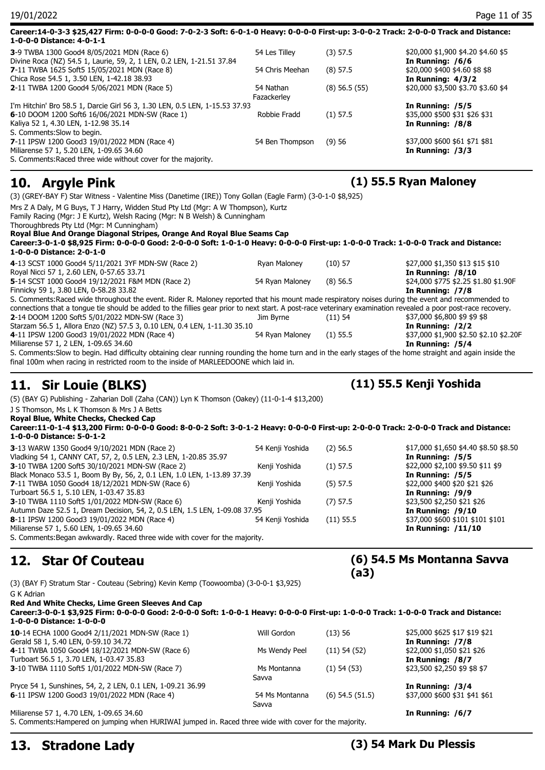**Career:14-0-3-3 $25,427 Firm: 0-0-0-0 Good: 7-0-2-3 Soft: 6-0-1-0 Heavy: 0-0-0-0 First-up: 3-0-0-2 Track: 2-0-0-0 Track and Distance: 1-0-0-0 Distance: 4-0-1-1**

**3**-9 TWBA 1300 Good4 8/05/2021 MDN (Race 6) | 54 Les Tilley | (3) 57.5 | $20,000 $1,900 $4.20 $4.60 $5
Divine Roca (NZ) 54.5 1, Laurie, 59, 2, 1 LEN, 0.2 LEN, 1-21.51 37.84 | **In Running: /6/6**

**7**-11 TWBA 1625 Soft5 15/05/2021 MDN (Race 8) | 54 Chris Meehan | (8) 57.5 | $20,000 $400 $4.60 $8 $8
Chica Rose 54.5 1, 3.50 LEN, 1-42.18 38.93 | **In Running: 4/3/2**

**2**-11 TWBA 1200 Good4 5/06/2021 MDN (Race 5) | 54 Nathan Fazackerley | (8) 56.5 (55) | $20,000 $3,500 $3.70 $3.60 $4
I'm Hitchin' Bro 58.5 1, Darcie Girl 56 3, 1.30 LEN, 0.5 LEN, 1-15.53 37.93 | **In Running: /5/5**

**6**-10 DOOM 1200 Soft6 16/06/2021 MDN-SW (Race 1) | Robbie Fradd | (1) 57.5 | $35,000 $500 $31 $26 $31
Kaliya 52 1, 4.30 LEN, 1-12.98 35.14 | **In Running: /8/8**
S. Comments:Slow to begin.

**7**-11 IPSW 1200 Good3 19/01/2022 MDN (Race 4) | 54 Ben Thompson | (9) 56 | $37,000 $600 $61 $71 $81
Miliarense 57 1, 5.20 LEN, 1-09.65 34.60 | **In Running: /3/3**
S. Comments:Raced three wide without cover for the majority.

## 10. Argyle Pink — (1) 55.5 Ryan Maloney

(3) (GREY-BAY F) Star Witness - Valentine Miss (Danetime (IRE)) Tony Gollan (Eagle Farm) (3-0-1-0 $8,925)
Mrs Z A Daly, M G Buys, T J Harry, Widden Stud Pty Ltd (Mgr: A W Thompson), Kurtz Family Racing (Mgr: J E Kurtz), Welsh Racing (Mgr: N B Welsh) & Cunningham Thoroughbreds Pty Ltd (Mgr: M Cunningham)
**Royal Blue And Orange Diagonal Stripes, Orange And Royal Blue Seams Cap**
**Career:3-0-1-0 $8,925 Firm: 0-0-0-0 Good: 2-0-0-0 Soft: 1-0-1-0 Heavy: 0-0-0-0 First-up: 1-0-0-0 Track: 1-0-0-0 Track and Distance: 1-0-0-0 Distance: 2-0-1-0**

**4**-13 SCST 1000 Good4 5/11/2021 3YF MDN-SW (Race 2) | Ryan Maloney | (10) 57 | $27,000 $1,350 $13 $15 $10
Royal Nicci 57 1, 2.60 LEN, 0-57.65 33.71 | **In Running: /8/10**

**5**-14 SCST 1000 Good4 19/12/2021 F&M MDN (Race 2) | 54 Ryan Maloney | (8) 56.5 | $24,000 $775 $2.25 $1.80 $1.90F
Finnicky 59 1, 3.80 LEN, 0-58.28 33.82 | **In Running: /7/8**
S. Comments:Raced wide throughout the event. Rider R. Maloney reported that his mount made respiratory noises during the event and recommended to connections that a tongue tie should be added to the fillies gear prior to next start. A post-race veterinary examination revealed a poor post-race recovery.

**2**-14 DOOM 1200 Soft5 5/01/2022 MDN-SW (Race 3) | Jim Byrne | (11) 54 | $37,000 $6,800 $9 $9 $8
Starzam 56.5 1, Allora Enzo (NZ) 57.5 3, 0.10 LEN, 0.4 LEN, 1-11.30 35.10 | **In Running: /2/2**

**4**-11 IPSW 1200 Good3 19/01/2022 MDN (Race 4) | 54 Ryan Maloney | (1) 55.5 | $37,000 $1,900 $2.50 $2.10 $2.20F
Miliarense 57 1, 2 LEN, 1-09.65 34.60 | **In Running: /5/4**
S. Comments:Slow to begin. Had difficulty obtaining clear running rounding the home turn and in the early stages of the home straight and again inside the final 100m when racing in restricted room to the inside of MARLEEDOONE which laid in.

## 11. Sir Louie (BLKS) — (11) 55.5 Kenji Yoshida

(5) (BAY G) Publishing - Zaharian Doll (Zaha (CAN)) Lyn K Thomson (Oakey) (11-0-1-4 $13,200)
J S Thomson, Ms L K Thomson & Mrs J A Betts
**Royal Blue, White Checks, Checked Cap**
**Career:11-0-1-4 $13,200 Firm: 0-0-0-0 Good: 8-0-0-2 Soft: 3-0-1-2 Heavy: 0-0-0-0 First-up: 2-0-0-0 Track: 2-0-0-0 Track and Distance: 1-0-0-0 Distance: 5-0-1-2**

**3**-13 WARW 1350 Good4 9/10/2021 MDN (Race 2) | 54 Kenji Yoshida | (2) 56.5 | $17,000 $1,650 $4.40 $8.50 $8.50
Vladking 54 1, CANNY CAT, 57, 2, 0.5 LEN, 2.3 LEN, 1-20.85 35.97 | **In Running: /5/5**

**3**-10 TWBA 1200 Soft5 30/10/2021 MDN-SW (Race 2) | Kenji Yoshida | (1) 57.5 | $22,000 $2,100 $9.50 $11 $9
Black Monaco 53.5 1, Boom By By, 56, 2, 0.1 LEN, 1.0 LEN, 1-13.89 37.39 | **In Running: /5/5**

**7**-11 TWBA 1050 Good4 18/12/2021 MDN-SW (Race 6) | Kenji Yoshida | (5) 57.5 | $22,000 $400 $20 $21 $26
Turboart 56.5 1, 5.10 LEN, 1-03.47 35.83 | **In Running: /9/9**

**3**-10 TWBA 1110 Soft5 1/01/2022 MDN-SW (Race 6) | Kenji Yoshida | (7) 57.5 | $23,500 $2,250 $21 $26
Autumn Daze 52.5 1, Dream Decision, 54, 2, 0.5 LEN, 1.5 LEN, 1-09.08 37.95 | **In Running: /9/10**

**8**-11 IPSW 1200 Good3 19/01/2022 MDN (Race 4) | 54 Kenji Yoshida | (11) 55.5 | $37,000 $600 $101 $101 $101
Miliarense 57 1, 5.60 LEN, 1-09.65 34.60 | **In Running: /11/10**
S. Comments:Began awkwardly. Raced three wide with cover for the majority.

## 12. Star Of Couteau — (6) 54.5 Ms Montanna Savva (a3)

(3) (BAY F) Stratum Star - Couteau (Sebring) Kevin Kemp (Toowoomba) (3-0-0-1 $3,925)
G K Adrian
**Red And White Checks, Lime Green Sleeves And Cap**
**Career:3-0-0-1 $3,925 Firm: 0-0-0-0 Good: 2-0-0-0 Soft: 1-0-0-1 Heavy: 0-0-0-0 First-up: 1-0-0-0 Track: 1-0-0-0 Track and Distance: 1-0-0-0 Distance: 1-0-0-0**

**10**-14 ECHA 1000 Good4 2/11/2021 MDN-SW (Race 1) | Will Gordon | (13) 56 | $25,000 $625 $17 $19 $21
Gerald 58 1, 5.40 LEN, 0-59.10 34.72 | **In Running: /7/8**

**4**-11 TWBA 1050 Good4 18/12/2021 MDN-SW (Race 6) | Ms Wendy Peel | (11) 54 (52) | $22,000 $1,050 $21 $26
Turboart 56.5 1, 3.70 LEN, 1-03.47 35.83 | **In Running: /8/7**

**3**-10 TWBA 1110 Soft5 1/01/2022 MDN-SW (Race 7) | Ms Montanna Savva | (1) 54 (53) | $23,500 $2,250 $9 $8 $7
Pryce 54 1, Sunshines, 54, 2, 2 LEN, 0.1 LEN, 1-09.21 36.99 | **In Running: /3/4**

**6**-11 IPSW 1200 Good3 19/01/2022 MDN (Race 4) | 54 Ms Montanna Savva | (6) 54.5 (51.5) | $37,000 $600 $31 $41 $61
Miliarense 57 1, 4.70 LEN, 1-09.65 34.60 | **In Running: /6/7**
S. Comments:Hampered on jumping when HURIWAI jumped in. Raced three wide with cover for the majority.

## 13. Stradone Lady — (3) 54 Mark Du Plessis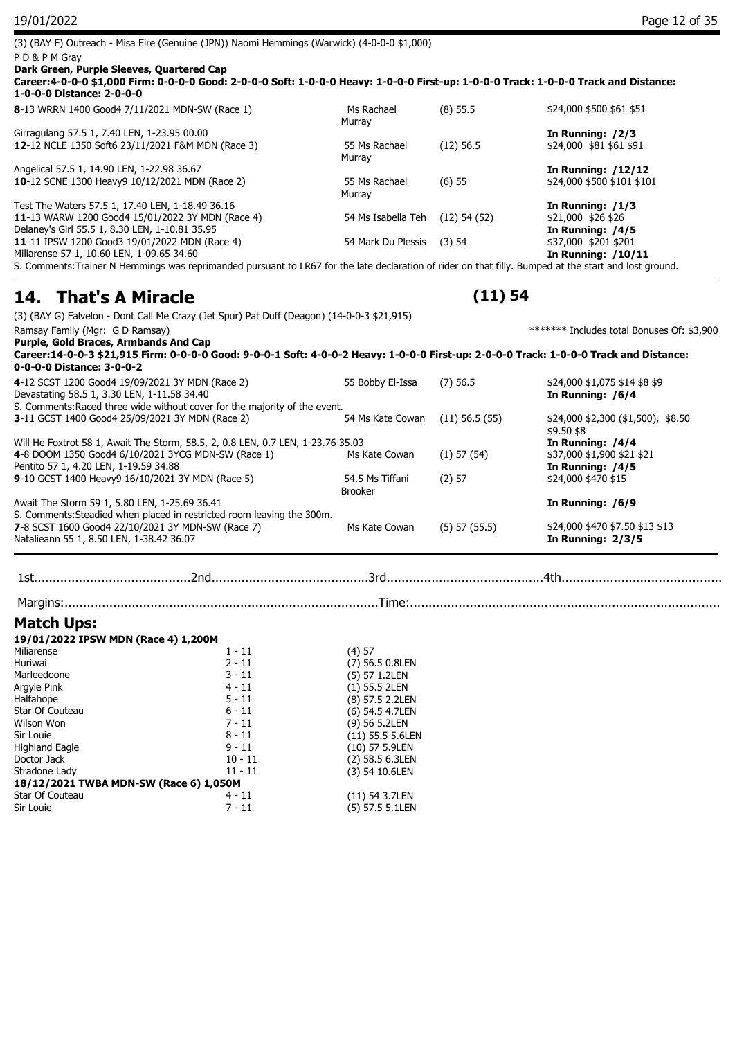(3) (BAY F) Outreach - Misa Eire (Genuine (JPN)) Naomi Hemmings (Warwick) (4-0-0-0 $1,000)
P D & P M Gray
**Dark Green, Purple Sleeves, Quartered Cap**
**Career:4-0-0-0 $1,000 Firm: 0-0-0-0 Good: 2-0-0-0 Soft: 1-0-0-0 Heavy: 1-0-0-0 First-up: 1-0-0-0 Track: 1-0-0-0 Track and Distance: 1-0-0-0 Distance: 2-0-0-0**

| | | | |
|---|---|---|---|
| **8**-13 WRRN 1400 Good4 7/11/2021 MDN-SW (Race 1) | Ms Rachael Murray | (8) 55.5 | $24,000 $500 $61 $51 |
| Girragulang 57.5 1, 7.40 LEN, 1-23.95 00.00 | | | **In Running: /2/3** |
| **12**-12 NCLE 1350 Soft6 23/11/2021 F&M MDN (Race 3) | 55 Ms Rachael Murray | (12) 56.5 | $24,000 $81 $61 $91 |
| Angelical 57.5 1, 14.90 LEN, 1-22.98 36.67 | | | **In Running: /12/12** |
| **10**-12 SCNE 1300 Heavy9 10/12/2021 MDN (Race 2) | 55 Ms Rachael Murray | (6) 55 | $24,000 $500 $101 $101 |
| Test The Waters 57.5 1, 17.40 LEN, 1-18.49 36.16 | | | **In Running: /1/3** |
| **11**-13 WARW 1200 Good4 15/01/2022 3Y MDN (Race 4) | 54 Ms Isabella Teh | (12) 54 (52) | $21,000 $26 $26 |
| Delaney's Girl 55.5 1, 8.30 LEN, 1-10.81 35.95 | | | **In Running: /4/5** |
| **11**-11 IPSW 1200 Good3 19/01/2022 MDN (Race 4) | 54 Mark Du Plessis | (3) 54 | $37,000 $201 $201 |
| Miliarense 57 1, 10.60 LEN, 1-09.65 34.60 | | | **In Running: /10/11** |

S. Comments:Trainer N Hemmings was reprimanded pursuant to LR67 for the late declaration of rider on that filly. Bumped at the start and lost ground.

## 14. That's A Miracle (11) 54

(3) (BAY G) Falvelon - Dont Call Me Crazy (Jet Spur) Pat Duff (Deagon) (14-0-0-3 $21,915)
Ramsay Family (Mgr: G D Ramsay) ******* Includes total Bonuses Of: $3,900
**Purple, Gold Braces, Armbands And Cap**
**Career:14-0-0-3 $21,915 Firm: 0-0-0-0 Good: 9-0-0-1 Soft: 4-0-0-2 Heavy: 1-0-0-0 First-up: 2-0-0-0 Track: 1-0-0-0 Track and Distance: 0-0-0-0 Distance: 3-0-0-2**

| | | | |
|---|---|---|---|
| **4**-12 SCST 1200 Good4 19/09/2021 3Y MDN (Race 2) | 55 Bobby El-Issa | (7) 56.5 | $24,000 $1,075 $14 $8 $9 |
| Devastating 58.5 1, 3.30 LEN, 1-11.58 34.40 | | | **In Running: /6/4** |
| S. Comments:Raced three wide without cover for the majority of the event. | | | |
| **3**-11 GCST 1400 Good4 25/09/2021 3Y MDN (Race 2) | 54 Ms Kate Cowan | (11) 56.5 (55) | $24,000 $2,300 ($1,500), $8.50 $9.50 $8 |
| Will He Foxtrot 58 1, Await The Storm, 58.5, 2, 0.8 LEN, 0.7 LEN, 1-23.76 35.03 | | | **In Running: /4/4** |
| **4**-8 DOOM 1350 Good4 6/10/2021 3YCG MDN-SW (Race 1) | Ms Kate Cowan | (1) 57 (54) | $37,000 $1,900 $21 $21 |
| Pentito 57 1, 4.20 LEN, 1-19.59 34.88 | | | **In Running: /4/5** |
| **9**-10 GCST 1400 Heavy9 16/10/2021 3Y MDN (Race 5) | 54.5 Ms Tiffani Brooker | (2) 57 | $24,000 $470 $15 |
| Await The Storm 59 1, 5.80 LEN, 1-25.69 36.41 | | | **In Running: /6/9** |
| S. Comments:Steadied when placed in restricted room leaving the 300m. | | | |
| **7**-8 SCST 1600 Good4 22/10/2021 3Y MDN-SW (Race 7) | Ms Kate Cowan | (5) 57 (55.5) | $24,000 $470 $7.50 $13 $13 |
| Natalieann 55 1, 8.50 LEN, 1-38.42 36.07 | | | **In Running: 2/3/5** |

1st..........................................2nd..........................................3rd..........................................4th..........................................

Margins:..................................................................................Time:..................................................................................

## Match Ups:

**19/01/2022 IPSW MDN (Race 4) 1,200M**

| | | |
|---|---|---|
| Miliarense | 1 - 11 | (4) 57 |
| Huriwai | 2 - 11 | (7) 56.5 0.8LEN |
| Marleedoone | 3 - 11 | (5) 57 1.2LEN |
| Argyle Pink | 4 - 11 | (1) 55.5 2LEN |
| Halfahope | 5 - 11 | (8) 57.5 2.2LEN |
| Star Of Couteau | 6 - 11 | (6) 54.5 4.7LEN |
| Wilson Won | 7 - 11 | (9) 56 5.2LEN |
| Sir Louie | 8 - 11 | (11) 55.5 5.6LEN |
| Highland Eagle | 9 - 11 | (10) 57 5.9LEN |
| Doctor Jack | 10 - 11 | (2) 58.5 6.3LEN |
| Stradone Lady | 11 - 11 | (3) 54 10.6LEN |

**18/12/2021 TWBA MDN-SW (Race 6) 1,050M**

| | | |
|---|---|---|
| Star Of Couteau | 4 - 11 | (11) 54 3.7LEN |
| Sir Louie | 7 - 11 | (5) 57.5 5.1LEN |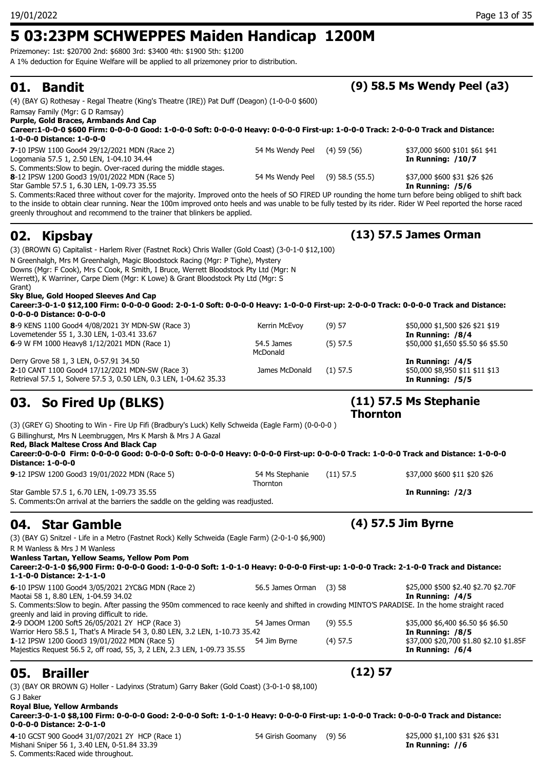# 5 03:23PM SCHWEPPES Maiden Handicap 1200M

Prizemoney: 1st: $20700 2nd: $6800 3rd: $3400 4th: $1900 5th: $1200

A 1% deduction for Equine Welfare will be applied to all prizemoney prior to distribution.

## 01. Bandit (9) 58.5 Ms Wendy Peel (a3)

(4) (BAY G) Rothesay - Regal Theatre (King's Theatre (IRE)) Pat Duff (Deagon) (1-0-0-0 $600)

Ramsay Family (Mgr: G D Ramsay)

**Purple, Gold Braces, Armbands And Cap**

**Career:1-0-0-0 $600 Firm: 0-0-0-0 Good: 1-0-0-0 Soft: 0-0-0-0 Heavy: 0-0-0-0 First-up: 1-0-0-0 Track: 2-0-0-0 Track and Distance: 1-0-0-0 Distance: 1-0-0-0**

**7**-10 IPSW 1100 Good4 29/12/2021 MDN (Race 2) | 54 Ms Wendy Peel | (4) 59 (56) | $37,000 $600 $101 $61 $41
Logomania 57.5 1, 2.50 LEN, 1-04.10 34.44 | **In Running: /10/7**

S. Comments:Slow to begin. Over-raced during the middle stages.

**8**-12 IPSW 1200 Good3 19/01/2022 MDN (Race 5) | 54 Ms Wendy Peel | (9) 58.5 (55.5) | $37,000 $600 $31 $26 $26
Star Gamble 57.5 1, 6.30 LEN, 1-09.73 35.55 | **In Running: /5/6**

S. Comments:Raced three without cover for the majority. Improved onto the heels of SO FIRED UP rounding the home turn before being obliged to shift back to the inside to obtain clear running. Near the 100m improved onto heels and was unable to be fully tested by its rider. Rider W Peel reported the horse raced greenly throughout and recommend to the trainer that blinkers be applied.

## 02. Kipsbay (13) 57.5 James Orman

(3) (BROWN G) Capitalist - Harlem River (Fastnet Rock) Chris Waller (Gold Coast) (3-0-1-0 $12,100)

N Greenhalgh, Mrs M Greenhalgh, Magic Bloodstock Racing (Mgr: P Tighe), Mystery Downs (Mgr: F Cook), Mrs C Cook, R Smith, I Bruce, Werrett Bloodstock Pty Ltd (Mgr: N Werrett), K Warriner, Carpe Diem (Mgr: K Lowe) & Grant Bloodstock Pty Ltd (Mgr: S Grant)

**Sky Blue, Gold Hooped Sleeves And Cap**

**Career:3-0-1-0 $12,100 Firm: 0-0-0-0 Good: 2-0-1-0 Soft: 0-0-0-0 Heavy: 1-0-0-0 First-up: 2-0-0-0 Track: 0-0-0-0 Track and Distance: 0-0-0-0 Distance: 0-0-0-0**

**8**-9 KENS 1100 Good4 4/08/2021 3Y MDN-SW (Race 3) | Kerrin McEvoy | (9) 57 | $50,000 $1,500 $26 $21 $19
Lovemetender 55 1, 3.30 LEN, 1-03.41 33.67 | **In Running: /8/4**

**6**-9 W FM 1000 Heavy8 1/12/2021 MDN (Race 1) | 54.5 James McDonald | (5) 57.5 | $50,000 $1,650 $5.50 $6 $5.50
Derry Grove 58 1, 3 LEN, 0-57.91 34.50 | **In Running: /4/5**

**2**-10 CANT 1100 Good4 17/12/2021 MDN-SW (Race 3) | James McDonald | (1) 57.5 | $50,000 $8,950 $11 $11 $13
Retrieval 57.5 1, Solvere 57.5 3, 0.50 LEN, 0.3 LEN, 1-04.62 35.33 | **In Running: /5/5**

## 03. So Fired Up (BLKS) (11) 57.5 Ms Stephanie Thornton

(3) (GREY G) Shooting to Win - Fire Up Fifi (Bradbury's Luck) Kelly Schweida (Eagle Farm) (0-0-0-0 )

G Billinghurst, Mrs N Leembruggen, Mrs K Marsh & Mrs J A Gazal

**Red, Black Maltese Cross And Black Cap**

**Career:0-0-0-0 Firm: 0-0-0-0 Good: 0-0-0-0 Soft: 0-0-0-0 Heavy: 0-0-0-0 First-up: 0-0-0-0 Track: 1-0-0-0 Track and Distance: 1-0-0-0 Distance: 1-0-0-0**

**9**-12 IPSW 1200 Good3 19/01/2022 MDN (Race 5) | 54 Ms Stephanie Thornton | (11) 57.5 | $37,000 $600 $11 $20 $26
Star Gamble 57.5 1, 6.70 LEN, 1-09.73 35.55 | **In Running: /2/3**

S. Comments:On arrival at the barriers the saddle on the gelding was readjusted.

## 04. Star Gamble (4) 57.5 Jim Byrne

(3) (BAY G) Snitzel - Life in a Metro (Fastnet Rock) Kelly Schweida (Eagle Farm) (2-0-1-0 $6,900)

R M Wanless & Mrs J M Wanless

**Wanless Tartan, Yellow Seams, Yellow Pom Pom**

**Career:2-0-1-0 $6,900 Firm: 0-0-0-0 Good: 1-0-0-0 Soft: 1-0-1-0 Heavy: 0-0-0-0 First-up: 1-0-0-0 Track: 2-1-0-0 Track and Distance: 1-1-0-0 Distance: 2-1-1-0**

**6**-10 IPSW 1100 Good4 3/05/2021 2YC&G MDN (Race 2) | 56.5 James Orman | (3) 58 | $25,000 $500 $2.40 $2.70 $2.70F
Maotai 58 1, 8.80 LEN, 1-04.59 34.02 | **In Running: /4/5**

S. Comments:Slow to begin. After passing the 950m commenced to race keenly and shifted in crowding MINTO'S PARADISE. In the home straight raced greenly and laid in proving difficult to ride.

**2**-9 DOOM 1200 Soft5 26/05/2021 2Y HCP (Race 3) | 54 James Orman | (9) 55.5 | $35,000 $6,400 $6.50 $6 $6.50
Warrior Hero 58.5 1, That's A Miracle 54 3, 0.80 LEN, 3.2 LEN, 1-10.73 35.42 | **In Running: /8/5**

**1**-12 IPSW 1200 Good3 19/01/2022 MDN (Race 5) | 54 Jim Byrne | (4) 57.5 | $37,000 $20,700 $1.80 $2.10 $1.85F
Majestics Request 56.5 2, off road, 55, 3, 2 LEN, 2.3 LEN, 1-09.73 35.55 | **In Running: /6/4**

## 05. Brailler (12) 57

(3) (BAY OR BROWN G) Holler - Ladyinxs (Stratum) Garry Baker (Gold Coast) (3-0-1-0 $8,100)

G J Baker

**Royal Blue, Yellow Armbands**

**Career:3-0-1-0 $8,100 Firm: 0-0-0-0 Good: 2-0-0-0 Soft: 1-0-1-0 Heavy: 0-0-0-0 First-up: 1-0-0-0 Track: 0-0-0-0 Track and Distance: 0-0-0-0 Distance: 2-0-1-0**

**4**-10 GCST 900 Good4 31/07/2021 2Y HCP (Race 1) | 54 Girish Goomany | (9) 56 | $25,000 $1,100 $31 $26 $31
Mishani Sniper 56 1, 3.40 LEN, 0-51.84 33.39 | **In Running: //6**

S. Comments:Raced wide throughout.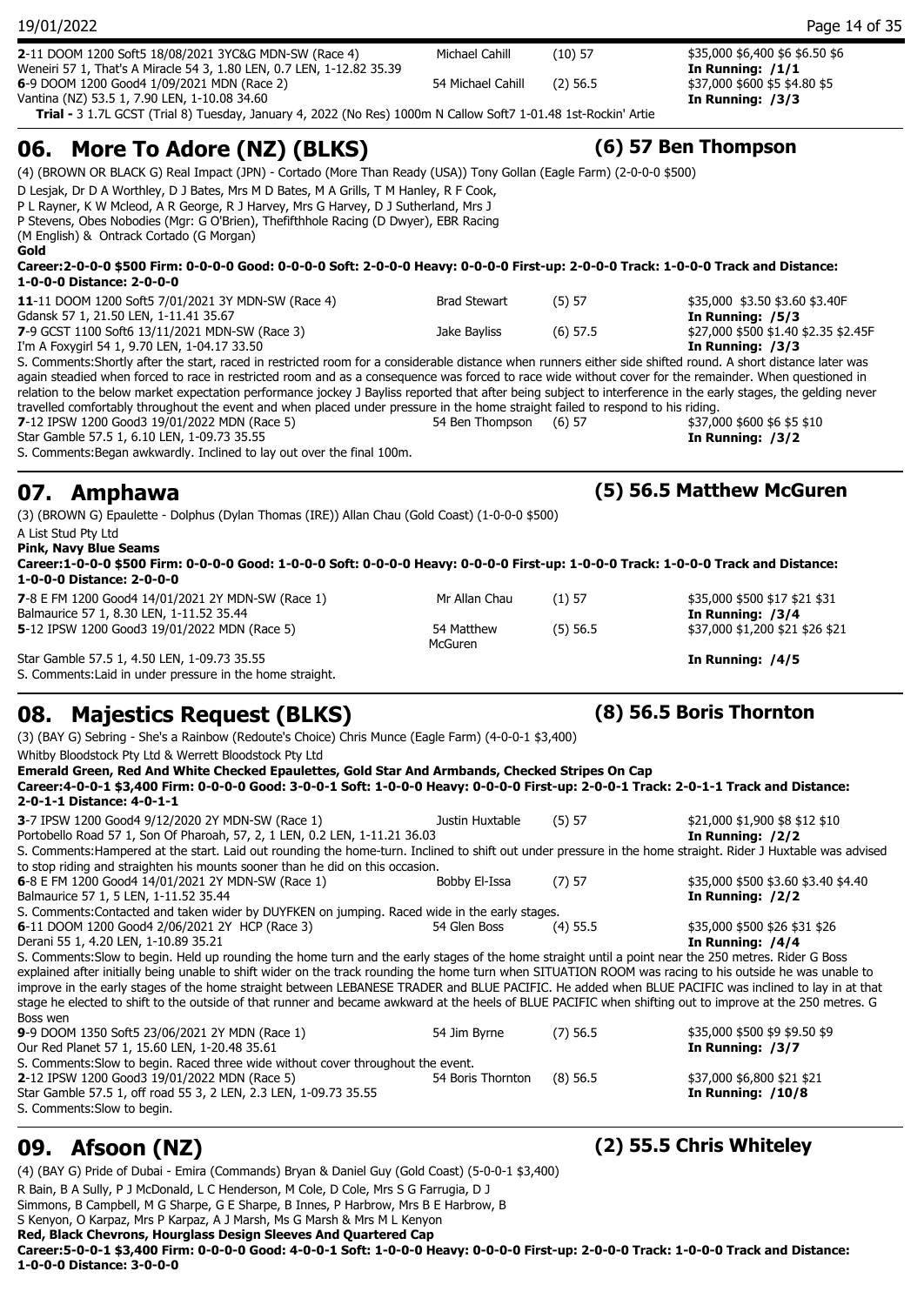**2**-11 DOOM 1200 Soft5 18/08/2021 3YC&G MDN-SW (Race 4) Michael Cahill (10) 57 $35,000 $6,400 $6 $6.50 $6
Weneiri 57 1, That's A Miracle 54 3, 1.80 LEN, 0.7 LEN, 1-12.82 35.39 **In Running: /1/1**
**6**-9 DOOM 1200 Good4 1/09/2021 MDN (Race 2) 54 Michael Cahill (2) 56.5 $37,000 $600 $5 $4.80 $5
Vantina (NZ) 53.5 1, 7.90 LEN, 1-10.08 34.60 **In Running: /3/3**
**Trial -** 3 1.7L GCST (Trial 8) Tuesday, January 4, 2022 (No Res) 1000m N Callow Soft7 1-01.48 1st-Rockin' Artie

## 06. More To Adore (NZ) (BLKS) (6) 57 Ben Thompson

(4) (BROWN OR BLACK G) Real Impact (JPN) - Cortado (More Than Ready (USA)) Tony Gollan (Eagle Farm) (2-0-0-0 $500)
D Lesjak, Dr D A Worthley, D J Bates, Mrs M D Bates, M A Grills, T M Hanley, R F Cook, P L Rayner, K W Mcleod, A R George, R J Harvey, Mrs G Harvey, D J Sutherland, Mrs J P Stevens, Obes Nobodies (Mgr: G O'Brien), Thefifthhole Racing (D Dwyer), EBR Racing (M English) & Ontrack Cortado (G Morgan)
**Gold**
**Career:2-0-0-0 $500 Firm: 0-0-0-0 Good: 0-0-0-0 Soft: 2-0-0-0 Heavy: 0-0-0-0 First-up: 2-0-0-0 Track: 1-0-0-0 Track and Distance: 1-0-0-0 Distance: 2-0-0-0**

**11**-11 DOOM 1200 Soft5 7/01/2021 3Y MDN-SW (Race 4) Brad Stewart (5) 57 $35,000 $3.50 $3.60 $3.40F
Gdansk 57 1, 21.50 LEN, 1-11.41 35.67 **In Running: /5/3**
**7**-9 GCST 1100 Soft6 13/11/2021 MDN-SW (Race 3) Jake Bayliss (6) 57.5 $27,000 $500 $1.40 $2.35 $2.45F
I'm A Foxygirl 54 1, 9.70 LEN, 1-04.17 33.50 **In Running: /3/3**
S. Comments:Shortly after the start, raced in restricted room for a considerable distance when runners either side shifted round. A short distance later was again steadied when forced to race in restricted room and as a consequence was forced to race wide without cover for the remainder. When questioned in relation to the below market expectation performance jockey J Bayliss reported that after being subject to interference in the early stages, the gelding never travelled comfortably throughout the event and when placed under pressure in the home straight failed to respond to his riding.
**7**-12 IPSW 1200 Good3 19/01/2022 MDN (Race 5) 54 Ben Thompson (6) 57 $37,000 $600 $6 $5 $10
Star Gamble 57.5 1, 6.10 LEN, 1-09.73 35.55 **In Running: /3/2**
S. Comments:Began awkwardly. Inclined to lay out over the final 100m.

## 07. Amphawa (5) 56.5 Matthew McGuren

(3) (BROWN G) Epaulette - Dolphus (Dylan Thomas (IRE)) Allan Chau (Gold Coast) (1-0-0-0 $500)
A List Stud Pty Ltd
**Pink, Navy Blue Seams**
**Career:1-0-0-0 $500 Firm: 0-0-0-0 Good: 1-0-0-0 Soft: 0-0-0-0 Heavy: 0-0-0-0 First-up: 1-0-0-0 Track: 1-0-0-0 Track and Distance: 1-0-0-0 Distance: 2-0-0-0**

**7**-8 E FM 1200 Good4 14/01/2021 2Y MDN-SW (Race 1) Mr Allan Chau (1) 57 $35,000 $500 $17 $21 $31
Balmaurice 57 1, 8.30 LEN, 1-11.52 35.44 **In Running: /3/4**
**5**-12 IPSW 1200 Good3 19/01/2022 MDN (Race 5) 54 Matthew McGuren (5) 56.5 $37,000 $1,200 $21 $26 $21
Star Gamble 57.5 1, 4.50 LEN, 1-09.73 35.55 **In Running: /4/5**
S. Comments:Laid in under pressure in the home straight.

## 08. Majestics Request (BLKS) (8) 56.5 Boris Thornton

(3) (BAY G) Sebring - She's a Rainbow (Redoute's Choice) Chris Munce (Eagle Farm) (4-0-0-1 $3,400)
Whitby Bloodstock Pty Ltd & Werrett Bloodstock Pty Ltd
**Emerald Green, Red And White Checked Epaulettes, Gold Star And Armbands, Checked Stripes On Cap**
**Career:4-0-0-1 $3,400 Firm: 0-0-0-0 Good: 3-0-0-1 Soft: 1-0-0-0 Heavy: 0-0-0-0 First-up: 2-0-0-1 Track: 2-0-1-1 Track and Distance: 2-0-1-1 Distance: 4-0-1-1**

**3**-7 IPSW 1200 Good4 9/12/2020 2Y MDN-SW (Race 1) Justin Huxtable (5) 57 $21,000 $1,900 $8 $12 $10
Portobello Road 57 1, Son Of Pharoah, 57, 2, 1 LEN, 0.2 LEN, 1-11.21 36.03 **In Running: /2/2**
S. Comments:Hampered at the start. Laid out rounding the home-turn. Inclined to shift out under pressure in the home straight. Rider J Huxtable was advised to stop riding and straighten his mounts sooner than he did on this occasion.
**6**-8 E FM 1200 Good4 14/01/2021 2Y MDN-SW (Race 1) Bobby El-Issa (7) 57 $35,000 $500 $3.60 $3.40 $4.40
Balmaurice 57 1, 5 LEN, 1-11.52 35.44 **In Running: /2/2**
S. Comments:Contacted and taken wider by DUYFKEN on jumping. Raced wide in the early stages.
**6**-11 DOOM 1200 Good4 2/06/2021 2Y HCP (Race 3) 54 Glen Boss (4) 55.5 $35,000 $500 $26 $31 $26
Derani 55 1, 4.20 LEN, 1-10.89 35.21 **In Running: /4/4**
S. Comments:Slow to begin. Held up rounding the home turn and the early stages of the home straight until a point near the 250 metres. Rider G Boss explained after initially being unable to shift wider on the track rounding the home turn when SITUATION ROOM was racing to his outside he was unable to improve in the early stages of the home straight between LEBANESE TRADER and BLUE PACIFIC. He added when BLUE PACIFIC was inclined to lay in at that stage he elected to shift to the outside of that runner and became awkward at the heels of BLUE PACIFIC when shifting out to improve at the 250 metres. G Boss wen
**9**-9 DOOM 1350 Soft5 23/06/2021 2Y MDN (Race 1) 54 Jim Byrne (7) 56.5 $35,000 $500 $9 $9.50 $9
Our Red Planet 57 1, 15.60 LEN, 1-20.48 35.61 **In Running: /3/7**
S. Comments:Slow to begin. Raced three wide without cover throughout the event.
**2**-12 IPSW 1200 Good3 19/01/2022 MDN (Race 5) 54 Boris Thornton (8) 56.5 $37,000 $6,800 $21 $21
Star Gamble 57.5 1, off road 55 3, 2 LEN, 2.3 LEN, 1-09.73 35.55 **In Running: /10/8**
S. Comments:Slow to begin.

## 09. Afsoon (NZ) (2) 55.5 Chris Whiteley

(4) (BAY G) Pride of Dubai - Emira (Commands) Bryan & Daniel Guy (Gold Coast) (5-0-0-1 $3,400)
R Bain, B A Sully, P J McDonald, L C Henderson, M Cole, D Cole, Mrs S G Farrugia, D J Simmons, B Campbell, M G Sharpe, G E Sharpe, B Innes, P Harbrow, Mrs B E Harbrow, B S Kenyon, O Karpaz, Mrs P Karpaz, A J Marsh, Ms G Marsh & Mrs M L Kenyon
**Red, Black Chevrons, Hourglass Design Sleeves And Quartered Cap**
**Career:5-0-0-1 $3,400 Firm: 0-0-0-0 Good: 4-0-0-1 Soft: 1-0-0-0 Heavy: 0-0-0-0 First-up: 2-0-0-0 Track: 1-0-0-0 Track and Distance: 1-0-0-0 Distance: 3-0-0-0**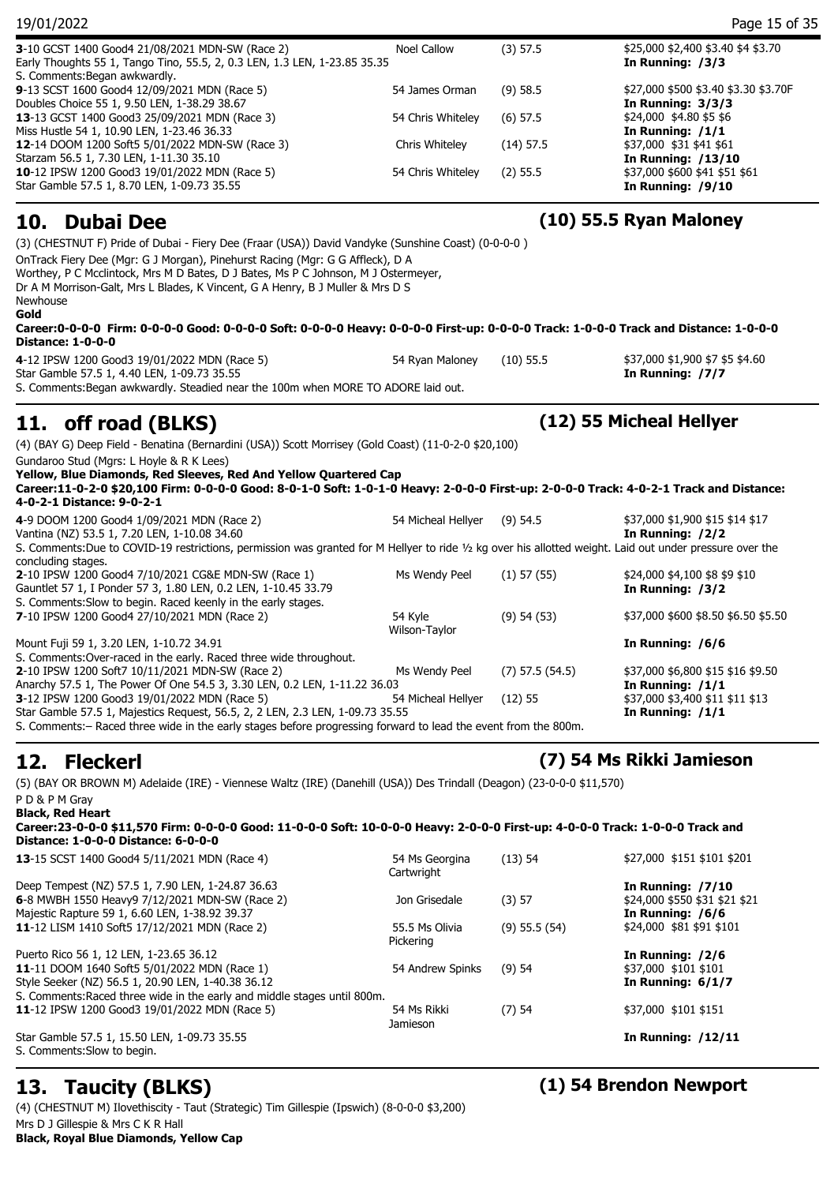| | | | | |
|---|---|---|---|---|
| **3**-10 GCST 1400 Good4 21/08/2021 MDN-SW (Race 2) | Noel Callow | (3) 57.5 | $25,000 $2,400 $3.40 $4 $3.70 |
| Early Thoughts 55 1, Tango Tino, 55.5, 2, 0.3 LEN, 1.3 LEN, 1-23.85 35.35 | | | **In Running: /3/3** |
| S. Comments:Began awkwardly. | | | |
| **9**-13 SCST 1600 Good4 12/09/2021 MDN (Race 5) | 54 James Orman | (9) 58.5 | $27,000 $500 $3.40 $3.30 $3.70F |
| Doubles Choice 55 1, 9.50 LEN, 1-38.29 38.67 | | | **In Running: 3/3/3** |
| **13**-13 GCST 1400 Good3 25/09/2021 MDN (Race 3) | 54 Chris Whiteley | (6) 57.5 | $24,000 $4.80 $5 $6 |
| Miss Hustle 54 1, 10.90 LEN, 1-23.46 36.33 | | | **In Running: /1/1** |
| **12**-14 DOOM 1200 Soft5 5/01/2022 MDN-SW (Race 3) | Chris Whiteley | (14) 57.5 | $37,000 $31 $41 $61 |
| Starzam 56.5 1, 7.30 LEN, 1-11.30 35.10 | | | **In Running: /13/10** |
| **10**-12 IPSW 1200 Good3 19/01/2022 MDN (Race 5) | 54 Chris Whiteley | (2) 55.5 | $37,000 $600 $41 $51 $61 |
| Star Gamble 57.5 1, 8.70 LEN, 1-09.73 35.55 | | | **In Running: /9/10** |

## 10. Dubai Dee — (10) 55.5 Ryan Maloney

(3) (CHESTNUT F) Pride of Dubai - Fiery Dee (Fraar (USA)) David Vandyke (Sunshine Coast) (0-0-0-0 )

OnTrack Fiery Dee (Mgr: G J Morgan), Pinehurst Racing (Mgr: G G Affleck), D A Worthey, P C Mcclintock, Mrs M D Bates, D J Bates, Ms P C Johnson, M J Ostermeyer, Dr A M Morrison-Galt, Mrs L Blades, K Vincent, G A Henry, B J Muller & Mrs D S Newhouse

**Gold**

**Career:0-0-0-0 Firm: 0-0-0-0 Good: 0-0-0-0 Soft: 0-0-0-0 Heavy: 0-0-0-0 First-up: 0-0-0-0 Track: 1-0-0-0 Track and Distance: 1-0-0-0 Distance: 1-0-0-0**

| | | | |
|---|---|---|---|
| **4**-12 IPSW 1200 Good3 19/01/2022 MDN (Race 5) | 54 Ryan Maloney | (10) 55.5 | $37,000 $1,900 $7 $5 $4.60 |
| Star Gamble 57.5 1, 4.40 LEN, 1-09.73 35.55 | | | **In Running: /7/7** |

S. Comments:Began awkwardly. Steadied near the 100m when MORE TO ADORE laid out.

## 11. off road (BLKS) — (12) 55 Micheal Hellyer

(4) (BAY G) Deep Field - Benatina (Bernardini (USA)) Scott Morrisey (Gold Coast) (11-0-2-0 $20,100)

Gundaroo Stud (Mgrs: L Hoyle & R K Lees)

**Yellow, Blue Diamonds, Red Sleeves, Red And Yellow Quartered Cap**

**Career:11-0-2-0 $20,100 Firm: 0-0-0-0 Good: 8-0-1-0 Soft: 1-0-1-0 Heavy: 2-0-0-0 First-up: 2-0-0-0 Track: 4-0-2-1 Track and Distance: 4-0-2-1 Distance: 9-0-2-1**

| | | | |
|---|---|---|---|
| **4**-9 DOOM 1200 Good4 1/09/2021 MDN (Race 2) | 54 Micheal Hellyer | (9) 54.5 | $37,000 $1,900 $15 $14 $17 |
| Vantina (NZ) 53.5 1, 7.20 LEN, 1-10.08 34.60 | | | **In Running: /2/2** |
| S. Comments:Due to COVID-19 restrictions, permission was granted for M Hellyer to ride ½ kg over his allotted weight. Laid out under pressure over the concluding stages. | | | |
| **2**-10 IPSW 1200 Good4 7/10/2021 CG&E MDN-SW (Race 1) | Ms Wendy Peel | (1) 57 (55) | $24,000 $4,100 $8 $9 $10 |
| Gauntlet 57 1, I Ponder 57 3, 1.80 LEN, 0.2 LEN, 1-10.45 33.79 | | | **In Running: /3/2** |
| S. Comments:Slow to begin. Raced keenly in the early stages. | | | |
| **7**-10 IPSW 1200 Good4 27/10/2021 MDN (Race 2) | 54 Kyle Wilson-Taylor | (9) 54 (53) | $37,000 $600 $8.50 $6.50 $5.50 |
| Mount Fuji 59 1, 3.20 LEN, 1-10.72 34.91 | | | **In Running: /6/6** |
| S. Comments:Over-raced in the early. Raced three wide throughout. | | | |
| **2**-10 IPSW 1200 Soft7 10/11/2021 MDN-SW (Race 2) | Ms Wendy Peel | (7) 57.5 (54.5) | $37,000 $6,800 $15 $16 $9.50 |
| Anarchy 57.5 1, The Power Of One 54.5 3, 3.30 LEN, 0.2 LEN, 1-11.22 36.03 | | | **In Running: /1/1** |
| **3**-12 IPSW 1200 Good3 19/01/2022 MDN (Race 5) | 54 Micheal Hellyer | (12) 55 | $37,000 $3,400 $11 $11 $13 |
| Star Gamble 57.5 1, Majestics Request, 56.5, 2, 2 LEN, 2.3 LEN, 1-09.73 35.55 | | | **In Running: /1/1** |

S. Comments:– Raced three wide in the early stages before progressing forward to lead the event from the 800m.

## 12. Fleckerl — (7) 54 Ms Rikki Jamieson

(5) (BAY OR BROWN M) Adelaide (IRE) - Viennese Waltz (IRE) (Danehill (USA)) Des Trindall (Deagon) (23-0-0-0 $11,570)

P D & P M Gray

**Black, Red Heart**

**Career:23-0-0-0 $11,570 Firm: 0-0-0-0 Good: 11-0-0-0 Soft: 10-0-0-0 Heavy: 2-0-0-0 First-up: 4-0-0-0 Track: 1-0-0-0 Track and Distance: 1-0-0-0 Distance: 6-0-0-0**

| | | | |
|---|---|---|---|
| **13**-15 SCST 1400 Good4 5/11/2021 MDN (Race 4) | 54 Ms Georgina Cartwright | (13) 54 | $27,000 $151 $101 $201 |
| Deep Tempest (NZ) 57.5 1, 7.90 LEN, 1-24.87 36.63 | | | **In Running: /7/10** |
| **6**-8 MWBH 1550 Heavy9 7/12/2021 MDN-SW (Race 2) | Jon Grisedale | (3) 57 | $24,000 $550 $31 $21 $21 |
| Majestic Rapture 59 1, 6.60 LEN, 1-38.92 39.37 | | | **In Running: /6/6** |
| **11**-12 LISM 1410 Soft5 17/12/2021 MDN (Race 2) | 55.5 Ms Olivia Pickering | (9) 55.5 (54) | $24,000 $81 $91 $101 |
| Puerto Rico 56 1, 12 LEN, 1-23.65 36.12 | | | **In Running: /2/6** |
| **11**-11 DOOM 1640 Soft5 5/01/2022 MDN (Race 1) | 54 Andrew Spinks | (9) 54 | $37,000 $101 $101 |
| Style Seeker (NZ) 56.5 1, 20.90 LEN, 1-40.38 36.12 | | | **In Running: 6/1/7** |
| S. Comments:Raced three wide in the early and middle stages until 800m. | | | |
| **11**-12 IPSW 1200 Good3 19/01/2022 MDN (Race 5) | 54 Ms Rikki Jamieson | (7) 54 | $37,000 $101 $151 |
| Star Gamble 57.5 1, 15.50 LEN, 1-09.73 35.55 | | | **In Running: /12/11** |

S. Comments:Slow to begin.

## 13. Taucity (BLKS) — (1) 54 Brendon Newport

(4) (CHESTNUT M) Ilovethiscity - Taut (Strategic) Tim Gillespie (Ipswich) (8-0-0-0 $3,200)

Mrs D J Gillespie & Mrs C K R Hall

**Black, Royal Blue Diamonds, Yellow Cap**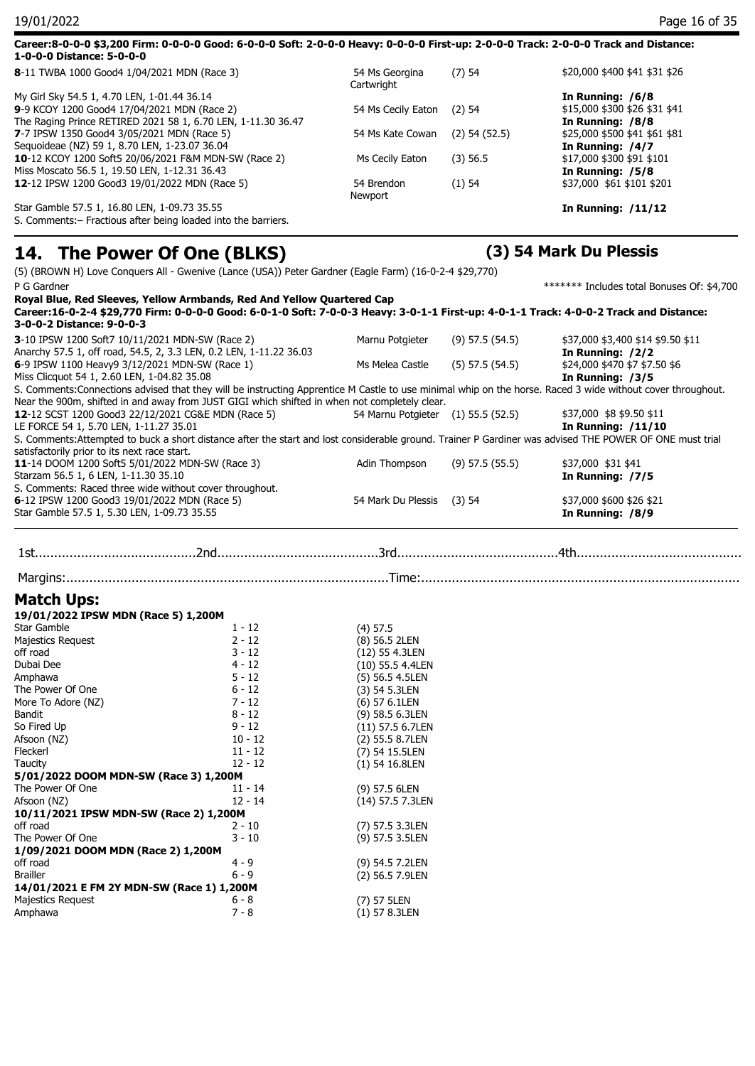**Career:8-0-0-0 $3,200 Firm: 0-0-0-0 Good: 6-0-0-0 Soft: 2-0-0-0 Heavy: 0-0-0-0 First-up: 2-0-0-0 Track: 2-0-0-0 Track and Distance: 1-0-0-0 Distance: 5-0-0-0**

**8**-11 TWBA 1000 Good4 1/04/2021 MDN (Race 3) — 54 Ms Georgina Cartwright — (7) 54 — $20,000 $400 $41 $31 $26
My Girl Sky 54.5 1, 4.70 LEN, 1-01.44 36.14 — **In Running: /6/8**

**9**-9 KCOY 1200 Good4 17/04/2021 MDN (Race 2) — 54 Ms Cecily Eaton — (2) 54 — $15,000 $300 $26 $31 $41
The Raging Prince RETIRED 2021 58 1, 6.70 LEN, 1-11.30 36.47 — **In Running: /8/8**

**7**-7 IPSW 1350 Good4 3/05/2021 MDN (Race 5) — 54 Ms Kate Cowan — (2) 54 (52.5) — $25,000 $500 $41 $61 $81
Sequoideae (NZ) 59 1, 8.70 LEN, 1-23.07 36.04 — **In Running: /4/7**

**10**-12 KCOY 1200 Soft5 20/06/2021 F&M MDN-SW (Race 2) — Ms Cecily Eaton — (3) 56.5 — $17,000 $300 $91 $101
Miss Moscato 56.5 1, 19.50 LEN, 1-12.31 36.43 — **In Running: /5/8**

**12**-12 IPSW 1200 Good3 19/01/2022 MDN (Race 5) — 54 Brendon Newport — (1) 54 — $37,000 $61 $101 $201
Star Gamble 57.5 1, 16.80 LEN, 1-09.73 35.55 — **In Running: /11/12**
S. Comments:– Fractious after being loaded into the barriers.

## 14. The Power Of One (BLKS) — (3) 54 Mark Du Plessis

(5) (BROWN H) Love Conquers All - Gwenive (Lance (USA)) Peter Gardner (Eagle Farm) (16-0-2-4 $29,770)
P G Gardner — ******* Includes total Bonuses Of: $4,700

**Royal Blue, Red Sleeves, Yellow Armbands, Red And Yellow Quartered Cap**

**Career:16-0-2-4 $29,770 Firm: 0-0-0-0 Good: 6-0-1-0 Soft: 7-0-0-3 Heavy: 3-0-1-1 First-up: 4-0-1-1 Track: 4-0-0-2 Track and Distance: 3-0-0-2 Distance: 9-0-0-3**

**3**-10 IPSW 1200 Soft7 10/11/2021 MDN-SW (Race 2) — Marnu Potgieter — (9) 57.5 (54.5) — $37,000 $3,400 $14 $9.50 $11
Anarchy 57.5 1, off road, 54.5, 2, 3.3 LEN, 0.2 LEN, 1-11.22 36.03 — **In Running: /2/2**

**6**-9 IPSW 1100 Heavy9 3/12/2021 MDN-SW (Race 1) — Ms Melea Castle — (5) 57.5 (54.5) — $24,000 $470 $7 $7.50 $6
Miss Clicquot 54 1, 2.60 LEN, 1-04.82 35.08 — **In Running: /3/5**
S. Comments:Connections advised that they will be instructing Apprentice M Castle to use minimal whip on the horse. Raced 3 wide without cover throughout. Near the 900m, shifted in and away from JUST GIGI which shifted in when not completely clear.

**12**-12 SCST 1200 Good3 22/12/2021 CG&E MDN (Race 5) — 54 Marnu Potgieter — (1) 55.5 (52.5) — $37,000 $8 $9.50 $11
LE FORCE 54 1, 5.70 LEN, 1-11.27 35.01 — **In Running: /11/10**
S. Comments:Attempted to buck a short distance after the start and lost considerable ground. Trainer P Gardiner was advised THE POWER OF ONE must trial satisfactorily prior to its next race start.

**11**-14 DOOM 1200 Soft5 5/01/2022 MDN-SW (Race 3) — Adin Thompson — (9) 57.5 (55.5) — $37,000 $31 $41
Starzam 56.5 1, 6 LEN, 1-11.30 35.10 — **In Running: /7/5**
S. Comments: Raced three wide without cover throughout.

**6**-12 IPSW 1200 Good3 19/01/2022 MDN (Race 5) — 54 Mark Du Plessis — (3) 54 — $37,000 $600 $26 $21
Star Gamble 57.5 1, 5.30 LEN, 1-09.73 35.55 — **In Running: /8/9**

1st..........................................2nd..........................................3rd..........................................4th..........................................

Margins:....................................................................................Time:....................................................................................

## Match Ups:

| Horse | Place | Barrier / Weight / Margin |
|---|---|---|
| **19/01/2022 IPSW MDN (Race 5) 1,200M** | | |
| Star Gamble | 1 - 12 | (4) 57.5 |
| Majestics Request | 2 - 12 | (8) 56.5 2LEN |
| off road | 3 - 12 | (12) 55 4.3LEN |
| Dubai Dee | 4 - 12 | (10) 55.5 4.4LEN |
| Amphawa | 5 - 12 | (5) 56.5 4.5LEN |
| The Power Of One | 6 - 12 | (3) 54 5.3LEN |
| More To Adore (NZ) | 7 - 12 | (6) 57 6.1LEN |
| Bandit | 8 - 12 | (9) 58.5 6.3LEN |
| So Fired Up | 9 - 12 | (11) 57.5 6.7LEN |
| Afsoon (NZ) | 10 - 12 | (2) 55.5 8.7LEN |
| Fleckerl | 11 - 12 | (7) 54 15.5LEN |
| Taucity | 12 - 12 | (1) 54 16.8LEN |
| **5/01/2022 DOOM MDN-SW (Race 3) 1,200M** | | |
| The Power Of One | 11 - 14 | (9) 57.5 6LEN |
| Afsoon (NZ) | 12 - 14 | (14) 57.5 7.3LEN |
| **10/11/2021 IPSW MDN-SW (Race 2) 1,200M** | | |
| off road | 2 - 10 | (7) 57.5 3.3LEN |
| The Power Of One | 3 - 10 | (9) 57.5 3.5LEN |
| **1/09/2021 DOOM MDN (Race 2) 1,200M** | | |
| off road | 4 - 9 | (9) 54.5 7.2LEN |
| Brailler | 6 - 9 | (2) 56.5 7.9LEN |
| **14/01/2021 E FM 2Y MDN-SW (Race 1) 1,200M** | | |
| Majestics Request | 6 - 8 | (7) 57 5LEN |
| Amphawa | 7 - 8 | (1) 57 8.3LEN |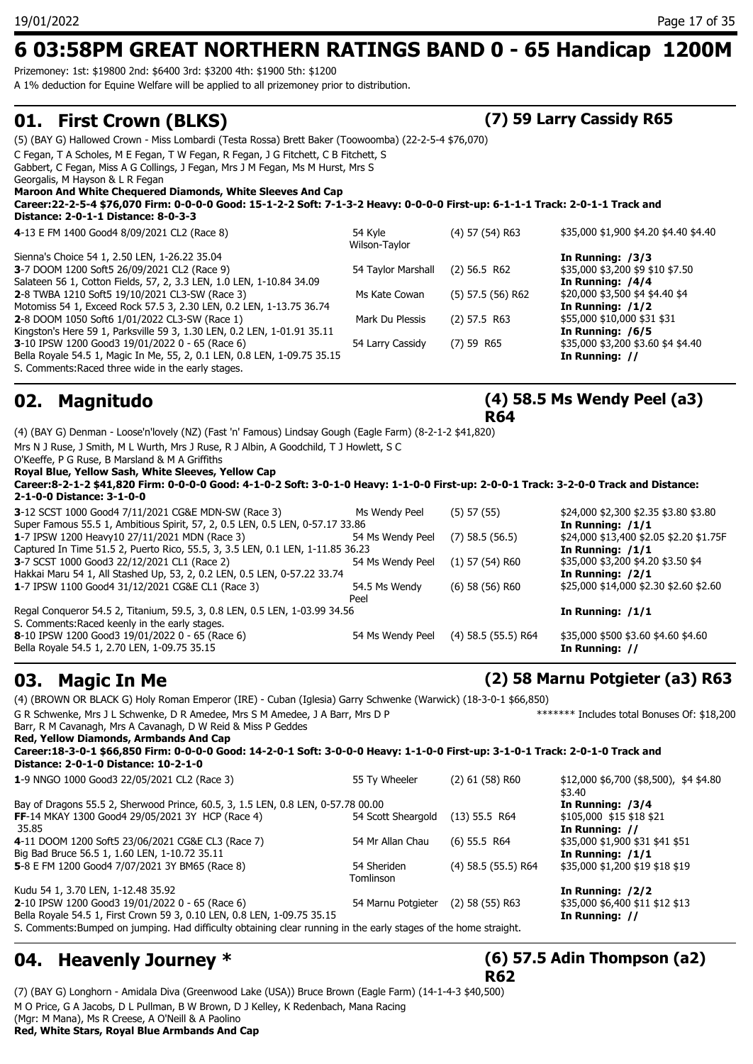# 6 03:58PM GREAT NORTHERN RATINGS BAND 0 - 65 Handicap 1200M

Prizemoney: 1st: $19800 2nd: $6400 3rd: $3200 4th: $1900 5th: $1200

A 1% deduction for Equine Welfare will be applied to all prizemoney prior to distribution.

## 01. First Crown (BLKS) — (7) 59 Larry Cassidy R65

(5) (BAY G) Hallowed Crown - Miss Lombardi (Testa Rossa) Brett Baker (Toowoomba) (22-2-5-4 $76,070)

C Fegan, T A Scholes, M E Fegan, T W Fegan, R Fegan, J G Fitchett, C B Fitchett, S Gabbert, C Fegan, Miss A G Collings, J Fegan, Mrs J M Fegan, Ms M Hurst, Mrs S Georgalis, M Hayson & L R Fegan

**Maroon And White Chequered Diamonds, White Sleeves And Cap**

**Career:22-2-5-4 $76,070 Firm: 0-0-0-0 Good: 15-1-2-2 Soft: 7-1-3-2 Heavy: 0-0-0-0 First-up: 6-1-1-1 Track: 2-0-1-1 Track and Distance: 2-0-1-1 Distance: 8-0-3-3**

| Run | Jockey | Barrier/Weight/Rating | Prizemoney/Odds |
|---|---|---|---|
| **4**-13 E FM 1400 Good4 8/09/2021 CL2 (Race 8) | 54 Kyle Wilson-Taylor | (4) 57 (54) R63 | $35,000 $1,900 $4.20 $4.40 $4.40 |
| Sienna's Choice 54 1, 2.50 LEN, 1-26.22 35.04 | | | **In Running: /3/3** |
| **3**-7 DOOM 1200 Soft5 26/09/2021 CL2 (Race 9) | 54 Taylor Marshall | (2) 56.5 R62 | $35,000 $3,200 $9 $10 $7.50 |
| Salateen 56 1, Cotton Fields, 57, 2, 3.3 LEN, 1.0 LEN, 1-10.84 34.09 | | | **In Running: /4/4** |
| **2**-8 TWBA 1210 Soft5 19/10/2021 CL3-SW (Race 3) | Ms Kate Cowan | (5) 57.5 (56) R62 | $20,000 $3,500 $4 $4.40 $4 |
| Motomiss 54 1, Exceed Rock 57.5 3, 2.30 LEN, 0.2 LEN, 1-13.75 36.74 | | | **In Running: /1/2** |
| **2**-8 DOOM 1050 Soft6 1/01/2022 CL3-SW (Race 1) | Mark Du Plessis | (2) 57.5 R63 | $55,000 $10,000 $31 $31 |
| Kingston's Here 59 1, Parksville 59 3, 1.30 LEN, 0.2 LEN, 1-01.91 35.11 | | | **In Running: /6/5** |
| **3**-10 IPSW 1200 Good3 19/01/2022 0 - 65 (Race 6) | 54 Larry Cassidy | (7) 59 R65 | $35,000 $3,200 $3.60 $4 $4.40 |
| Bella Royale 54.5 1, Magic In Me, 55, 2, 0.1 LEN, 0.8 LEN, 1-09.75 35.15 | | | **In Running: //** |

S. Comments:Raced three wide in the early stages.

## 02. Magnitudo — (4) 58.5 Ms Wendy Peel (a3) R64

(4) (BAY G) Denman - Loose'n'lovely (NZ) (Fast 'n' Famous) Lindsay Gough (Eagle Farm) (8-2-1-2 $41,820)

Mrs N J Ruse, J Smith, M L Wurth, Mrs J Ruse, R J Albin, A Goodchild, T J Howlett, S C O'Keeffe, P G Ruse, B Marsland & M A Griffiths

**Royal Blue, Yellow Sash, White Sleeves, Yellow Cap**

**Career:8-2-1-2 $41,820 Firm: 0-0-0-0 Good: 4-1-0-2 Soft: 3-0-1-0 Heavy: 1-1-0-0 First-up: 2-0-0-1 Track: 3-2-0-0 Track and Distance: 2-1-0-0 Distance: 3-1-0-0**

| Run | Jockey | Barrier/Weight/Rating | Prizemoney/Odds |
|---|---|---|---|
| **3**-12 SCST 1000 Good4 7/11/2021 CG&E MDN-SW (Race 3) | Ms Wendy Peel | (5) 57 (55) | $24,000 $2,300 $2.35 $3.80 $3.80 |
| Super Famous 55.5 1, Ambitious Spirit, 57, 2, 0.5 LEN, 0.5 LEN, 0-57.17 33.86 | | | **In Running: /1/1** |
| **1**-7 IPSW 1200 Heavy10 27/11/2021 MDN (Race 3) | 54 Ms Wendy Peel | (7) 58.5 (56.5) | $24,000 $13,400 $2.05 $2.20 $1.75F |
| Captured In Time 51.5 2, Puerto Rico, 55.5, 3, 3.5 LEN, 0.1 LEN, 1-11.85 36.23 | | | **In Running: /1/1** |
| **3**-7 SCST 1000 Good3 22/12/2021 CL1 (Race 2) | 54 Ms Wendy Peel | (1) 57 (54) R60 | $35,000 $3,200 $4.20 $3.50 $4 |
| Hakkai Maru 54 1, All Stashed Up, 53, 2, 0.2 LEN, 0.5 LEN, 0-57.22 33.74 | | | **In Running: /2/1** |
| **1**-7 IPSW 1100 Good4 31/12/2021 CG&E CL1 (Race 3) | 54.5 Ms Wendy Peel | (6) 58 (56) R60 | $25,000 $14,000 $2.30 $2.60 $2.60 |
| Regal Conqueror 54.5 2, Titanium, 59.5, 3, 0.8 LEN, 0.5 LEN, 1-03.99 34.56 | | | **In Running: /1/1** |
| S. Comments:Raced keenly in the early stages. | | | |
| **8**-10 IPSW 1200 Good3 19/01/2022 0 - 65 (Race 6) | 54 Ms Wendy Peel | (4) 58.5 (55.5) R64 | $35,000 $500 $3.60 $4.60 $4.60 |
| Bella Royale 54.5 1, 2.70 LEN, 1-09.75 35.15 | | | **In Running: //** |

## 03. Magic In Me — (2) 58 Marnu Potgieter (a3) R63

(4) (BROWN OR BLACK G) Holy Roman Emperor (IRE) - Cuban (Iglesia) Garry Schwenke (Warwick) (18-3-0-1 $66,850)

G R Schwenke, Mrs J L Schwenke, D R Amedee, Mrs S M Amedee, J A Barr, Mrs D P Barr, R M Cavanagh, Mrs A Cavanagh, D W Reid & Miss P Geddes

******* Includes total Bonuses Of: $18,200

**Red, Yellow Diamonds, Armbands And Cap**

**Career:18-3-0-1 $66,850 Firm: 0-0-0-0 Good: 14-2-0-1 Soft: 3-0-0-0 Heavy: 1-1-0-0 First-up: 3-1-0-1 Track: 2-0-1-0 Track and Distance: 2-0-1-0 Distance: 10-2-1-0**

| Run | Jockey | Barrier/Weight/Rating | Prizemoney/Odds |
|---|---|---|---|
| **1**-9 NNGO 1000 Good3 22/05/2021 CL2 (Race 3) | 55 Ty Wheeler | (2) 61 (58) R60 | $12,000 $6,700 ($8,500), $4 $4.80 $3.40 |
| Bay of Dragons 55.5 2, Sherwood Prince, 60.5, 3, 1.5 LEN, 0.8 LEN, 0-57.78 00.00 | | | **In Running: /3/4** |
| **FF**-14 MKAY 1300 Good4 29/05/2021 3Y HCP (Race 4) 35.85 | 54 Scott Sheargold | (13) 55.5 R64 | $105,000 $15 $18 $21 |
| | | | **In Running: //** |
| **4**-11 DOOM 1200 Soft5 23/06/2021 CG&E CL3 (Race 7) | 54 Mr Allan Chau | (6) 55.5 R64 | $35,000 $1,900 $31 $41 $51 |
| Big Bad Bruce 56.5 1, 1.60 LEN, 1-10.72 35.11 | | | **In Running: /1/1** |
| **5**-8 E FM 1200 Good4 7/07/2021 3Y BM65 (Race 8) | 54 Sheriden Tomlinson | (4) 58.5 (55.5) R64 | $35,000 $1,200 $19 $18 $19 |
| Kudu 54 1, 3.70 LEN, 1-12.48 35.92 | | | **In Running: /2/2** |
| **2**-10 IPSW 1200 Good3 19/01/2022 0 - 65 (Race 6) | 54 Marnu Potgieter | (2) 58 (55) R63 | $35,000 $6,400 $11 $12 $13 |
| Bella Royale 54.5 1, First Crown 59 3, 0.10 LEN, 0.8 LEN, 1-09.75 35.15 | | | **In Running: //** |

S. Comments:Bumped on jumping. Had difficulty obtaining clear running in the early stages of the home straight.

## 04. Heavenly Journey * — (6) 57.5 Adin Thompson (a2) R62

(7) (BAY G) Longhorn - Amidala Diva (Greenwood Lake (USA)) Bruce Brown (Eagle Farm) (14-1-4-3 $40,500)

M O Price, G A Jacobs, D L Pullman, B W Brown, D J Kelley, K Redenbach, Mana Racing (Mgr: M Mana), Ms R Creese, A O'Neill & A Paolino

**Red, White Stars, Royal Blue Armbands And Cap**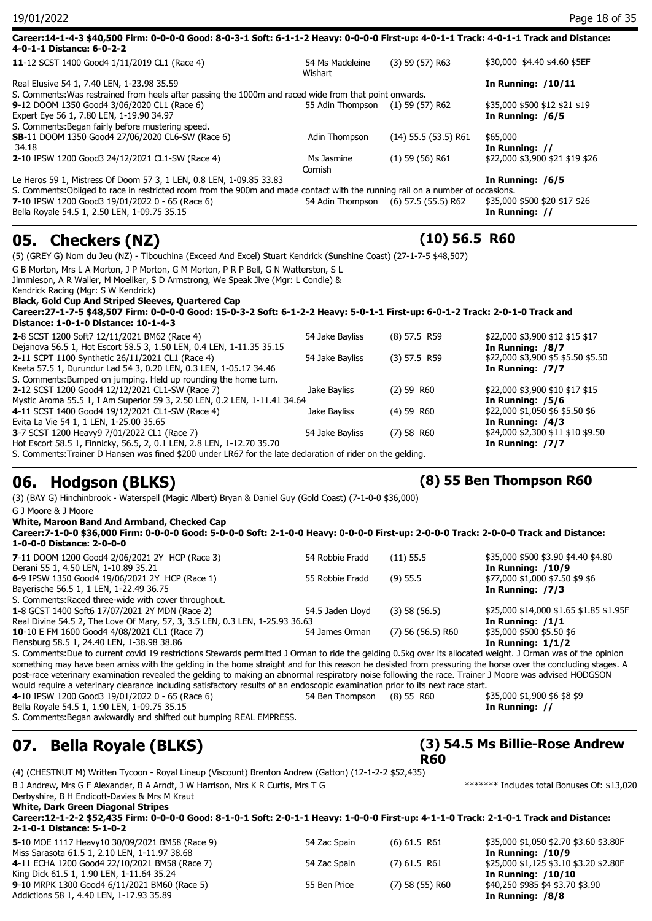**Career:14-1-4-3 $40,500 Firm: 0-0-0-0 Good: 8-0-3-1 Soft: 6-1-1-2 Heavy: 0-0-0-0 First-up: 4-0-1-1 Track: 4-0-1-1 Track and Distance: 4-0-1-1 Distance: 6-0-2-2**

| | | | |
|---|---|---|---|
| **11**-12 SCST 1400 Good4 1/11/2019 CL1 (Race 4) | 54 Ms Madeleine Wishart | (3) 59 (57) R63 | $30,000 $4.40 $4.60 $5EF |
| Real Elusive 54 1, 7.40 LEN, 1-23.98 35.59 | | | **In Running: /10/11** |
| S. Comments:Was restrained from heels after passing the 1000m and raced wide from that point onwards. | | | |
| **9**-12 DOOM 1350 Good4 3/06/2020 CL1 (Race 6) | 55 Adin Thompson | (1) 59 (57) R62 | $35,000 $500 $12 $21 $19 |
| Expert Eye 56 1, 7.80 LEN, 1-19.90 34.97 | | | **In Running: /6/5** |
| S. Comments:Began fairly before mustering speed. | | | |
| **SB**-11 DOOM 1350 Good4 27/06/2020 CL6-SW (Race 6) | Adin Thompson | (14) 55.5 (53.5) R61 | $65,000 |
| 34.18 | | | **In Running: //** |
| **2**-10 IPSW 1200 Good3 24/12/2021 CL1-SW (Race 4) | Ms Jasmine Cornish | (1) 59 (56) R61 | $22,000 $3,900 $21 $19 $26 |
| Le Heros 59 1, Mistress Of Doom 57 3, 1 LEN, 0.8 LEN, 1-09.85 33.83 | | | **In Running: /6/5** |
| S. Comments:Obliged to race in restricted room from the 900m and made contact with the running rail on a number of occasions. | | | |
| **7**-10 IPSW 1200 Good3 19/01/2022 0 - 65 (Race 6) | 54 Adin Thompson | (6) 57.5 (55.5) R62 | $35,000 $500 $20 $17 $26 |
| Bella Royale 54.5 1, 2.50 LEN, 1-09.75 35.15 | | | **In Running: //** |

## 05. Checkers (NZ) (10) 56.5 R60

(5) (GREY G) Nom du Jeu (NZ) - Tibouchina (Exceed And Excel) Stuart Kendrick (Sunshine Coast) (27-1-7-5 $48,507)

G B Morton, Mrs L A Morton, J P Morton, G M Morton, P R P Bell, G N Watterston, S L Jimmieson, A R Waller, M Moeliker, S D Armstrong, We Speak Jive (Mgr: L Condie) & Kendrick Racing (Mgr: S W Kendrick)

**Black, Gold Cup And Striped Sleeves, Quartered Cap**

**Career:27-1-7-5 $48,507 Firm: 0-0-0-0 Good: 15-0-3-2 Soft: 6-1-2-2 Heavy: 5-0-1-1 First-up: 6-0-1-2 Track: 2-0-1-0 Track and Distance: 1-0-1-0 Distance: 10-1-4-3**

| | | | |
|---|---|---|---|
| **2**-8 SCST 1200 Soft7 12/11/2021 BM62 (Race 4) | 54 Jake Bayliss | (8) 57.5 R59 | $22,000 $3,900 $12 $15 $17 |
| Dejanova 56.5 1, Hot Escort 58.5 3, 1.50 LEN, 0.4 LEN, 1-11.35 35.15 | | | **In Running: /8/7** |
| **2**-11 SCPT 1100 Synthetic 26/11/2021 CL1 (Race 4) | 54 Jake Bayliss | (3) 57.5 R59 | $22,000 $3,900 $5 $5.50 $5.50 |
| Keeta 57.5 1, Durundur Lad 54 3, 0.20 LEN, 0.3 LEN, 1-05.17 34.46 | | | **In Running: /7/7** |
| S. Comments:Bumped on jumping. Held up rounding the home turn. | | | |
| **2**-12 SCST 1200 Good4 12/12/2021 CL1-SW (Race 7) | Jake Bayliss | (2) 59 R60 | $22,000 $3,900 $10 $17 $15 |
| Mystic Aroma 55.5 1, I Am Superior 59 3, 2.50 LEN, 0.2 LEN, 1-11.41 34.64 | | | **In Running: /5/6** |
| **4**-11 SCST 1400 Good4 19/12/2021 CL1-SW (Race 4) | Jake Bayliss | (4) 59 R60 | $22,000 $1,050 $6 $5.50 $6 |
| Evita La Vie 54 1, 1 LEN, 1-25.00 35.65 | | | **In Running: /4/3** |
| **3**-7 SCST 1200 Heavy9 7/01/2022 CL1 (Race 7) | 54 Jake Bayliss | (7) 58 R60 | $24,000 $2,300 $11 $10 $9.50 |
| Hot Escort 58.5 1, Finnicky, 56.5, 2, 0.1 LEN, 2.8 LEN, 1-12.70 35.70 | | | **In Running: /7/7** |
| S. Comments:Trainer D Hansen was fined $200 under LR67 for the late declaration of rider on the gelding. | | | |

## 06. Hodgson (BLKS) (8) 55 Ben Thompson R60

(3) (BAY G) Hinchinbrook - Waterspell (Magic Albert) Bryan & Daniel Guy (Gold Coast) (7-1-0-0 $36,000)

G J Moore & J Moore

**White, Maroon Band And Armband, Checked Cap**

**Career:7-1-0-0 $36,000 Firm: 0-0-0-0 Good: 5-0-0-0 Soft: 2-1-0-0 Heavy: 0-0-0-0 First-up: 2-0-0-0 Track: 2-0-0-0 Track and Distance: 1-0-0-0 Distance: 2-0-0-0**

| | | | |
|---|---|---|---|
| **7**-11 DOOM 1200 Good4 2/06/2021 2Y HCP (Race 3) | 54 Robbie Fradd | (11) 55.5 | $35,000 $500 $3.90 $4.40 $4.80 |
| Derani 55 1, 4.50 LEN, 1-10.89 35.21 | | | **In Running: /10/9** |
| **6**-9 IPSW 1350 Good4 19/06/2021 2Y HCP (Race 1) | 55 Robbie Fradd | (9) 55.5 | $77,000 $1,000 $7.50 $9 $6 |
| Bayerische 56.5 1, 1 LEN, 1-22.49 36.75 | | | **In Running: /7/3** |
| S. Comments:Raced three-wide with cover throughout. | | | |
| **1**-8 GCST 1400 Soft6 17/07/2021 2Y MDN (Race 2) | 54.5 Jaden Lloyd | (3) 58 (56.5) | $25,000 $14,000 $1.65 $1.85 $1.95F |
| Real Divine 54.5 2, The Love Of Mary, 57, 3, 3.5 LEN, 0.3 LEN, 1-25.93 36.63 | | | **In Running: /1/1** |
| **10**-10 E FM 1600 Good4 4/08/2021 CL1 (Race 7) | 54 James Orman | (7) 56 (56.5) R60 | $35,000 $500 $5.50 $6 |
| Flensburg 58.5 1, 24.40 LEN, 1-38.98 38.86 | | | **In Running: 1/1/2** |
| S. Comments:Due to current covid 19 restrictions Stewards permitted J Orman to ride the gelding 0.5kg over its allocated weight. J Orman was of the opinion something may have been amiss with the gelding in the home straight and for this reason he desisted from pressuring the horse over the concluding stages. A post-race veterinary examination revealed the gelding to making an abnormal respiratory noise following the race. Trainer J Moore was advised HODGSON would require a veterinary clearance including satisfactory results of an endoscopic examination prior to its next race start. | | | |
| **4**-10 IPSW 1200 Good3 19/01/2022 0 - 65 (Race 6) | 54 Ben Thompson | (8) 55 R60 | $35,000 $1,900 $6 $8 $9 |
| Bella Royale 54.5 1, 1.90 LEN, 1-09.75 35.15 | | | **In Running: //** |
| S. Comments:Began awkwardly and shifted out bumping REAL EMPRESS. | | | |

## 07. Bella Royale (BLKS) (3) 54.5 Ms Billie-Rose Andrew R60

(4) (CHESTNUT M) Written Tycoon - Royal Lineup (Viscount) Brenton Andrew (Gatton) (12-1-2-2 $52,435)

B J Andrew, Mrs G F Alexander, B A Arndt, J W Harrison, Mrs K R Curtis, Mrs T G Derbyshire, B H Endicott-Davies & Mrs M Kraut

******* Includes total Bonuses Of: $13,020

**White, Dark Green Diagonal Stripes**

**Career:12-1-2-2 $52,435 Firm: 0-0-0-0 Good: 8-1-0-1 Soft: 2-0-1-1 Heavy: 1-0-0-0 First-up: 4-1-1-0 Track: 2-1-0-1 Track and Distance: 2-1-0-1 Distance: 5-1-0-2**

| | | | |
|---|---|---|---|
| **5**-10 MOE 1117 Heavy10 30/09/2021 BM58 (Race 9) | 54 Zac Spain | (6) 61.5 R61 | $35,000 $1,050 $2.70 $3.60 $3.80F |
| Miss Sarasota 61.5 1, 2.10 LEN, 1-11.97 38.68 | | | **In Running: /10/9** |
| **4**-11 ECHA 1200 Good4 22/10/2021 BM58 (Race 7) | 54 Zac Spain | (7) 61.5 R61 | $25,000 $1,125 $3.10 $3.20 $2.80F |
| King Dick 61.5 1, 1.90 LEN, 1-11.64 35.24 | | | **In Running: /10/10** |
| **9**-10 MRPK 1300 Good4 6/11/2021 BM60 (Race 5) | 55 Ben Price | (7) 58 (55) R60 | $40,250 $985 $4 $3.70 $3.90 |
| Addictions 58 1, 4.40 LEN, 1-17.93 35.89 | | | **In Running: /8/8** |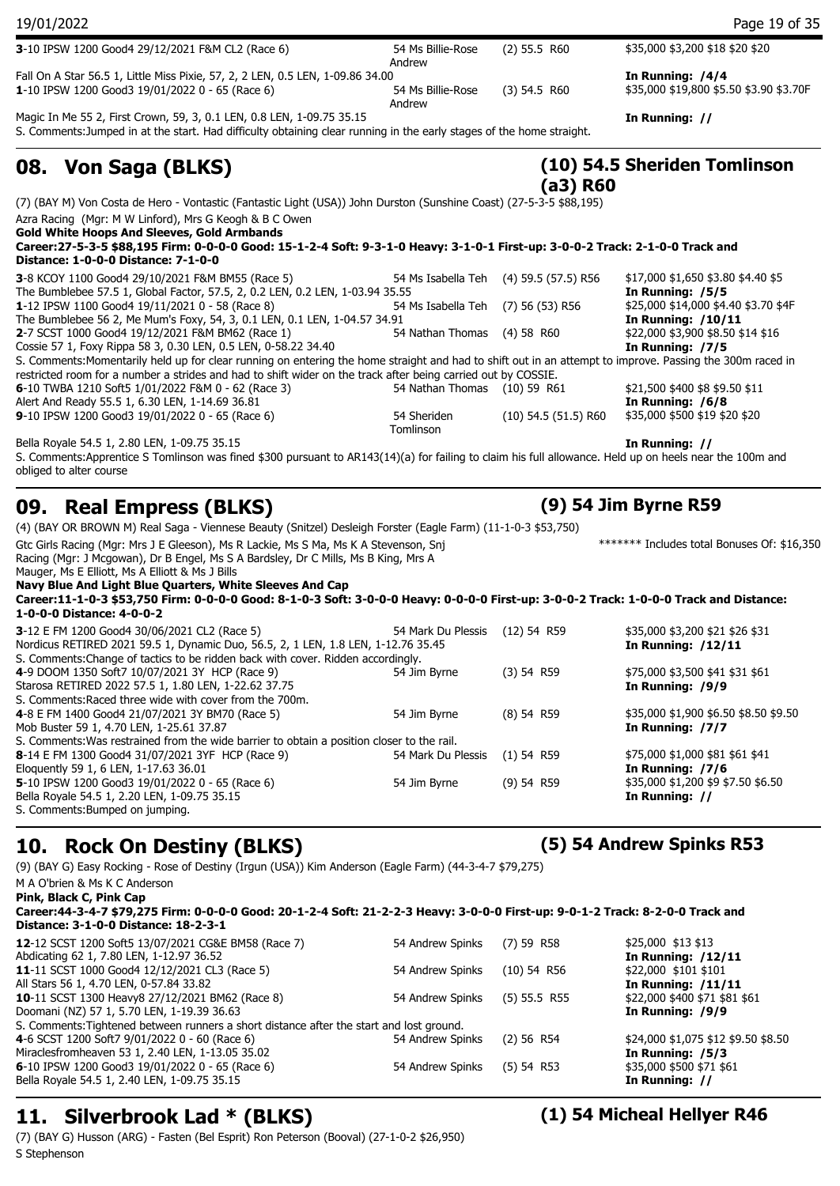**3**-10 IPSW 1200 Good4 29/12/2021 F&M CL2 (Race 6) | 54 Ms Billie-Rose Andrew | (2) 55.5 R60 | $35,000 $3,200 $18 $20 $20
Fall On A Star 56.5 1, Little Miss Pixie, 57, 2, 2 LEN, 0.5 LEN, 1-09.86 34.00 | **In Running: /4/4**

**1**-10 IPSW 1200 Good3 19/01/2022 0 - 65 (Race 6) | 54 Ms Billie-Rose Andrew | (3) 54.5 R60 | $35,000 $19,800 $5.50 $3.90 $3.70F
Magic In Me 55 2, First Crown, 59, 3, 0.1 LEN, 0.8 LEN, 1-09.75 35.15 | **In Running: //**
S. Comments:Jumped in at the start. Had difficulty obtaining clear running in the early stages of the home straight.

## 08. Von Saga (BLKS) — (10) 54.5 Sheriden Tomlinson (a3) R60

(7) (BAY M) Von Costa de Hero - Vontastic (Fantastic Light (USA)) John Durston (Sunshine Coast) (27-5-3-5 $88,195)
Azra Racing (Mgr: M W Linford), Mrs G Keogh & B C Owen
**Gold White Hoops And Sleeves, Gold Armbands**
**Career:27-5-3-5 $88,195 Firm: 0-0-0-0 Good: 15-1-2-4 Soft: 9-3-1-0 Heavy: 3-1-0-1 First-up: 3-0-0-2 Track: 2-1-0-0 Track and Distance: 1-0-0-0 Distance: 7-1-0-0**

**3**-8 KCOY 1100 Good4 29/10/2021 F&M BM55 (Race 5) | 54 Ms Isabella Teh | (4) 59.5 (57.5) R56 | $17,000 $1,650 $3.80 $4.40 $5
The Bumblebee 57.5 1, Global Factor, 57.5, 2, 0.2 LEN, 0.2 LEN, 1-03.94 35.55 | **In Running: /5/5**

**1**-12 IPSW 1100 Good4 19/11/2021 0 - 58 (Race 8) | 54 Ms Isabella Teh | (7) 56 (53) R56 | $25,000 $14,000 $4.40 $3.70 $4F
The Bumblebee 56 2, Me Mum's Foxy, 54, 3, 0.1 LEN, 0.1 LEN, 1-04.57 34.91 | **In Running: /10/11**

**2**-7 SCST 1000 Good4 19/12/2021 F&M BM62 (Race 1) | 54 Nathan Thomas | (4) 58 R60 | $22,000 $3,900 $8.50 $14 $16
Cossie 57 1, Foxy Rippa 58 3, 0.30 LEN, 0.5 LEN, 0-58.22 34.40 | **In Running: /7/5**
S. Comments:Momentarily held up for clear running on entering the home straight and had to shift out in an attempt to improve. Passing the 300m raced in restricted room for a number a strides and had to shift wider on the track after being carried out by COSSIE.

**6**-10 TWBA 1210 Soft5 1/01/2022 F&M 0 - 62 (Race 3) | 54 Nathan Thomas | (10) 59 R61 | $21,500 $400 $8 $9.50 $11
Alert And Ready 55.5 1, 6.30 LEN, 1-14.69 36.81 | **In Running: /6/8**

**9**-10 IPSW 1200 Good3 19/01/2022 0 - 65 (Race 6) | 54 Sheriden Tomlinson | (10) 54.5 (51.5) R60 | $35,000 $500 $19 $20 $20
Bella Royale 54.5 1, 2.80 LEN, 1-09.75 35.15 | **In Running: //**
S. Comments:Apprentice S Tomlinson was fined $300 pursuant to AR143(14)(a) for failing to claim his full allowance. Held up on heels near the 100m and obliged to alter course

## 09. Real Empress (BLKS) — (9) 54 Jim Byrne R59

(4) (BAY OR BROWN M) Real Saga - Viennese Beauty (Snitzel) Desleigh Forster (Eagle Farm) (11-1-0-3 $53,750)
Gtc Girls Racing (Mgr: Mrs J E Gleeson), Ms R Lackie, Ms S Ma, Ms K A Stevenson, Snj Racing (Mgr: J Mcgowan), Dr B Engel, Ms S A Bardsley, Dr C Mills, Ms B King, Mrs A Mauger, Ms E Elliott, Ms A Elliott & Ms J Bills
******* Includes total Bonuses Of: $16,350
**Navy Blue And Light Blue Quarters, White Sleeves And Cap**
**Career:11-1-0-3 $53,750 Firm: 0-0-0-0 Good: 8-1-0-3 Soft: 3-0-0-0 Heavy: 0-0-0-0 First-up: 3-0-0-2 Track: 1-0-0-0 Track and Distance: 1-0-0-0 Distance: 4-0-0-2**

**3**-12 E FM 1200 Good4 30/06/2021 CL2 (Race 5) | 54 Mark Du Plessis | (12) 54 R59 | $35,000 $3,200 $21 $26 $31
Nordicus RETIRED 2021 59.5 1, Dynamic Duo, 56.5, 2, 1 LEN, 1.8 LEN, 1-12.76 35.45 | **In Running: /12/11**
S. Comments:Change of tactics to be ridden back with cover. Ridden accordingly.

**4**-9 DOOM 1350 Soft7 10/07/2021 3Y HCP (Race 9) | 54 Jim Byrne | (3) 54 R59 | $75,000 $3,500 $41 $31 $61
Starosa RETIRED 2022 57.5 1, 1.80 LEN, 1-22.62 37.75 | **In Running: /9/9**
S. Comments:Raced three wide with cover from the 700m.

**4**-8 E FM 1400 Good4 21/07/2021 3Y BM70 (Race 5) | 54 Jim Byrne | (8) 54 R59 | $35,000 $1,900 $6.50 $8.50 $9.50
Mob Buster 59 1, 4.70 LEN, 1-25.61 37.87 | **In Running: /7/7**
S. Comments:Was restrained from the wide barrier to obtain a position closer to the rail.

**8**-14 E FM 1300 Good4 31/07/2021 3YF HCP (Race 9) | 54 Mark Du Plessis | (1) 54 R59 | $75,000 $1,000 $81 $61 $41
Eloquently 59 1, 6 LEN, 1-17.63 36.01 | **In Running: /7/6**

**5**-10 IPSW 1200 Good3 19/01/2022 0 - 65 (Race 6) | 54 Jim Byrne | (9) 54 R59 | $35,000 $1,200 $9 $7.50 $6.50
Bella Royale 54.5 1, 2.20 LEN, 1-09.75 35.15 | **In Running: //**
S. Comments:Bumped on jumping.

## 10. Rock On Destiny (BLKS) — (5) 54 Andrew Spinks R53

(9) (BAY G) Easy Rocking - Rose of Destiny (Irgun (USA)) Kim Anderson (Eagle Farm) (44-3-4-7 $79,275)
M A O'brien & Ms K C Anderson
**Pink, Black C, Pink Cap**
**Career:44-3-4-7 $79,275 Firm: 0-0-0-0 Good: 20-1-2-4 Soft: 21-2-2-3 Heavy: 3-0-0-0 First-up: 9-0-1-2 Track: 8-2-0-0 Track and Distance: 3-1-0-0 Distance: 18-2-3-1**

**12**-12 SCST 1200 Soft5 13/07/2021 CG&E BM58 (Race 7) | 54 Andrew Spinks | (7) 59 R58 | $25,000 $13 $13
Abdicating 62 1, 7.80 LEN, 1-12.97 36.52 | **In Running: /12/11**

**11**-11 SCST 1000 Good4 12/12/2021 CL3 (Race 5) | 54 Andrew Spinks | (10) 54 R56 | $22,000 $101 $101
All Stars 56 1, 4.70 LEN, 0-57.84 33.82 | **In Running: /11/11**

**10**-11 SCST 1300 Heavy8 27/12/2021 BM62 (Race 8) | 54 Andrew Spinks | (5) 55.5 R55 | $22,000 $400 $71 $81 $61
Doomani (NZ) 57 1, 5.70 LEN, 1-19.39 36.63 | **In Running: /9/9**
S. Comments:Tightened between runners a short distance after the start and lost ground.

**4**-6 SCST 1200 Soft7 9/01/2022 0 - 60 (Race 6) | 54 Andrew Spinks | (2) 56 R54 | $24,000 $1,075 $12 $9.50 $8.50
Miraclesfromheaven 53 1, 2.40 LEN, 1-13.05 35.02 | **In Running: /5/3**

**6**-10 IPSW 1200 Good3 19/01/2022 0 - 65 (Race 6) | 54 Andrew Spinks | (5) 54 R53 | $35,000 $500 $71 $61
Bella Royale 54.5 1, 2.40 LEN, 1-09.75 35.15 | **In Running: //**

## 11. Silverbrook Lad * (BLKS) — (1) 54 Micheal Hellyer R46

(7) (BAY G) Husson (ARG) - Fasten (Bel Esprit) Ron Peterson (Booval) (27-1-0-2 $26,950)
S Stephenson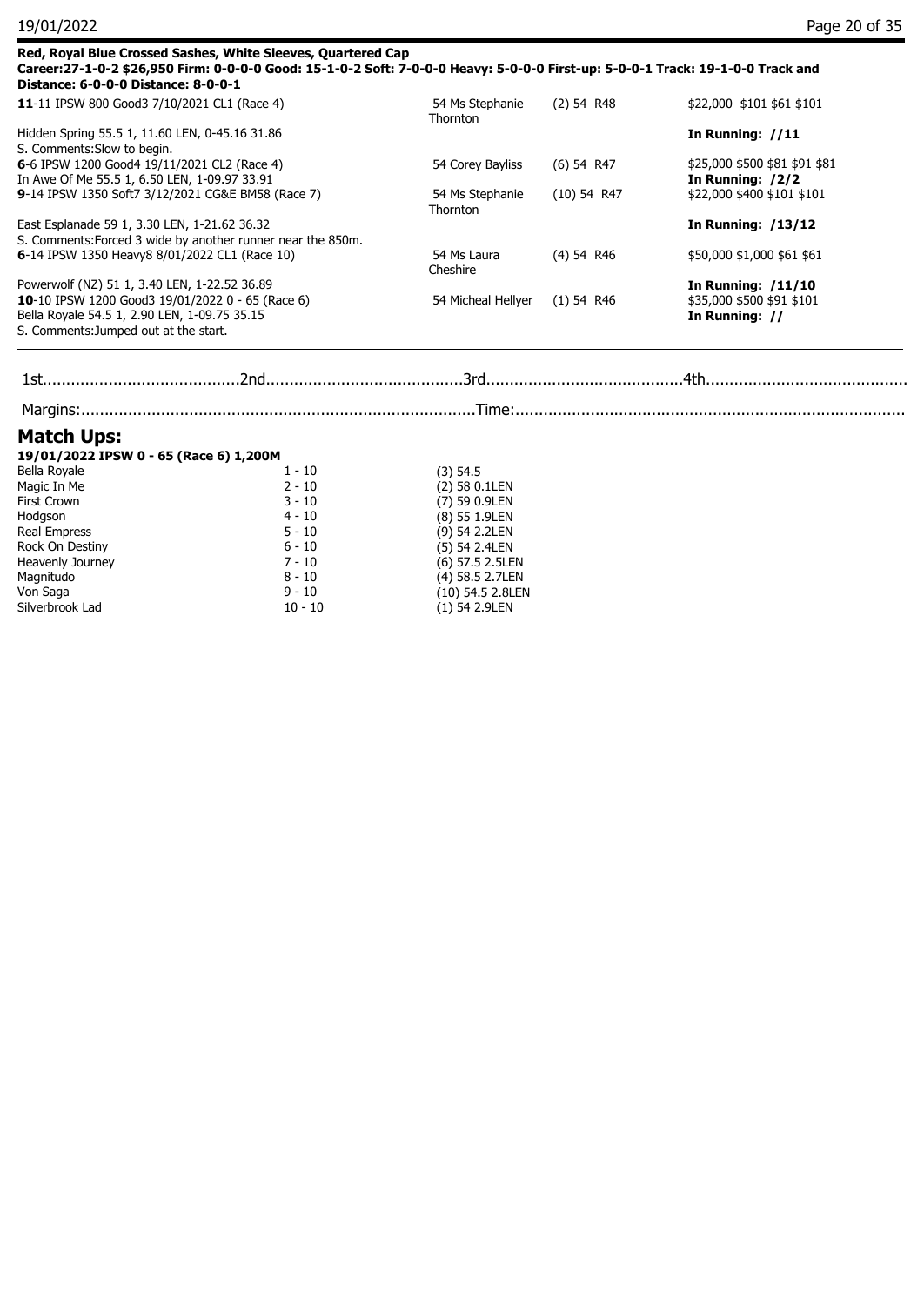**Red, Royal Blue Crossed Sashes, White Sleeves, Quartered Cap**
**Career:27-1-0-2 $26,950 Firm: 0-0-0-0 Good: 15-1-0-2 Soft: 7-0-0-0 Heavy: 5-0-0-0 First-up: 5-0-0-1 Track: 19-1-0-0 Track and Distance: 6-0-0-0 Distance: 8-0-0-1**

| | | | |
|---|---|---|---|
| **11**-11 IPSW 800 Good3 7/10/2021 CL1 (Race 4) | 54 Ms Stephanie Thornton | (2) 54 R48 | $22,000 $101 $61 $101 |
| Hidden Spring 55.5 1, 11.60 LEN, 0-45.16 31.86 | | | **In Running: //11** |
| S. Comments:Slow to begin. | | | |
| **6**-6 IPSW 1200 Good4 19/11/2021 CL2 (Race 4) | 54 Corey Bayliss | (6) 54 R47 | $25,000 $500 $81 $91 $81 |
| In Awe Of Me 55.5 1, 6.50 LEN, 1-09.97 33.91 | | | **In Running: /2/2** |
| **9**-14 IPSW 1350 Soft7 3/12/2021 CG&E BM58 (Race 7) | 54 Ms Stephanie Thornton | (10) 54 R47 | $22,000 $400 $101 $101 |
| East Esplanade 59 1, 3.30 LEN, 1-21.62 36.32 | | | **In Running: /13/12** |
| S. Comments:Forced 3 wide by another runner near the 850m. | | | |
| **6**-14 IPSW 1350 Heavy8 8/01/2022 CL1 (Race 10) | 54 Ms Laura Cheshire | (4) 54 R46 | $50,000 $1,000 $61 $61 |
| Powerwolf (NZ) 51 1, 3.40 LEN, 1-22.52 36.89 | | | **In Running: /11/10** |
| **10**-10 IPSW 1200 Good3 19/01/2022 0 - 65 (Race 6) | 54 Micheal Hellyer | (1) 54 R46 | $35,000 $500 $91 $101 |
| Bella Royale 54.5 1, 2.90 LEN, 1-09.75 35.15 | | | **In Running: //** |
| S. Comments:Jumped out at the start. | | | |

1st..........................................2nd..........................................3rd..........................................4th..........................................

Margins:....................................................................................Time:....................................................................................

## Match Ups:

**19/01/2022 IPSW 0 - 65 (Race 6) 1,200M**

| | | |
|---|---|---|
| Bella Royale | 1 - 10 | (3) 54.5 |
| Magic In Me | 2 - 10 | (2) 58 0.1LEN |
| First Crown | 3 - 10 | (7) 59 0.9LEN |
| Hodgson | 4 - 10 | (8) 55 1.9LEN |
| Real Empress | 5 - 10 | (9) 54 2.2LEN |
| Rock On Destiny | 6 - 10 | (5) 54 2.4LEN |
| Heavenly Journey | 7 - 10 | (6) 57.5 2.5LEN |
| Magnitudo | 8 - 10 | (4) 58.5 2.7LEN |
| Von Saga | 9 - 10 | (10) 54.5 2.8LEN |
| Silverbrook Lad | 10 - 10 | (1) 54 2.9LEN |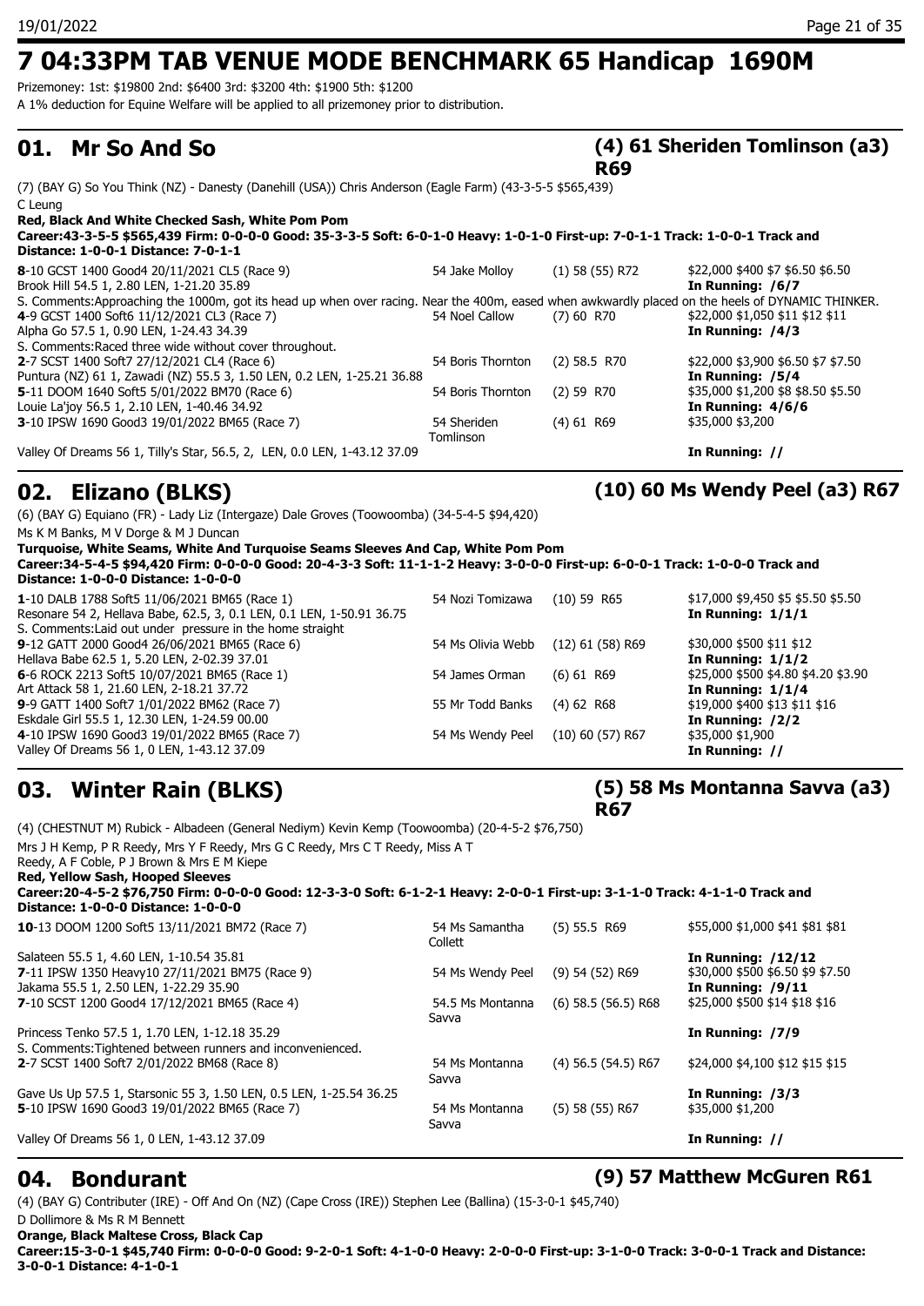# 7 04:33PM TAB VENUE MODE BENCHMARK 65 Handicap 1690M

Prizemoney: 1st: $19800 2nd: $6400 3rd: $3200 4th: $1900 5th: $1200

A 1% deduction for Equine Welfare will be applied to all prizemoney prior to distribution.

## 01. Mr So And So — (4) 61 Sheriden Tomlinson (a3) R69

(7) (BAY G) So You Think (NZ) - Danesty (Danehill (USA)) Chris Anderson (Eagle Farm) (43-3-5-5 $565,439)

C Leung

**Red, Black And White Checked Sash, White Pom Pom**

**Career:43-3-5-5 $565,439 Firm: 0-0-0-0 Good: 35-3-3-5 Soft: 6-0-1-0 Heavy: 1-0-1-0 First-up: 7-0-1-1 Track: 1-0-0-1 Track and Distance: 1-0-0-1 Distance: 7-0-1-1**

**8**-10 GCST 1400 Good4 20/11/2021 CL5 (Race 9) | 54 Jake Molloy | (1) 58 (55) R72 | $22,000 $400 $7 $6.50 $6.50
Brook Hill 54.5 1, 2.80 LEN, 1-21.20 35.89 | **In Running: /6/7**
S. Comments:Approaching the 1000m, got its head up when over racing. Near the 400m, eased when awkwardly placed on the heels of DYNAMIC THINKER.

**4**-9 GCST 1400 Soft6 11/12/2021 CL3 (Race 7) | 54 Noel Callow | (7) 60 R70 | $22,000 $1,050 $11 $12 $11
Alpha Go 57.5 1, 0.90 LEN, 1-24.43 34.39 | **In Running: /4/3**
S. Comments:Raced three wide without cover throughout.

**2**-7 SCST 1400 Soft7 27/12/2021 CL4 (Race 6) | 54 Boris Thornton | (2) 58.5 R70 | $22,000 $3,900 $6.50 $7 $7.50
Puntura (NZ) 61 1, Zawadi (NZ) 55.5 3, 1.50 LEN, 0.2 LEN, 1-25.21 36.88 | **In Running: /5/4**

**5**-11 DOOM 1640 Soft5 5/01/2022 BM70 (Race 6) | 54 Boris Thornton | (2) 59 R70 | $35,000 $1,200 $8 $8.50 $5.50
Louie La'joy 56.5 1, 2.10 LEN, 1-40.46 34.92 | **In Running: 4/6/6**

**3**-10 IPSW 1690 Good3 19/01/2022 BM65 (Race 7) | 54 Sheriden Tomlinson | (4) 61 R69 | $35,000 $3,200
Valley Of Dreams 56 1, Tilly's Star, 56.5, 2, LEN, 0.0 LEN, 1-43.12 37.09 | **In Running: //**

## 02. Elizano (BLKS) — (10) 60 Ms Wendy Peel (a3) R67

(6) (BAY G) Equiano (FR) - Lady Liz (Intergaze) Dale Groves (Toowoomba) (34-5-4-5 $94,420)

Ms K M Banks, M V Dorge & M J Duncan

**Turquoise, White Seams, White And Turquoise Seams Sleeves And Cap, White Pom Pom**

**Career:34-5-4-5 $94,420 Firm: 0-0-0-0 Good: 20-4-3-3 Soft: 11-1-1-2 Heavy: 3-0-0-0 First-up: 6-0-0-1 Track: 1-0-0-0 Track and Distance: 1-0-0-0 Distance: 1-0-0-0**

**1**-10 DALB 1788 Soft5 11/06/2021 BM65 (Race 1) | 54 Nozi Tomizawa | (10) 59 R65 | $17,000 $9,450 $5 $5.50 $5.50
Resonare 54 2, Hellava Babe, 62.5, 3, 0.1 LEN, 0.1 LEN, 1-50.91 36.75 | **In Running: 1/1/1**
S. Comments:Laid out under pressure in the home straight

**9**-12 GATT 2000 Good4 26/06/2021 BM65 (Race 6) | 54 Ms Olivia Webb | (12) 61 (58) R69 | $30,000 $500 $11 $12
Hellava Babe 62.5 1, 5.20 LEN, 2-02.39 37.01 | **In Running: 1/1/2**

**6**-6 ROCK 2213 Soft5 10/07/2021 BM65 (Race 1) | 54 James Orman | (6) 61 R69 | $25,000 $500 $4.80 $4.20 $3.90
Art Attack 58 1, 21.60 LEN, 2-18.21 37.72 | **In Running: 1/1/4**

**9**-9 GATT 1400 Soft7 1/01/2022 BM62 (Race 7) | 55 Mr Todd Banks | (4) 62 R68 | $19,000 $400 $13 $11 $16
Eskdale Girl 55.5 1, 12.30 LEN, 1-24.59 00.00 | **In Running: /2/2**

**4**-10 IPSW 1690 Good3 19/01/2022 BM65 (Race 7) | 54 Ms Wendy Peel | (10) 60 (57) R67 | $35,000 $1,900
Valley Of Dreams 56 1, 0 LEN, 1-43.12 37.09 | **In Running: //**

## 03. Winter Rain (BLKS) — (5) 58 Ms Montanna Savva (a3) R67

(4) (CHESTNUT M) Rubick - Albadeen (General Nediym) Kevin Kemp (Toowoomba) (20-4-5-2 $76,750)

Mrs J H Kemp, P R Reedy, Mrs Y F Reedy, Mrs G C Reedy, Mrs C T Reedy, Miss A T Reedy, A F Coble, P J Brown & Mrs E M Kiepe

**Red, Yellow Sash, Hooped Sleeves**

**Career:20-4-5-2 $76,750 Firm: 0-0-0-0 Good: 12-3-3-0 Soft: 6-1-2-1 Heavy: 2-0-0-1 First-up: 3-1-1-0 Track: 4-1-1-0 Track and Distance: 1-0-0-0**

**10**-13 DOOM 1200 Soft5 13/11/2021 BM72 (Race 7) | 54 Ms Samantha Collett | (5) 55.5 R69 | $55,000 $1,000 $41 $81 $81
Salateen 55.5 1, 4.60 LEN, 1-10.54 35.81 | **In Running: /12/12**

**7**-11 IPSW 1350 Heavy10 27/11/2021 BM75 (Race 9) | 54 Ms Wendy Peel | (9) 54 (52) R69 | $30,000 $500 $6.50 $9 $7.50
Jakama 55.5 1, 2.50 LEN, 1-22.29 35.90 | **In Running: /9/11**

**7**-10 SCST 1200 Good4 17/12/2021 BM65 (Race 4) | 54.5 Ms Montanna Savva | (6) 58.5 (56.5) R68 | $25,000 $500 $14 $18 $16
Princess Tenko 57.5 1, 1.70 LEN, 1-12.18 35.29 | **In Running: /7/9**
S. Comments:Tightened between runners and inconvenienced.

**2**-7 SCST 1400 Soft7 2/01/2022 BM68 (Race 8) | 54 Ms Montanna Savva | (4) 56.5 (54.5) R67 | $24,000 $4,100 $12 $15 $15
Gave Us Up 57.5 1, Starsonic 55 3, 1.50 LEN, 0.5 LEN, 1-25.54 36.25 | **In Running: /3/3**

**5**-10 IPSW 1690 Good3 19/01/2022 BM65 (Race 7) | 54 Ms Montanna Savva | (5) 58 (55) R67 | $35,000 $1,200
Valley Of Dreams 56 1, 0 LEN, 1-43.12 37.09 | **In Running: //**

## 04. Bondurant — (9) 57 Matthew McGuren R61

(4) (BAY G) Contributer (IRE) - Off And On (NZ) (Cape Cross (IRE)) Stephen Lee (Ballina) (15-3-0-1 $45,740)

D Dollimore & Ms R M Bennett

**Orange, Black Maltese Cross, Black Cap**

**Career:15-3-0-1 $45,740 Firm: 0-0-0-0 Good: 9-2-0-1 Soft: 4-1-0-0 Heavy: 2-0-0-0 First-up: 3-1-0-0 Track: 3-0-0-1 Track and Distance: 3-0-0-1 Distance: 4-1-0-1**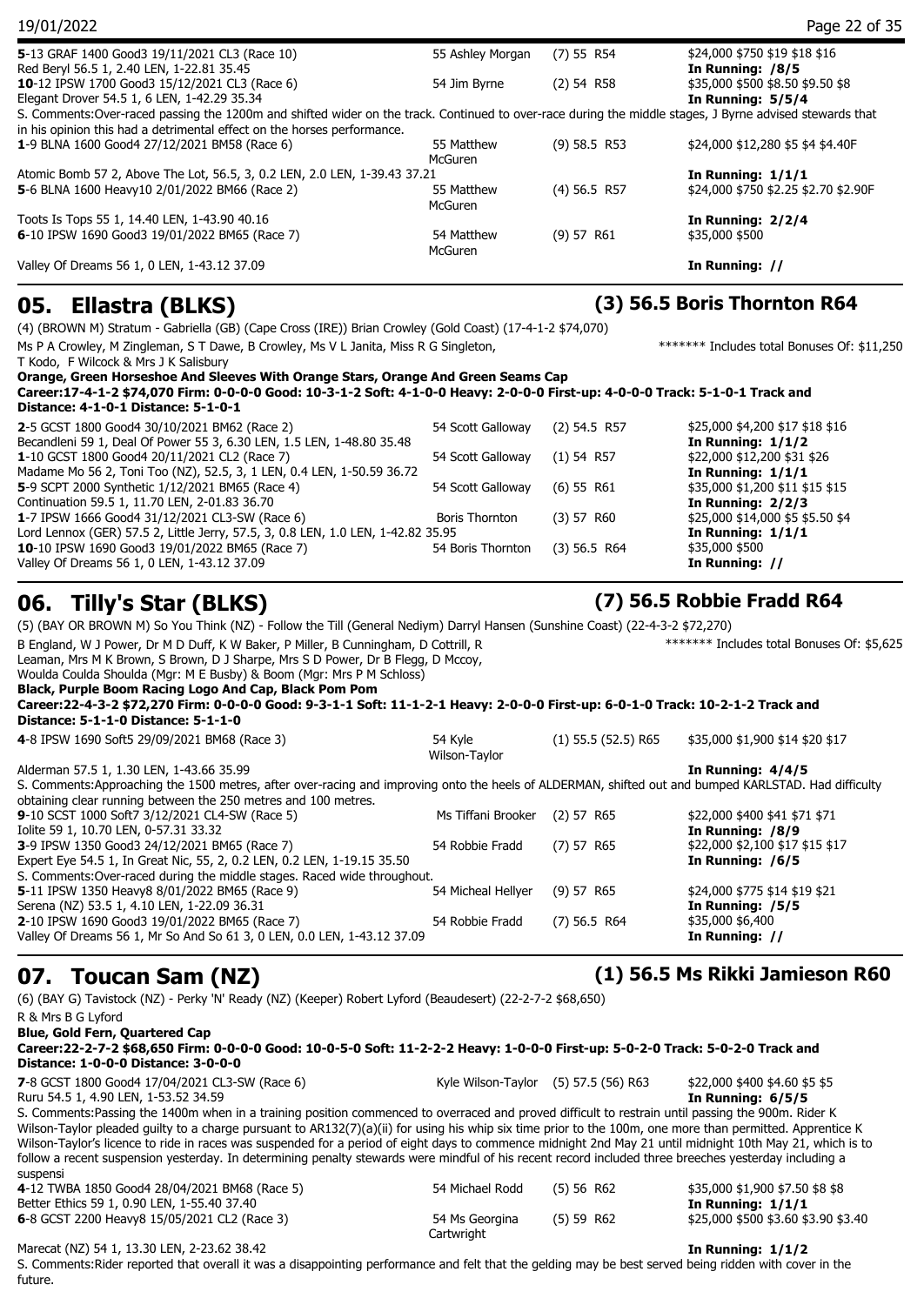**5**-13 GRAF 1400 Good3 19/11/2021 CL3 (Race 10) | 55 Ashley Morgan | (7) 55 R54 | $24,000 $750 $19 $18 $16
Red Beryl 56.5 1, 2.40 LEN, 1-22.81 35.45 | **In Running: /8/5**

**10**-12 IPSW 1700 Good3 15/12/2021 CL3 (Race 6) | 54 Jim Byrne | (2) 54 R58 | $35,000 $500 $8.50 $9.50 $8
Elegant Drover 54.5 1, 6 LEN, 1-42.29 35.34 | **In Running: 5/5/4**
S. Comments:Over-raced passing the 1200m and shifted wider on the track. Continued to over-race during the middle stages, J Byrne advised stewards that in his opinion this had a detrimental effect on the horses performance.

**1**-9 BLNA 1600 Good4 27/12/2021 BM58 (Race 6) | 55 Matthew McGuren | (9) 58.5 R53 | $24,000 $12,280 $5 $4 $4.40F
Atomic Bomb 57 2, Above The Lot, 56.5, 3, 0.2 LEN, 2.0 LEN, 1-39.43 37.21 | **In Running: 1/1/1**

**5**-6 BLNA 1600 Heavy10 2/01/2022 BM66 (Race 2) | 55 Matthew McGuren | (4) 56.5 R57 | $24,000 $750 $2.25 $2.70 $2.90F
Toots Is Tops 55 1, 14.40 LEN, 1-43.90 40.16 | **In Running: 2/2/4**

**6**-10 IPSW 1690 Good3 19/01/2022 BM65 (Race 7) | 54 Matthew McGuren | (9) 57 R61 | $35,000 $500
Valley Of Dreams 56 1, 0 LEN, 1-43.12 37.09 | **In Running: //**

## 05. Ellastra (BLKS) — (3) 56.5 Boris Thornton R64

(4) (BROWN M) Stratum - Gabriella (GB) (Cape Cross (IRE)) Brian Crowley (Gold Coast) (17-4-1-2 $74,070)
Ms P A Crowley, M Zingleman, S T Dawe, B Crowley, Ms V L Janita, Miss R G Singleton, T Kodo, F Wilcock & Mrs J K Salisbury
******* Includes total Bonuses Of: $11,250
**Orange, Green Horseshoe And Sleeves With Orange Stars, Orange And Green Seams Cap**
**Career:17-4-1-2 $74,070 Firm: 0-0-0-0 Good: 10-3-1-2 Soft: 4-1-0-0 Heavy: 2-0-0-0 First-up: 4-0-0-0 Track: 5-1-0-1 Track and Distance: 4-1-0-1 Distance: 5-1-0-1**

**2**-5 GCST 1800 Good4 30/10/2021 BM62 (Race 2) | 54 Scott Galloway | (2) 54.5 R57 | $25,000 $4,200 $17 $18 $16
Becandleni 59 1, Deal Of Power 55 3, 6.30 LEN, 1.5 LEN, 1-48.80 35.48 | **In Running: 1/1/2**

**1**-10 GCST 1800 Good4 20/11/2021 CL2 (Race 7) | 54 Scott Galloway | (1) 54 R57 | $22,000 $12,200 $31 $26
Madame Mo 56 2, Toni Too (NZ), 52.5, 3, 1 LEN, 0.4 LEN, 1-50.59 36.72 | **In Running: 1/1/1**

**5**-9 SCPT 2000 Synthetic 1/12/2021 BM65 (Race 4) | 54 Scott Galloway | (6) 55 R61 | $35,000 $1,200 $11 $15 $15
Continuation 59.5 1, 11.70 LEN, 2-01.83 36.70 | **In Running: 2/2/3**

**1**-7 IPSW 1666 Good3 31/12/2021 CL3-SW (Race 6) | Boris Thornton | (3) 57 R60 | $25,000 $14,000 $5 $5.50 $4
Lord Lennox (GER) 57.5 2, Little Jerry, 57.5, 3, 0.8 LEN, 1.0 LEN, 1-42.82 35.95 | **In Running: 1/1/1**

**10**-10 IPSW 1690 Good3 19/01/2022 BM65 (Race 7) | 54 Boris Thornton | (3) 56.5 R64 | $35,000 $500
Valley Of Dreams 56 1, 0 LEN, 1-43.12 37.09 | **In Running: //**

## 06. Tilly's Star (BLKS) — (7) 56.5 Robbie Fradd R64

(5) (BAY OR BROWN M) So You Think (NZ) - Follow the Till (General Nediym) Darryl Hansen (Sunshine Coast) (22-4-3-2 $72,270)
B England, W J Power, Dr M D Duff, K W Baker, P Miller, B Cunningham, D Cottrill, R Leaman, Mrs M K Brown, S Brown, D J Sharpe, Mrs S D Power, Dr B Flegg, D Mccoy, Woulda Coulda Shoulda (Mgr: M E Busby) & Boom (Mgr: Mrs P M Schloss)
******* Includes total Bonuses Of: $5,625
**Black, Purple Boom Racing Logo And Cap, Black Pom Pom**
**Career:22-4-3-2 $72,270 Firm: 0-0-0-0 Good: 9-3-1-1 Soft: 11-1-2-1 Heavy: 2-0-0-0 First-up: 6-0-1-0 Track: 10-2-1-2 Track and Distance: 5-1-1-0 Distance: 5-1-1-0**

**4**-8 IPSW 1690 Soft5 29/09/2021 BM68 (Race 3) | 54 Kyle Wilson-Taylor | (1) 55.5 (52.5) R65 | $35,000 $1,900 $14 $20 $17
Alderman 57.5 1, 1.30 LEN, 1-43.66 35.99 | **In Running: 4/4/5**
S. Comments:Approaching the 1500 metres, after over-racing and improving onto the heels of ALDERMAN, shifted out and bumped KARLSTAD. Had difficulty obtaining clear running between the 250 metres and 100 metres.

**9**-10 SCST 1000 Soft7 3/12/2021 CL4-SW (Race 5) | Ms Tiffani Brooker | (2) 57 R65 | $22,000 $400 $41 $71 $71
Iolite 59 1, 10.70 LEN, 0-57.31 33.32 | **In Running: /8/9**

**3**-9 IPSW 1350 Good3 24/12/2021 BM65 (Race 7) | 54 Robbie Fradd | (7) 57 R65 | $22,000 $2,100 $17 $15 $17
Expert Eye 54.5 1, In Great Nic, 55, 2, 0.2 LEN, 0.2 LEN, 1-19.15 35.50 | **In Running: /6/5**
S. Comments:Over-raced during the middle stages. Raced wide throughout.

**5**-11 IPSW 1350 Heavy8 8/01/2022 BM65 (Race 9) | 54 Micheal Hellyer | (9) 57 R65 | $24,000 $775 $14 $19 $21
Serena (NZ) 53.5 1, 4.10 LEN, 1-22.09 36.31 | **In Running: /5/5**

**2**-10 IPSW 1690 Good3 19/01/2022 BM65 (Race 7) | 54 Robbie Fradd | (7) 56.5 R64 | $35,000 $6,400
Valley Of Dreams 56 1, Mr So And So 61 3, 0 LEN, 0.0 LEN, 1-43.12 37.09 | **In Running: //**

## 07. Toucan Sam (NZ) — (1) 56.5 Ms Rikki Jamieson R60

(6) (BAY G) Tavistock (NZ) - Perky 'N' Ready (NZ) (Keeper) Robert Lyford (Beaudesert) (22-2-7-2 $68,650)
R & Mrs B G Lyford
**Blue, Gold Fern, Quartered Cap**
**Career:22-2-7-2 $68,650 Firm: 0-0-0-0 Good: 10-0-5-0 Soft: 11-2-2-2 Heavy: 1-0-0-0 First-up: 5-0-2-0 Track: 5-0-2-0 Track and Distance: 1-0-0-0 Distance: 3-0-0-0**

**7**-8 GCST 1800 Good4 17/04/2021 CL3-SW (Race 6) | Kyle Wilson-Taylor | (5) 57.5 (56) R63 | $22,000 $400 $4.60 $5 $5
Ruru 54.5 1, 4.90 LEN, 1-53.52 34.59 | **In Running: 6/5/5**
S. Comments:Passing the 1400m when in a training position commenced to overraced and proved difficult to restrain until passing the 900m. Rider K Wilson-Taylor pleaded guilty to a charge pursuant to AR132(7)(a)(ii) for using his whip six time prior to the 100m, one more than permitted. Apprentice K Wilson-Taylor's licence to ride in races was suspended for a period of eight days to commence midnight 2nd May 21 until midnight 10th May 21, which is to follow a recent suspension yesterday. In determining penalty stewards were mindful of his recent record included three breeches yesterday including a suspensi

**4**-12 TWBA 1850 Good4 28/04/2021 BM68 (Race 5) | 54 Michael Rodd | (5) 56 R62 | $35,000 $1,900 $7.50 $8 $8
Better Ethics 59 1, 0.90 LEN, 1-55.40 37.40 | **In Running: 1/1/1**

**6**-8 GCST 2200 Heavy8 15/05/2021 CL2 (Race 3) | 54 Ms Georgina Cartwright | (5) 59 R62 | $25,000 $500 $3.60 $3.90 $3.40
Marecat (NZ) 54 1, 13.30 LEN, 2-23.62 38.42 | **In Running: 1/1/2**
S. Comments:Rider reported that overall it was a disappointing performance and felt that the gelding may be best served being ridden with cover in the future.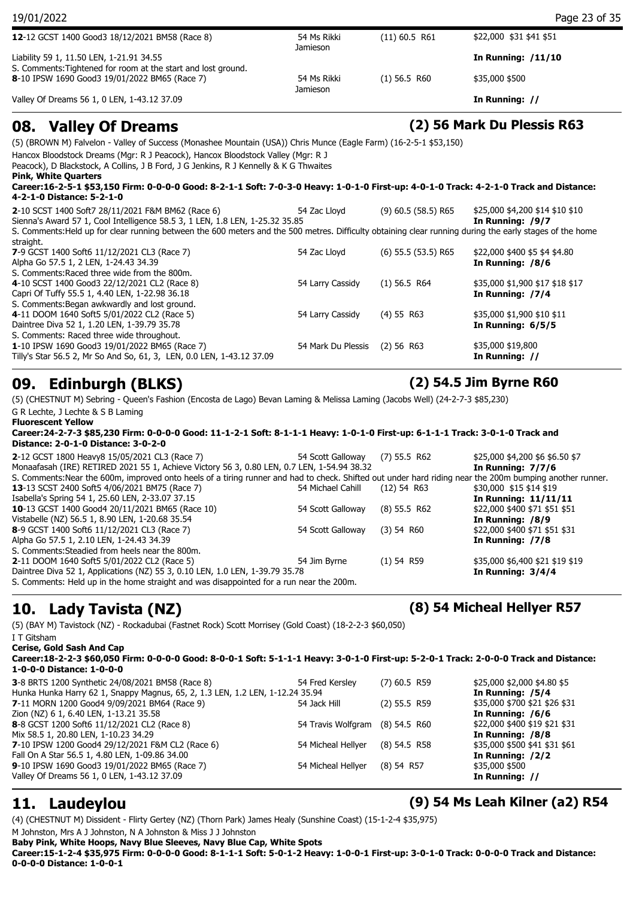**12**-12 GCST 1400 Good3 18/12/2021 BM58 (Race 8) | 54 Ms Rikki Jamieson | (11) 60.5 R61 | $22,000 $31 $41 $51
Liability 59 1, 11.50 LEN, 1-21.91 34.55 | **In Running: /11/10**
S. Comments:Tightened for room at the start and lost ground.
**8**-10 IPSW 1690 Good3 19/01/2022 BM65 (Race 7) | 54 Ms Rikki Jamieson | (1) 56.5 R60 | $35,000 $500
Valley Of Dreams 56 1, 0 LEN, 1-43.12 37.09 | **In Running: //**

## 08. Valley Of Dreams — (2) 56 Mark Du Plessis R63

(5) (BROWN M) Falvelon - Valley of Success (Monashee Mountain (USA)) Chris Munce (Eagle Farm) (16-2-5-1 $53,150)
Hancox Bloodstock Dreams (Mgr: R J Peacock), Hancox Bloodstock Valley (Mgr: R J Peacock), D Blackstock, A Collins, J B Ford, J G Jenkins, R J Kennelly & K G Thwaites
**Pink, White Quarters**
**Career:16-2-5-1 $53,150 Firm: 0-0-0-0 Good: 8-2-1-1 Soft: 7-0-3-0 Heavy: 1-0-1-0 First-up: 4-0-1-0 Track: 4-2-1-0 Track and Distance: 4-2-1-0 Distance: 5-2-1-0**

**2**-10 SCST 1400 Soft7 28/11/2021 F&M BM62 (Race 6) | 54 Zac Lloyd | (9) 60.5 (58.5) R65 | $25,000 $4,200 $14 $10 $10
Sienna's Award 57 1, Cool Intelligence 58.5 3, 1 LEN, 1.8 LEN, 1-25.32 35.85 | **In Running: /9/7**
S. Comments:Held up for clear running between the 600 meters and the 500 metres. Difficulty obtaining clear running during the early stages of the home straight.
**7**-9 SCST 1400 Soft6 11/12/2021 CL3 (Race 7) | 54 Zac Lloyd | (6) 55.5 (53.5) R65 | $22,000 $400 $5 $4 $4.80
Alpha Go 57.5 1, 2 LEN, 1-24.43 34.39 | **In Running: /8/6**
S. Comments:Raced three wide from the 800m.
**4**-10 SCST 1400 Good3 22/12/2021 CL2 (Race 8) | 54 Larry Cassidy | (1) 56.5 R64 | $35,000 $1,900 $17 $18 $17
Capri Of Tuffy 55.5 1, 4.40 LEN, 1-22.98 36.18 | **In Running: /7/4**
S. Comments:Began awkwardly and lost ground.
**4**-11 DOOM 1640 Soft5 5/01/2022 CL2 (Race 5) | 54 Larry Cassidy | (4) 55 R63 | $35,000 $1,900 $10 $11
Daintree Diva 52 1, 1.20 LEN, 1-39.79 35.78 | **In Running: 6/5/5**
S. Comments: Raced three wide throughout.
**1**-10 IPSW 1690 Good3 19/01/2022 BM65 (Race 7) | 54 Mark Du Plessis | (2) 56 R63 | $35,000 $19,800
Tilly's Star 56.5 2, Mr So And So, 61, 3, LEN, 0.0 LEN, 1-43.12 37.09 | **In Running: //**

## 09. Edinburgh (BLKS) — (2) 54.5 Jim Byrne R60

(5) (CHESTNUT M) Sebring - Queen's Fashion (Encosta de Lago) Bevan Laming & Melissa Laming (Jacobs Well) (24-2-7-3 $85,230)
G R Lechte, J Lechte & S B Laming
**Fluorescent Yellow**
**Career:24-2-7-3 $85,230 Firm: 0-0-0-0 Good: 11-1-2-1 Soft: 8-1-1-1 Heavy: 1-0-1-0 First-up: 6-1-1-1 Track: 3-0-1-0 Track and Distance: 2-0-1-0 Distance: 3-0-2-0**

**2**-12 GCST 1800 Heavy8 15/05/2021 CL3 (Race 7) | 54 Scott Galloway | (7) 55.5 R62 | $25,000 $4,200 $6 $6.50 $7
Monaafasah (IRE) RETIRED 2021 55 1, Achieve Victory 56 3, 0.80 LEN, 0.7 LEN, 1-54.94 38.32 | **In Running: 7/7/6**
S. Comments:Near the 600m, improved onto heels of a tiring runner and had to check. Shifted out under hard riding near the 200m bumping another runner.
**13**-13 SCST 2400 Soft5 4/06/2021 BM75 (Race 7) | 54 Michael Cahill | (12) 54 R63 | $30,000 $15 $14 $19
Isabella's Spring 54 1, 25.60 LEN, 2-33.07 37.15 | **In Running: 11/11/11**
**10**-13 GCST 1400 Good4 20/11/2021 BM65 (Race 10) | 54 Scott Galloway | (8) 55.5 R62 | $22,000 $400 $71 $51 $51
Vistabelle (NZ) 56.5 1, 8.90 LEN, 1-20.68 35.54 | **In Running: /8/9**
**8**-9 GCST 1400 Soft6 11/12/2021 CL3 (Race 7) | 54 Scott Galloway | (3) 54 R60 | $22,000 $400 $71 $51 $31
Alpha Go 57.5 1, 2.10 LEN, 1-24.43 34.39 | **In Running: /7/8**
S. Comments:Steadied from heels near the 800m.
**2**-11 DOOM 1640 Soft5 5/01/2022 CL2 (Race 5) | 54 Jim Byrne | (1) 54 R59 | $35,000 $6,400 $21 $19 $19
Daintree Diva 52 1, Applications (NZ) 55 3, 0.10 LEN, 1.0 LEN, 1-39.79 35.78 | **In Running: 3/4/4**
S. Comments: Held up in the home straight and was disappointed for a run near the 200m.

## 10. Lady Tavista (NZ) — (8) 54 Micheal Hellyer R57

(5) (BAY M) Tavistock (NZ) - Rockadubai (Fastnet Rock) Scott Morrisey (Gold Coast) (18-2-2-3 $60,050)
I T Gitsham
**Cerise, Gold Sash And Cap**
**Career:18-2-2-3 $60,050 Firm: 0-0-0-0 Good: 8-0-0-1 Soft: 5-1-1-1 Heavy: 3-0-1-0 First-up: 5-2-0-1 Track: 2-0-0-0 Track and Distance: 1-0-0-0 Distance: 1-0-0-0**

**3**-8 BRTS 1200 Synthetic 24/08/2021 BM58 (Race 8) | 54 Fred Kersley | (7) 60.5 R59 | $25,000 $2,000 $4.80 $5
Hunka Hunka Harry 62 1, Snappy Magnus, 65, 2, 1.3 LEN, 1.2 LEN, 1-12.24 35.94 | **In Running: /5/4**
**7**-11 MORN 1200 Good4 9/09/2021 BM64 (Race 9) | 54 Jack Hill | (2) 55.5 R59 | $35,000 $700 $21 $26 $31
Zion (NZ) 6 1, 6.40 LEN, 1-13.21 35.58 | **In Running: /6/6**
**8**-8 GCST 1200 Soft6 11/12/2021 CL2 (Race 2) | 54 Travis Wolfgram | (8) 54.5 R60 | $22,000 $400 $19 $21 $31
Mix 58.5 1, 20.80 LEN, 1-10.23 34.29 | **In Running: /8/8**
**7**-10 IPSW 1200 Good4 29/12/2021 F&M CL2 (Race 6) | 54 Micheal Hellyer | (8) 54.5 R58 | $35,000 $500 $41 $31 $61
Fall On A Star 56.5 1, 4.80 LEN, 1-09.86 34.00 | **In Running: /2/2**
**9**-10 IPSW 1690 Good3 19/01/2022 BM65 (Race 7) | 54 Micheal Hellyer | (8) 54 R57 | $35,000 $500
Valley Of Dreams 56 1, 0 LEN, 1-43.12 37.09 | **In Running: //**

## 11. Laudeylou — (9) 54 Ms Leah Kilner (a2) R54

(4) (CHESTNUT M) Dissident - Flirty Gertey (NZ) (Thorn Park) James Healy (Sunshine Coast) (15-1-2-4 $35,975)
M Johnston, Mrs A J Johnston, N A Johnston & Miss J J Johnston
**Baby Pink, White Hoops, Navy Blue Sleeves, Navy Blue Cap, White Spots**
**Career:15-1-2-4 $35,975 Firm: 0-0-0-0 Good: 8-1-1-1 Soft: 5-0-1-2 Heavy: 1-0-0-1 First-up: 3-0-1-0 Track: 0-0-0-0 Track and Distance: 0-0-0-0 Distance: 1-0-0-1**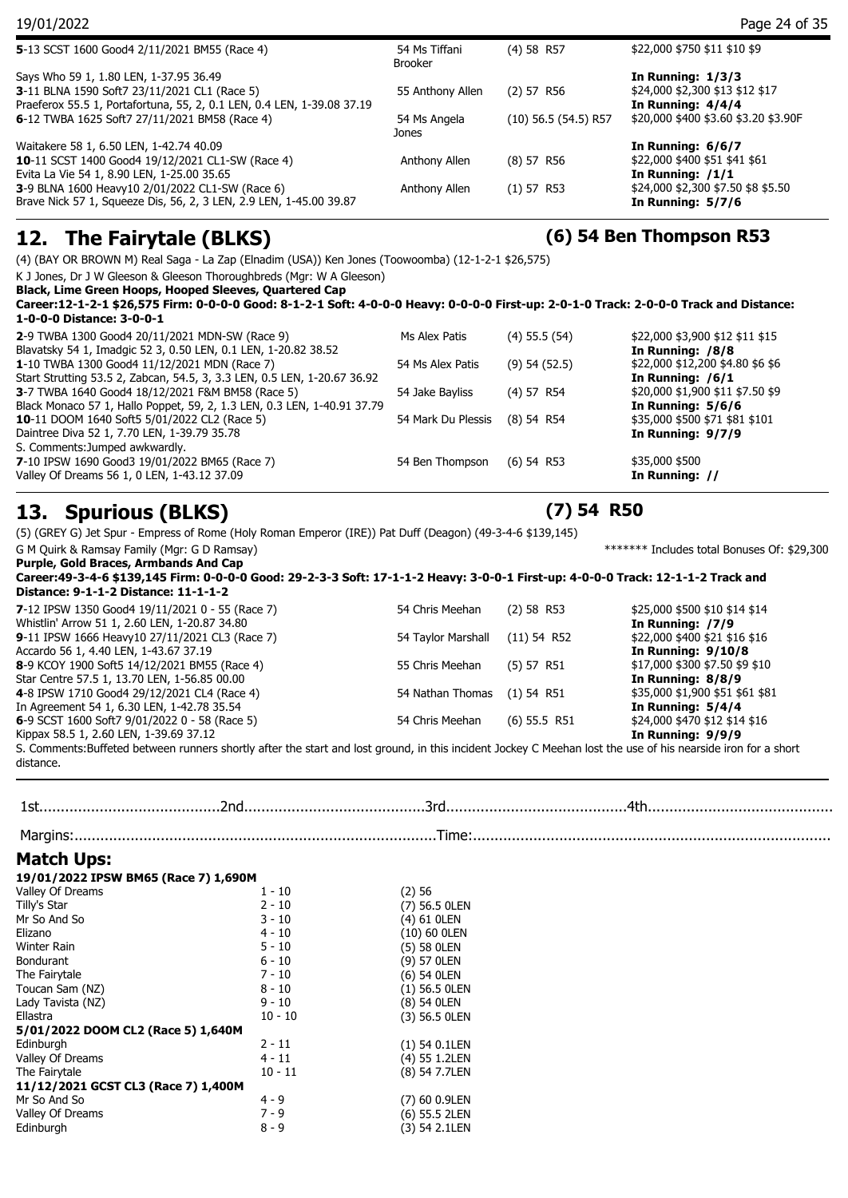| | | | |
|---|---|---|---|
| **5**-13 SCST 1600 Good4 2/11/2021 BM55 (Race 4) | 54 Ms Tiffani Brooker | (4) 58 R57 | $22,000 $750 $11 $10 $9 |
| Says Who 59 1, 1.80 LEN, 1-37.95 36.49 | | | **In Running: 1/3/3** |
| **3**-11 BLNA 1590 Soft7 23/11/2021 CL1 (Race 5) | 55 Anthony Allen | (2) 57 R56 | $24,000 $2,300 $13 $12 $17 |
| Praeferox 55.5 1, Portafortuna, 55, 2, 0.1 LEN, 0.4 LEN, 1-39.08 37.19 | | | **In Running: 4/4/4** |
| **6**-12 TWBA 1625 Soft7 27/11/2021 BM58 (Race 4) | 54 Ms Angela Jones | (10) 56.5 (54.5) R57 | $20,000 $400 $3.60 $3.20 $3.90F |
| Waitakere 58 1, 6.50 LEN, 1-42.74 40.09 | | | **In Running: 6/6/7** |
| **10**-11 SCST 1400 Good4 19/12/2021 CL1-SW (Race 4) | Anthony Allen | (8) 57 R56 | $22,000 $400 $51 $41 $61 |
| Evita La Vie 54 1, 8.90 LEN, 1-25.00 35.65 | | | **In Running: /1/1** |
| **3**-9 BLNA 1600 Heavy10 2/01/2022 CL1-SW (Race 6) | Anthony Allen | (1) 57 R53 | $24,000 $2,300 $7.50 $8 $5.50 |
| Brave Nick 57 1, Squeeze Dis, 56, 2, 3 LEN, 2.9 LEN, 1-45.00 39.87 | | | **In Running: 5/7/6** |

## 12. The Fairytale (BLKS) — (6) 54 Ben Thompson R53

(4) (BAY OR BROWN M) Real Saga - La Zap (Elnadim (USA)) Ken Jones (Toowoomba) (12-1-2-1 $26,575)
K J Jones, Dr J W Gleeson & Gleeson Thoroughbreds (Mgr: W A Gleeson)
**Black, Lime Green Hoops, Hooped Sleeves, Quartered Cap**
**Career:12-1-2-1 $26,575 Firm: 0-0-0-0 Good: 8-1-2-1 Soft: 4-0-0-0 Heavy: 0-0-0-0 First-up: 2-0-1-0 Track: 2-0-0-0 Track and Distance: 1-0-0-0 Distance: 3-0-0-1**

| | | | |
|---|---|---|---|
| **2**-9 TWBA 1300 Good4 20/11/2021 MDN-SW (Race 9) | Ms Alex Patis | (4) 55.5 (54) | $22,000 $3,900 $12 $11 $15 |
| Blavatsky 54 1, Imadgic 52 3, 0.50 LEN, 0.1 LEN, 1-20.82 38.52 | | | **In Running: /8/8** |
| **1**-10 TWBA 1300 Good4 11/12/2021 MDN (Race 7) | 54 Ms Alex Patis | (9) 54 (52.5) | $22,000 $12,200 $4.80 $6 $6 |
| Start Strutting 53.5 2, Zabcan, 54.5, 3, 3.3 LEN, 0.5 LEN, 1-20.67 36.92 | | | **In Running: /6/1** |
| **3**-7 TWBA 1640 Good4 18/12/2021 F&M BM58 (Race 5) | 54 Jake Bayliss | (4) 57 R54 | $20,000 $1,900 $11 $7.50 $9 |
| Black Monaco 57 1, Hallo Poppet, 59, 2, 1.3 LEN, 0.3 LEN, 1-40.91 37.79 | | | **In Running: 5/6/6** |
| **10**-11 DOOM 1640 Soft5 5/01/2022 CL2 (Race 5) | 54 Mark Du Plessis | (8) 54 R54 | $35,000 $500 $71 $81 $101 |
| Daintree Diva 52 1, 7.70 LEN, 1-39.79 35.78 | | | **In Running: 9/7/9** |
| S. Comments:Jumped awkwardly. | | | |
| **7**-10 IPSW 1690 Good3 19/01/2022 BM65 (Race 7) | 54 Ben Thompson | (6) 54 R53 | $35,000 $500 |
| Valley Of Dreams 56 1, 0 LEN, 1-43.12 37.09 | | | **In Running: //** |

## 13. Spurious (BLKS) — (7) 54 R50

(5) (GREY G) Jet Spur - Empress of Rome (Holy Roman Emperor (IRE)) Pat Duff (Deagon) (49-3-4-6 $139,145)
G M Quirk & Ramsay Family (Mgr: G D Ramsay) ******* Includes total Bonuses Of: $29,300
**Purple, Gold Braces, Armbands And Cap**
**Career:49-3-4-6 $139,145 Firm: 0-0-0-0 Good: 29-2-3-3 Soft: 17-1-1-2 Heavy: 3-0-0-1 First-up: 4-0-0-0 Track: 12-1-1-2 Track and Distance: 9-1-1-2 Distance: 11-1-1-2**

| | | | |
|---|---|---|---|
| **7**-12 IPSW 1350 Good4 19/11/2021 0 - 55 (Race 7) | 54 Chris Meehan | (2) 58 R53 | $25,000 $500 $10 $14 $14 |
| Whistlin' Arrow 51 1, 2.60 LEN, 1-20.87 34.80 | | | **In Running: /7/9** |
| **9**-11 IPSW 1666 Heavy10 27/11/2021 CL3 (Race 7) | 54 Taylor Marshall | (11) 54 R52 | $22,000 $400 $21 $16 $16 |
| Accardo 56 1, 4.40 LEN, 1-43.67 37.19 | | | **In Running: 9/10/8** |
| **8**-9 KCOY 1900 Soft5 14/12/2021 BM55 (Race 4) | 55 Chris Meehan | (5) 57 R51 | $17,000 $300 $7.50 $9 $10 |
| Star Centre 57.5 1, 13.70 LEN, 1-56.85 00.00 | | | **In Running: 8/8/9** |
| **4**-8 IPSW 1710 Good4 29/12/2021 CL4 (Race 4) | 54 Nathan Thomas | (1) 54 R51 | $35,000 $1,900 $51 $61 $81 |
| In Agreement 54 1, 6.30 LEN, 1-42.78 35.54 | | | **In Running: 5/4/4** |
| **6**-9 SCST 1600 Soft7 9/01/2022 0 - 58 (Race 5) | 54 Chris Meehan | (6) 55.5 R51 | $24,000 $470 $12 $14 $16 |
| Kippax 58.5 1, 2.60 LEN, 1-39.69 37.12 | | | **In Running: 9/9/9** |

S. Comments:Buffeted between runners shortly after the start and lost ground, in this incident Jockey C Meehan lost the use of his nearside iron for a short distance.

1st..........................................2nd..........................................3rd..........................................4th..........................................

Margins:..................................................................................Time:..................................................................................

## Match Ups:

**19/01/2022 IPSW BM65 (Race 7) 1,690M**

| | | |
|---|---|---|
| Valley Of Dreams | 1 - 10 | (2) 56 |
| Tilly's Star | 2 - 10 | (7) 56.5 0LEN |
| Mr So And So | 3 - 10 | (4) 61 0LEN |
| Elizano | 4 - 10 | (10) 60 0LEN |
| Winter Rain | 5 - 10 | (5) 58 0LEN |
| Bondurant | 6 - 10 | (9) 57 0LEN |
| The Fairytale | 7 - 10 | (6) 54 0LEN |
| Toucan Sam (NZ) | 8 - 10 | (1) 56.5 0LEN |
| Lady Tavista (NZ) | 9 - 10 | (8) 54 0LEN |
| Ellastra | 10 - 10 | (3) 56.5 0LEN |

**5/01/2022 DOOM CL2 (Race 5) 1,640M**

| | | |
|---|---|---|
| Edinburgh | 2 - 11 | (1) 54 0.1LEN |
| Valley Of Dreams | 4 - 11 | (4) 55 1.2LEN |
| The Fairytale | 10 - 11 | (8) 54 7.7LEN |

**11/12/2021 GCST CL3 (Race 7) 1,400M**

| | | |
|---|---|---|
| Mr So And So | 4 - 9 | (7) 60 0.9LEN |
| Valley Of Dreams | 7 - 9 | (6) 55.5 2LEN |
| Edinburgh | 8 - 9 | (3) 54 2.1LEN |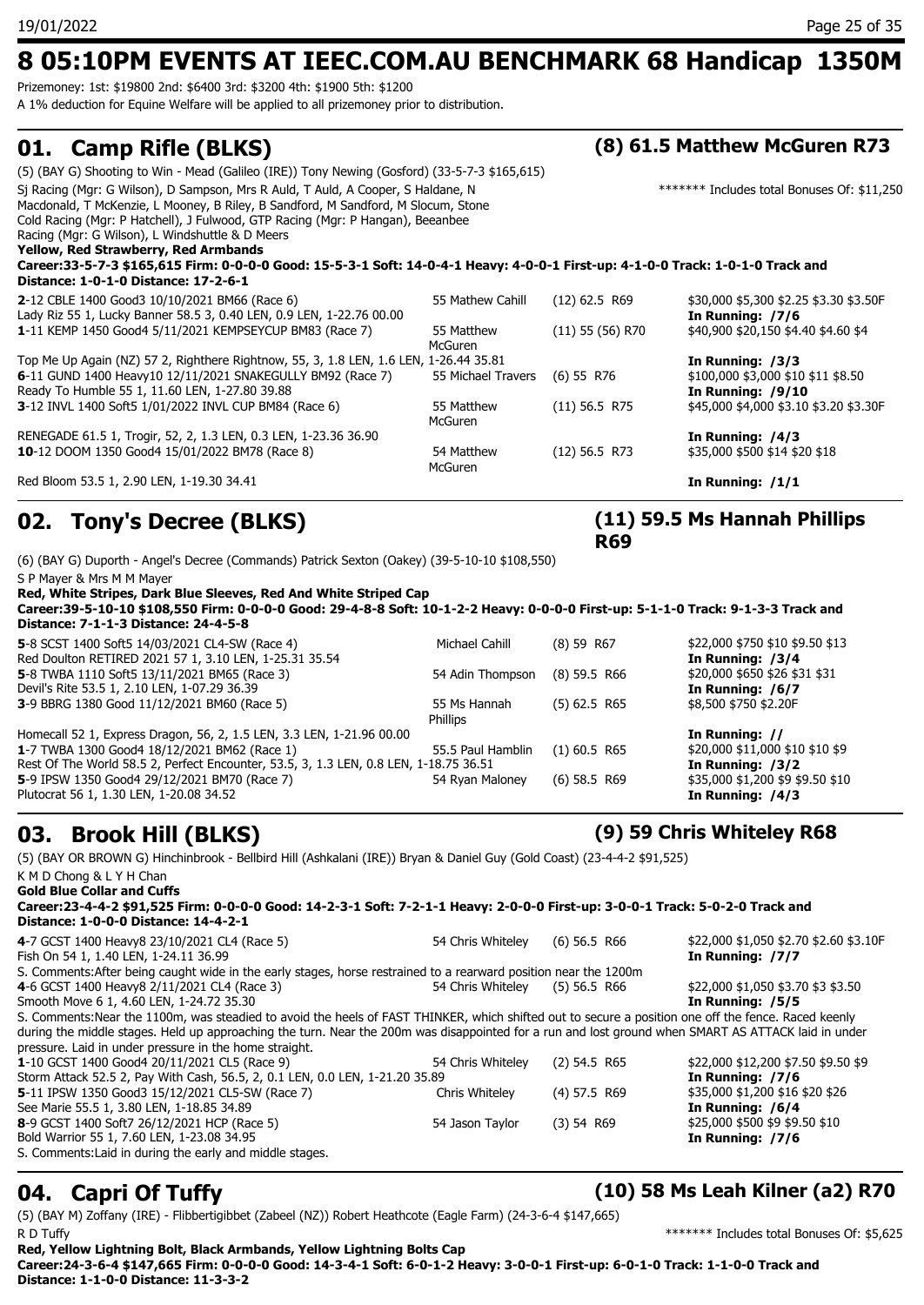# 8 05:10PM EVENTS AT IEEC.COM.AU BENCHMARK 68 Handicap 1350M

Prizemoney: 1st: $19800 2nd: $6400 3rd: $3200 4th: $1900 5th: $1200

A 1% deduction for Equine Welfare will be applied to all prizemoney prior to distribution.

## 01. Camp Rifle (BLKS) — (8) 61.5 Matthew McGuren R73

(5) (BAY G) Shooting to Win - Mead (Galileo (IRE)) Tony Newing (Gosford) (33-5-7-3 $165,615)

Sj Racing (Mgr: G Wilson), D Sampson, Mrs R Auld, T Auld, A Cooper, S Haldane, N Macdonald, T McKenzie, L Mooney, B Riley, B Sandford, M Sandford, M Slocum, Stone Cold Racing (Mgr: P Hatchell), J Fulwood, GTP Racing (Mgr: P Hangan), Beeanbee Racing (Mgr: G Wilson), L Windshuttle & D Meers

******* Includes total Bonuses Of: $11,250

**Yellow, Red Strawberry, Red Armbands**

**Career:33-5-7-3 $165,615 Firm: 0-0-0-0 Good: 15-5-3-1 Soft: 14-0-4-1 Heavy: 4-0-0-1 First-up: 4-1-0-0 Track: 1-0-1-0 Track and Distance: 1-0-1-0 Distance: 17-2-6-1**

| Run | Jockey | Barrier/Weight/Rating | Prizemoney/Odds |
|---|---|---|---|
| **2**-12 CBLE 1400 Good3 10/10/2021 BM66 (Race 6) | 55 Mathew Cahill | (12) 62.5 R69 | $30,000 $5,300 $2.25 $3.30 $3.50F |
| Lady Riz 55 1, Lucky Banner 58.5 3, 0.40 LEN, 0.9 LEN, 1-22.76 00.00 | | | **In Running: /7/6** |
| **1**-11 KEMP 1450 Good4 5/11/2021 KEMPSEYCUP BM83 (Race 7) | 55 Matthew McGuren | (11) 55 (56) R70 | $40,900 $20,150 $4.40 $4.60 $4 |
| Top Me Up Again (NZ) 57 2, Righthere Rightnow, 55, 3, 1.8 LEN, 1.6 LEN, 1-26.44 35.81 | | | **In Running: /3/3** |
| **6**-11 GUND 1400 Heavy10 12/11/2021 SNAKEGULLY BM92 (Race 7) | 55 Michael Travers | (6) 55 R76 | $100,000 $3,000 $10 $11 $8.50 |
| Ready To Humble 55 1, 11.60 LEN, 1-27.80 39.88 | | | **In Running: /9/10** |
| **3**-12 INVL 1400 Soft5 1/01/2022 INVL CUP BM84 (Race 6) | 55 Matthew McGuren | (11) 56.5 R75 | $45,000 $4,000 $3.10 $3.20 $3.30F |
| RENEGADE 61.5 1, Trogir, 52, 2, 1.3 LEN, 0.3 LEN, 1-23.36 36.90 | | | **In Running: /4/3** |
| **10**-12 DOOM 1350 Good4 15/01/2022 BM78 (Race 8) | 54 Matthew McGuren | (12) 56.5 R73 | $35,000 $500 $14 $20 $18 |
| Red Bloom 53.5 1, 2.90 LEN, 1-19.30 34.41 | | | **In Running: /1/1** |

## 02. Tony's Decree (BLKS) — (11) 59.5 Ms Hannah Phillips R69

(6) (BAY G) Duporth - Angel's Decree (Commands) Patrick Sexton (Oakey) (39-5-10-10 $108,550)

S P Mayer & Mrs M M Mayer

**Red, White Stripes, Dark Blue Sleeves, Red And White Striped Cap**

**Career:39-5-10-10 $108,550 Firm: 0-0-0-0 Good: 29-4-8-8 Soft: 10-1-2-2 Heavy: 0-0-0-0 First-up: 5-1-1-0 Track: 9-1-3-3 Track and Distance: 7-1-1-3 Distance: 24-4-5-8**

| Run | Jockey | Barrier/Weight/Rating | Prizemoney/Odds |
|---|---|---|---|
| **5**-8 SCST 1400 Soft5 14/03/2021 CL4-SW (Race 4) | Michael Cahill | (8) 59 R67 | $22,000 $750 $10 $9.50 $13 |
| Red Doulton RETIRED 2021 57 1, 3.10 LEN, 1-25.31 35.54 | | | **In Running: /3/4** |
| **5**-8 TWBA 1110 Soft5 13/11/2021 BM65 (Race 3) | 54 Adin Thompson | (8) 59.5 R66 | $20,000 $650 $26 $31 $31 |
| Devil's Rite 53.5 1, 2.10 LEN, 1-07.29 36.39 | | | **In Running: /6/7** |
| **3**-9 BBRG 1380 Good 11/12/2021 BM60 (Race 5) | 55 Ms Hannah Phillips | (5) 62.5 R65 | $8,500 $750 $2.20F |
| Homecall 52 1, Express Dragon, 56, 2, 1.5 LEN, 3.3 LEN, 1-21.96 00.00 | | | **In Running: //** |
| **1**-7 TWBA 1300 Good4 18/12/2021 BM62 (Race 1) | 55.5 Paul Hamblin | (1) 60.5 R65 | $20,000 $11,000 $10 $10 $9 |
| Rest Of The World 58.5 2, Perfect Encounter, 53.5, 3, 1.3 LEN, 0.8 LEN, 1-18.75 36.51 | | | **In Running: /3/2** |
| **5**-9 IPSW 1350 Good4 29/12/2021 BM70 (Race 7) | 54 Ryan Maloney | (6) 58.5 R69 | $35,000 $1,200 $9 $9.50 $10 |
| Plutocrat 56 1, 1.30 LEN, 1-20.08 34.52 | | | **In Running: /4/3** |

## 03. Brook Hill (BLKS) — (9) 59 Chris Whiteley R68

(5) (BAY OR BROWN G) Hinchinbrook - Bellbird Hill (Ashkalani (IRE)) Bryan & Daniel Guy (Gold Coast) (23-4-4-2 $91,525)

K M D Chong & L Y H Chan

**Gold Blue Collar and Cuffs**

**Career:23-4-4-2 $91,525 Firm: 0-0-0-0 Good: 14-2-3-1 Soft: 7-2-1-1 Heavy: 2-0-0-0 First-up: 3-0-0-1 Track: 5-0-2-0 Track and Distance: 1-0-0-0 Distance: 14-4-2-1**

| Run | Jockey | Barrier/Weight/Rating | Prizemoney/Odds |
|---|---|---|---|
| **4**-7 GCST 1400 Heavy8 23/10/2021 CL4 (Race 5) | 54 Chris Whiteley | (6) 56.5 R66 | $22,000 $1,050 $2.70 $2.60 $3.10F |
| Fish On 54 1, 1.40 LEN, 1-24.11 36.99 | | | **In Running: /7/7** |
| S. Comments:After being caught wide in the early stages, horse restrained to a rearward position near the 1200m | | | |
| **4**-6 GCST 1400 Heavy8 2/11/2021 CL4 (Race 3) | 54 Chris Whiteley | (5) 56.5 R66 | $22,000 $1,050 $3.70 $3 $3.50 |
| Smooth Move 6 1, 4.60 LEN, 1-24.72 35.30 | | | **In Running: /5/5** |
| S. Comments:Near the 1100m, was steadied to avoid the heels of FAST THINKER, which shifted out to secure a position one off the fence. Raced keenly during the middle stages. Held up approaching the turn. Near the 200m was disappointed for a run and lost ground when SMART AS ATTACK laid in under pressure. Laid in under pressure in the home straight. | | | |
| **1**-10 GCST 1400 Good4 20/11/2021 CL5 (Race 9) | 54 Chris Whiteley | (2) 54.5 R65 | $22,000 $12,200 $7.50 $9.50 $9 |
| Storm Attack 52.5 2, Pay With Cash, 56.5, 3, 0.1 LEN, 0.0 LEN, 1-21.20 35.89 | | | **In Running: /7/6** |
| **5**-11 IPSW 1350 Good3 15/12/2021 CL5-SW (Race 7) | Chris Whiteley | (4) 57.5 R69 | $35,000 $1,200 $16 $20 $26 |
| See Marie 55.5 1, 3.80 LEN, 1-18.85 34.89 | | | **In Running: /6/4** |
| **8**-9 GCST 1400 Soft7 26/12/2021 HCP (Race 5) | 54 Jason Taylor | (3) 54 R69 | $25,000 $500 $9 $9.50 $10 |
| Bold Warrior 55 1, 7.60 LEN, 1-23.08 34.95 | | | **In Running: /7/6** |
| S. Comments:Laid in during the early and middle stages. | | | |

## 04. Capri Of Tuffy — (10) 58 Ms Leah Kilner (a2) R70

(5) (BAY M) Zoffany (IRE) - Flibbertigibbet (Zabeel (NZ)) Robert Heathcote (Eagle Farm) (24-3-6-4 $147,665)

R D Tuffy

******* Includes total Bonuses Of: $5,625

**Red, Yellow Lightning Bolt, Black Armbands, Yellow Lightning Bolts Cap**

**Career:24-3-6-4 $147,665 Firm: 0-0-0-0 Good: 14-3-4-1 Soft: 6-0-1-2 Heavy: 3-0-0-1 First-up: 6-0-1-0 Track: 1-1-0-0 Track and Distance: 1-1-0-0 Distance: 11-3-3-2**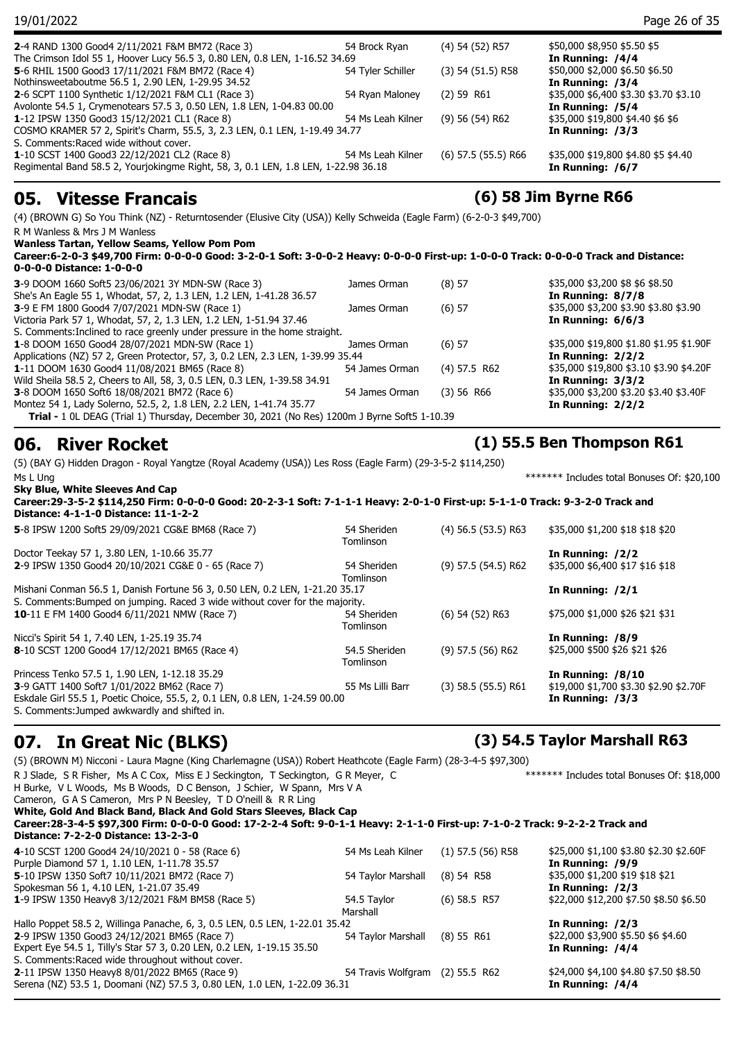**2**-4 RAND 1300 Good4 2/11/2021 F&M BM72 (Race 3) | 54 Brock Ryan | (4) 54 (52) R57 | $50,000 $8,950 $5.50 $5
The Crimson Idol 55 1, Hoover Lucy 56.5 3, 0.80 LEN, 0.8 LEN, 1-16.52 34.69 | **In Running: /4/4**

**5**-6 RHIL 1500 Good3 17/11/2021 F&M BM72 (Race 4) | 54 Tyler Schiller | (3) 54 (51.5) R58 | $50,000 $2,000 $6.50 $6.50
Nothinsweetaboutme 56.5 1, 2.90 LEN, 1-29.95 34.52 | **In Running: /3/4**

**2**-6 SCPT 1100 Synthetic 1/12/2021 F&M CL1 (Race 3) | 54 Ryan Maloney | (2) 59 R61 | $35,000 $6,400 $3.30 $3.70 $3.10
Avolonte 54.5 1, Crymenotears 57.5 3, 0.50 LEN, 1.8 LEN, 1-04.83 00.00 | **In Running: /5/4**

**1**-12 IPSW 1350 Good3 15/12/2021 CL1 (Race 8) | 54 Ms Leah Kilner | (9) 56 (54) R62 | $35,000 $19,800 $4.40 $6 $6
COSMO KRAMER 57 2, Spirit's Charm, 55.5, 3, 2.3 LEN, 0.1 LEN, 1-19.49 34.77 | **In Running: /3/3**
S. Comments:Raced wide without cover.

**1**-10 SCST 1400 Good3 22/12/2021 CL2 (Race 8) | 54 Ms Leah Kilner | (6) 57.5 (55.5) R66 | $35,000 $19,800 $4.80 $5 $4.40
Regimental Band 58.5 2, Yourjokingme Right, 58, 3, 0.1 LEN, 1.8 LEN, 1-22.98 36.18 | **In Running: /6/7**

## 05. Vitesse Francais — (6) 58 Jim Byrne R66

(4) (BROWN G) So You Think (NZ) - Returntosender (Elusive City (USA)) Kelly Schweida (Eagle Farm) (6-2-0-3 $49,700)
R M Wanless & Mrs J M Wanless
**Wanless Tartan, Yellow Seams, Yellow Pom Pom**
**Career:6-2-0-3 $49,700 Firm: 0-0-0-0 Good: 3-2-0-1 Soft: 3-0-0-2 Heavy: 0-0-0-0 First-up: 1-0-0-0 Track: 0-0-0-0 Track and Distance: 0-0-0-0 Distance: 1-0-0-0**

**3**-9 DOOM 1660 Soft5 23/06/2021 3Y MDN-SW (Race 3) | James Orman | (8) 57 | $35,000 $3,200 $8 $6 $8.50
She's An Eagle 55 1, Whodat, 57, 2, 1.3 LEN, 1.2 LEN, 1-41.28 36.57 | **In Running: 8/7/8**

**3**-9 E FM 1800 Good4 7/07/2021 MDN-SW (Race 1) | James Orman | (6) 57 | $35,000 $3,200 $3.90 $3.80 $3.90
Victoria Park 57 1, Whodat, 57, 2, 1.3 LEN, 1.2 LEN, 1-51.94 37.46 | **In Running: 6/6/3**
S. Comments:Inclined to race greenly under pressure in the home straight.

**1**-8 DOOM 1650 Good4 28/07/2021 MDN-SW (Race 1) | James Orman | (6) 57 | $35,000 $19,800 $1.80 $1.95 $1.90F
Applications (NZ) 57 2, Green Protector, 57, 3, 0.2 LEN, 2.3 LEN, 1-39.99 35.44 | **In Running: 2/2/2**

**1**-11 DOOM 1630 Good4 11/08/2021 BM65 (Race 8) | 54 James Orman | (4) 57.5 R62 | $35,000 $19,800 $3.10 $3.90 $4.20F
Wild Sheila 58.5 2, Cheers to All, 58, 3, 0.5 LEN, 0.3 LEN, 1-39.58 34.91 | **In Running: 3/3/2**

**3**-8 DOOM 1650 Soft6 18/08/2021 BM72 (Race 6) | 54 James Orman | (3) 56 R66 | $35,000 $3,200 $3.20 $3.40 $3.40F
Montez 54 1, Lady Solerno, 52.5, 2, 1.8 LEN, 2.2 LEN, 1-41.74 35.77 | **In Running: 2/2/2**

**Trial -** 1 0L DEAG (Trial 1) Thursday, December 30, 2021 (No Res) 1200m J Byrne Soft5 1-10.39

## 06. River Rocket — (1) 55.5 Ben Thompson R61

(5) (BAY G) Hidden Dragon - Royal Yangtze (Royal Academy (USA)) Les Ross (Eagle Farm) (29-3-5-2 $114,250)
Ms L Ung — ******* Includes total Bonuses Of: $20,100
**Sky Blue, White Sleeves And Cap**
**Career:29-3-5-2 $114,250 Firm: 0-0-0-0 Good: 20-2-3-1 Soft: 7-1-1-1 Heavy: 2-0-1-0 First-up: 5-1-1-0 Track: 9-3-2-0 Track and Distance: 4-1-1-0 Distance: 11-1-2-2**

**5**-8 IPSW 1200 Soft5 29/09/2021 CG&E BM68 (Race 7) | 54 Sheriden Tomlinson | (4) 56.5 (53.5) R63 | $35,000 $1,200 $18 $18 $20
Doctor Teekay 57 1, 3.80 LEN, 1-10.66 35.77 | **In Running: /2/2**

**2**-9 IPSW 1350 Good4 20/10/2021 CG&E 0 - 65 (Race 7) | 54 Sheriden Tomlinson | (9) 57.5 (54.5) R62 | $35,000 $6,400 $17 $16 $18
Mishani Conman 56.5 1, Danish Fortune 56 3, 0.50 LEN, 0.2 LEN, 1-21.20 35.17 | **In Running: /2/1**
S. Comments:Bumped on jumping. Raced 3 wide without cover for the majority.

**10**-11 E FM 1400 Good4 6/11/2021 NMW (Race 7) | 54 Sheriden Tomlinson | (6) 54 (52) R63 | $75,000 $1,000 $26 $21 $31
Nicci's Spirit 54 1, 7.40 LEN, 1-25.19 35.74 | **In Running: /8/9**

**8**-10 SCST 1200 Good4 17/12/2021 BM65 (Race 4) | 54.5 Sheriden Tomlinson | (9) 57.5 (56) R62 | $25,000 $500 $26 $21 $26
Princess Tenko 57.5 1, 1.90 LEN, 1-12.18 35.29 | **In Running: /8/10**

**3**-9 GATT 1400 Soft7 1/01/2022 BM62 (Race 7) | 55 Ms Lilli Barr | (3) 58.5 (55.5) R61 | $19,000 $1,700 $3.30 $2.90 $2.70F
Eskdale Girl 55.5 1, Poetic Choice, 55.5, 2, 0.1 LEN, 0.8 LEN, 1-24.59 00.00 | **In Running: /3/3**
S. Comments:Jumped awkwardly and shifted in.

## 07. In Great Nic (BLKS) — (3) 54.5 Taylor Marshall R63

(5) (BROWN M) Nicconi - Laura Magne (King Charlemagne (USA)) Robert Heathcote (Eagle Farm) (28-3-4-5 $97,300)
R J Slade, S R Fisher, Ms A C Cox, Miss E J Seckington, T Seckington, G R Meyer, C H Burke, V L Woods, Ms B Woods, D C Benson, J Schier, W Spann, Mrs V A Cameron, G A S Cameron, Mrs P N Beesley, T D O'neill & R R Ling — ******* Includes total Bonuses Of: $18,000
**White, Gold And Black Band, Black And Gold Stars Sleeves, Black Cap**
**Career:28-3-4-5 $97,300 Firm: 0-0-0-0 Good: 17-2-2-4 Soft: 9-0-1-1 Heavy: 2-1-1-0 First-up: 7-1-0-2 Track: 9-2-2-2 Track and Distance: 7-2-2-0 Distance: 13-2-3-0**

**4**-10 SCST 1200 Good4 24/10/2021 0 - 58 (Race 6) | 54 Ms Leah Kilner | (1) 57.5 (56) R58 | $25,000 $1,100 $3.80 $2.30 $2.60F
Purple Diamond 57 1, 1.10 LEN, 1-11.78 35.57 | **In Running: /9/9**

**5**-10 IPSW 1350 Soft7 10/11/2021 BM72 (Race 7) | 54 Taylor Marshall | (8) 54 R58 | $35,000 $1,200 $19 $18 $21
Spokesman 56 1, 4.10 LEN, 1-21.07 35.49 | **In Running: /2/3**

**1**-9 IPSW 1350 Heavy8 3/12/2021 F&M BM58 (Race 5) | 54.5 Taylor Marshall | (6) 58.5 R57 | $22,000 $12,200 $7.50 $8.50 $6.50
Hallo Poppet 58.5 2, Willinga Panache, 6, 3, 0.5 LEN, 0.5 LEN, 1-22.01 35.42 | **In Running: /2/3**

**2**-9 IPSW 1350 Good3 24/12/2021 BM65 (Race 7) | 54 Taylor Marshall | (8) 55 R61 | $22,000 $3,900 $5.50 $6 $4.60
Expert Eye 54.5 1, Tilly's Star 57 3, 0.20 LEN, 0.2 LEN, 1-19.15 35.50 | **In Running: /4/4**
S. Comments:Raced wide throughout without cover.

**2**-11 IPSW 1350 Heavy8 8/01/2022 BM65 (Race 9) | 54 Travis Wolfgram | (2) 55.5 R62 | $24,000 $4,100 $4.80 $7.50 $8.50
Serena (NZ) 53.5 1, Doomani (NZ) 57.5 3, 0.80 LEN, 1.0 LEN, 1-22.09 36.31 | **In Running: /4/4**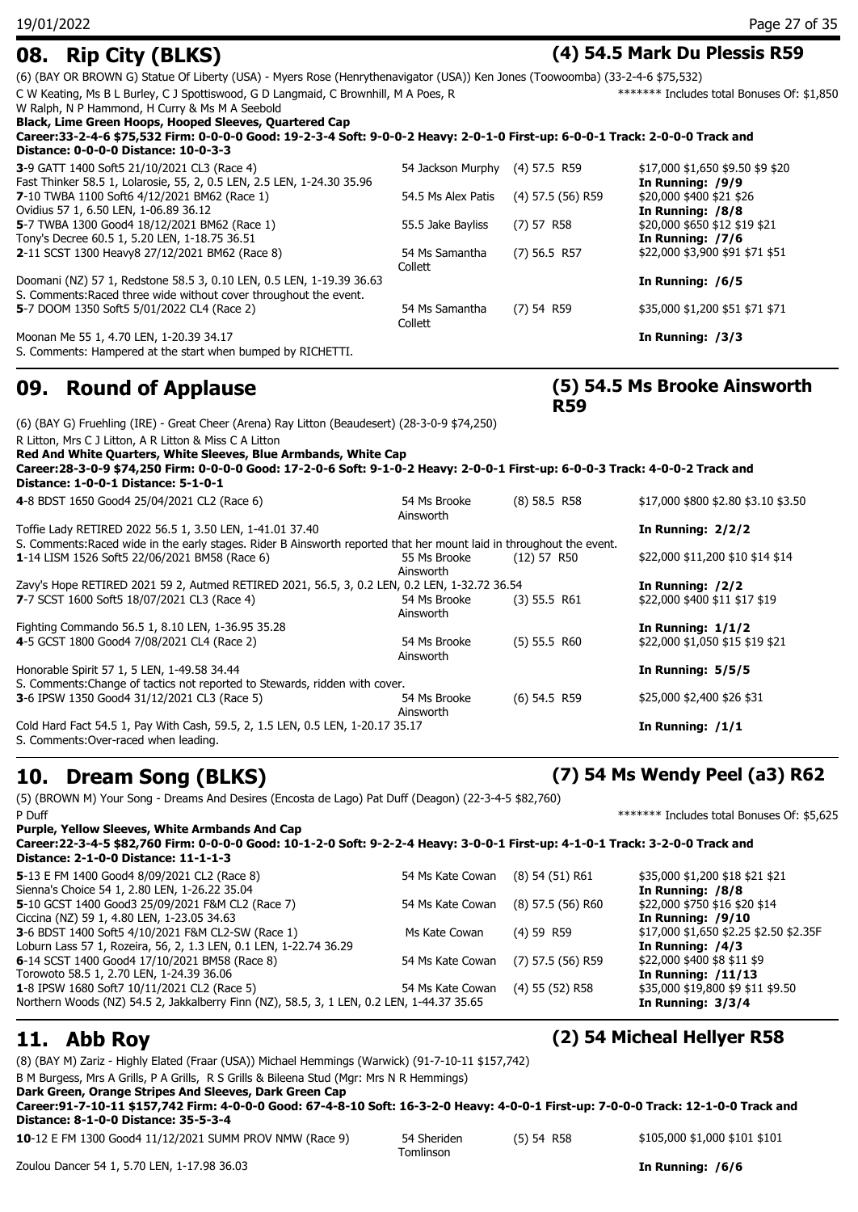## 08. Rip City (BLKS)

**(4) 54.5 Mark Du Plessis R59**

(6) (BAY OR BROWN G) Statue Of Liberty (USA) - Myers Rose (Henrythenavigator (USA)) Ken Jones (Toowoomba) (33-2-4-6 $75,532)
C W Keating, Ms B L Burley, C J Spottiswood, G D Langmaid, C Brownhill, M A Poes, R W Ralph, N P Hammond, H Curry & Ms M A Seebold

******* Includes total Bonuses Of: $1,850

**Black, Lime Green Hoops, Hooped Sleeves, Quartered Cap**
**Career:33-2-4-6 $75,532 Firm: 0-0-0-0 Good: 19-2-3-4 Soft: 9-0-0-2 Heavy: 2-0-1-0 First-up: 6-0-0-1 Track: 2-0-0-0 Track and Distance: 0-0-0-0 Distance: 10-0-3-3**

| | | | |
|---|---|---|---|
| **3**-9 GATT 1400 Soft5 21/10/2021 CL3 (Race 4) | 54 Jackson Murphy | (4) 57.5 R59 | $17,000 $1,650 $9.50 $9 $20 |
| Fast Thinker 58.5 1, Lolarosie, 55, 2, 0.5 LEN, 2.5 LEN, 1-24.30 35.96 | | | **In Running: /9/9** |
| **7**-10 TWBA 1100 Soft6 4/12/2021 BM62 (Race 1) | 54.5 Ms Alex Patis | (4) 57.5 (56) R59 | $20,000 $400 $21 $26 |
| Ovidius 57 1, 6.50 LEN, 1-06.89 36.12 | | | **In Running: /8/8** |
| **5**-7 TWBA 1300 Good4 18/12/2021 BM62 (Race 1) | 55.5 Jake Bayliss | (7) 57 R58 | $20,000 $650 $12 $19 $21 |
| Tony's Decree 60.5 1, 5.20 LEN, 1-18.75 36.51 | | | **In Running: /7/6** |
| **2**-11 SCST 1300 Heavy8 27/12/2021 BM62 (Race 8) | 54 Ms Samantha Collett | (7) 56.5 R57 | $22,000 $3,900 $91 $71 $51 |
| Doomani (NZ) 57 1, Redstone 58.5 3, 0.10 LEN, 0.5 LEN, 1-19.39 36.63 | | | **In Running: /6/5** |
| S. Comments:Raced three wide without cover throughout the event. | | | |
| **5**-7 DOOM 1350 Soft5 5/01/2022 CL4 (Race 2) | 54 Ms Samantha Collett | (7) 54 R59 | $35,000 $1,200 $51 $71 $71 |
| Moonan Me 55 1, 4.70 LEN, 1-20.39 34.17 | | | **In Running: /3/3** |
| S. Comments: Hampered at the start when bumped by RICHETTI. | | | |

## 09. Round of Applause

**(5) 54.5 Ms Brooke Ainsworth R59**

(6) (BAY G) Fruehling (IRE) - Great Cheer (Arena) Ray Litton (Beaudesert) (28-3-0-9 $74,250)
R Litton, Mrs C J Litton, A R Litton & Miss C A Litton
**Red And White Quarters, White Sleeves, Blue Armbands, White Cap**
**Career:28-3-0-9 $74,250 Firm: 0-0-0-0 Good: 17-2-0-6 Soft: 9-1-0-2 Heavy: 2-0-0-1 First-up: 6-0-0-3 Track: 4-0-0-2 Track and Distance: 1-0-0-1 Distance: 5-1-0-1**

| | | | |
|---|---|---|---|
| **4**-8 BDST 1650 Good4 25/04/2021 CL2 (Race 6) | 54 Ms Brooke Ainsworth | (8) 58.5 R58 | $17,000 $800 $2.80 $3.10 $3.50 |
| Toffie Lady RETIRED 2022 56.5 1, 3.50 LEN, 1-41.01 37.40 | | | **In Running: 2/2/2** |
| S. Comments:Raced wide in the early stages. Rider B Ainsworth reported that her mount laid in throughout the event. | | | |
| **1**-14 LISM 1526 Soft5 22/06/2021 BM58 (Race 6) | 55 Ms Brooke Ainsworth | (12) 57 R50 | $22,000 $11,200 $10 $14 $14 |
| Zavy's Hope RETIRED 2021 59 2, Autmed RETIRED 2021, 56.5, 3, 0.2 LEN, 0.2 LEN, 1-32.72 36.54 | | | **In Running: /2/2** |
| **7**-7 SCST 1600 Soft5 18/07/2021 CL3 (Race 4) | 54 Ms Brooke Ainsworth | (3) 55.5 R61 | $22,000 $400 $11 $17 $19 |
| Fighting Commando 56.5 1, 8.10 LEN, 1-36.95 35.28 | | | **In Running: 1/1/2** |
| **4**-5 GCST 1800 Good4 7/08/2021 CL4 (Race 2) | 54 Ms Brooke Ainsworth | (5) 55.5 R60 | $22,000 $1,050 $15 $19 $21 |
| Honorable Spirit 57 1, 5 LEN, 1-49.58 34.44 | | | **In Running: 5/5/5** |
| S. Comments:Change of tactics not reported to Stewards, ridden with cover. | | | |
| **3**-6 IPSW 1350 Good4 31/12/2021 CL3 (Race 5) | 54 Ms Brooke Ainsworth | (6) 54.5 R59 | $25,000 $2,400 $26 $31 |
| Cold Hard Fact 54.5 1, Pay With Cash, 59.5, 2, 1.5 LEN, 0.5 LEN, 1-20.17 35.17 | | | **In Running: /1/1** |
| S. Comments:Over-raced when leading. | | | |

## 10. Dream Song (BLKS)

**(7) 54 Ms Wendy Peel (a3) R62**

(5) (BROWN M) Your Song - Dreams And Desires (Encosta de Lago) Pat Duff (Deagon) (22-3-4-5 $82,760)
P Duff

******* Includes total Bonuses Of: $5,625

**Purple, Yellow Sleeves, White Armbands And Cap**
**Career:22-3-4-5 $82,760 Firm: 0-0-0-0 Good: 10-1-2-0 Soft: 9-2-2-4 Heavy: 3-0-0-1 First-up: 4-1-0-1 Track: 3-2-0-0 Track and Distance: 2-1-0-0 Distance: 11-1-1-3**

| | | | |
|---|---|---|---|
| **5**-13 E FM 1400 Good4 8/09/2021 CL2 (Race 8) | 54 Ms Kate Cowan | (8) 54 (51) R61 | $35,000 $1,200 $18 $21 $21 |
| Sienna's Choice 54 1, 2.80 LEN, 1-26.22 35.04 | | | **In Running: /8/8** |
| **5**-10 GCST 1400 Good3 25/09/2021 F&M CL2 (Race 7) | 54 Ms Kate Cowan | (8) 57.5 (56) R60 | $22,000 $750 $16 $20 $14 |
| Ciccina (NZ) 59 1, 4.80 LEN, 1-23.05 34.63 | | | **In Running: /9/10** |
| **3**-6 BDST 1400 Soft5 4/10/2021 F&M CL2-SW (Race 1) | Ms Kate Cowan | (4) 59 R59 | $17,000 $1,650 $2.25 $2.50 $2.35F |
| Loburn Lass 57 1, Rozeira, 56, 2, 1.3 LEN, 0.1 LEN, 1-22.74 36.29 | | | **In Running: /4/3** |
| **6**-14 SCST 1400 Good4 17/10/2021 BM58 (Race 8) | 54 Ms Kate Cowan | (7) 57.5 (56) R59 | $22,000 $400 $8 $11 $9 |
| Torowoto 58.5 1, 2.70 LEN, 1-24.39 36.06 | | | **In Running: /11/13** |
| **1**-8 IPSW 1680 Soft7 10/11/2021 CL2 (Race 5) | 54 Ms Kate Cowan | (4) 55 (52) R58 | $35,000 $19,800 $9 $11 $9.50 |
| Northern Woods (NZ) 54.5 2, Jakkalberry Finn (NZ), 58.5, 3, 1 LEN, 0.2 LEN, 1-44.37 35.65 | | | **In Running: 3/3/4** |

## 11. Abb Roy

**(2) 54 Micheal Hellyer R58**

(8) (BAY M) Zariz - Highly Elated (Fraar (USA)) Michael Hemmings (Warwick) (91-7-10-11 $157,742)
B M Burgess, Mrs A Grills, P A Grills, R S Grills & Bileena Stud (Mgr: Mrs N R Hemmings)
**Dark Green, Orange Stripes And Sleeves, Dark Green Cap**
**Career:91-7-10-11 $157,742 Firm: 4-0-0-0 Good: 67-4-8-10 Soft: 16-3-2-0 Heavy: 4-0-0-1 First-up: 7-0-0-0 Track: 12-1-0-0 Track and Distance: 8-1-0-0 Distance: 35-5-3-4**

| | | | |
|---|---|---|---|
| **10**-12 E FM 1300 Good4 11/12/2021 SUMM PROV NMW (Race 9) | 54 Sheriden Tomlinson | (5) 54 R58 | $105,000 $1,000 $101 $101 |
| Zoulou Dancer 54 1, 5.70 LEN, 1-17.98 36.03 | | | **In Running: /6/6** |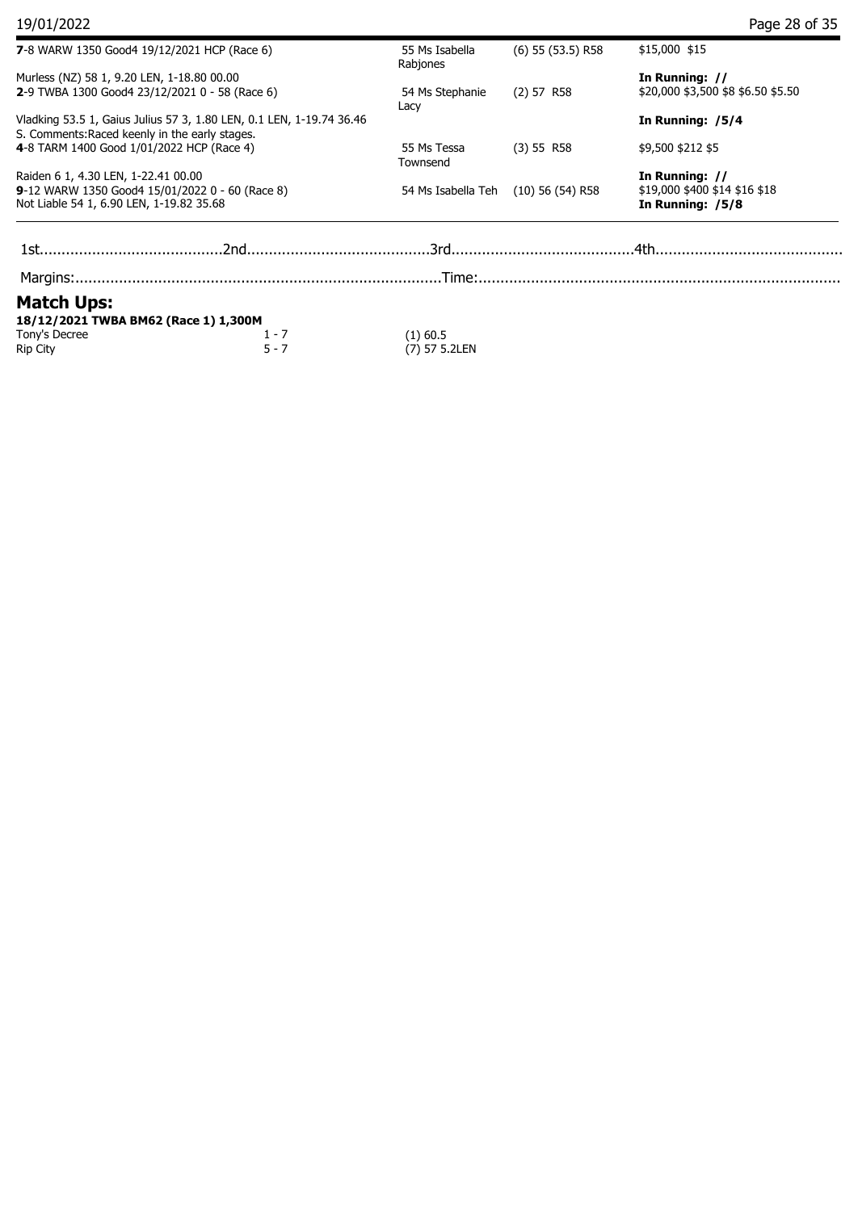| | | | |
|---|---|---|---|
| **7**-8 WARW 1350 Good4 19/12/2021 HCP (Race 6) | 55 Ms Isabella Rabjones | (6) 55 (53.5) R58 | $15,000 $15 |
| Murless (NZ) 58 1, 9.20 LEN, 1-18.80 00.00 | | | **In Running: //** |
| **2**-9 TWBA 1300 Good4 23/12/2021 0 - 58 (Race 6) | 54 Ms Stephanie Lacy | (2) 57 R58 | $20,000 $3,500 $8 $6.50 $5.50 |
| Vladking 53.5 1, Gaius Julius 57 3, 1.80 LEN, 0.1 LEN, 1-19.74 36.46 S. Comments:Raced keenly in the early stages. | | | **In Running: /5/4** |
| **4**-8 TARM 1400 Good 1/01/2022 HCP (Race 4) | 55 Ms Tessa Townsend | (3) 55 R58 | $9,500 $212 $5 |
| Raiden 6 1, 4.30 LEN, 1-22.41 00.00 | | | **In Running: //** |
| **9**-12 WARW 1350 Good4 15/01/2022 0 - 60 (Race 8) Not Liable 54 1, 6.90 LEN, 1-19.82 35.68 | 54 Ms Isabella Teh | (10) 56 (54) R58 | $19,000 $400 $14 $16 $18 **In Running: /5/8** |

1st..........................................2nd..........................................3rd..........................................4th..........................................

Margins:....................................................................................Time:....................................................................................

## Match Ups:

**18/12/2021 TWBA BM62 (Race 1) 1,300M**

| | | |
|---|---|---|
| Tony's Decree | 1 - 7 | (1) 60.5 |
| Rip City | 5 - 7 | (7) 57 5.2LEN |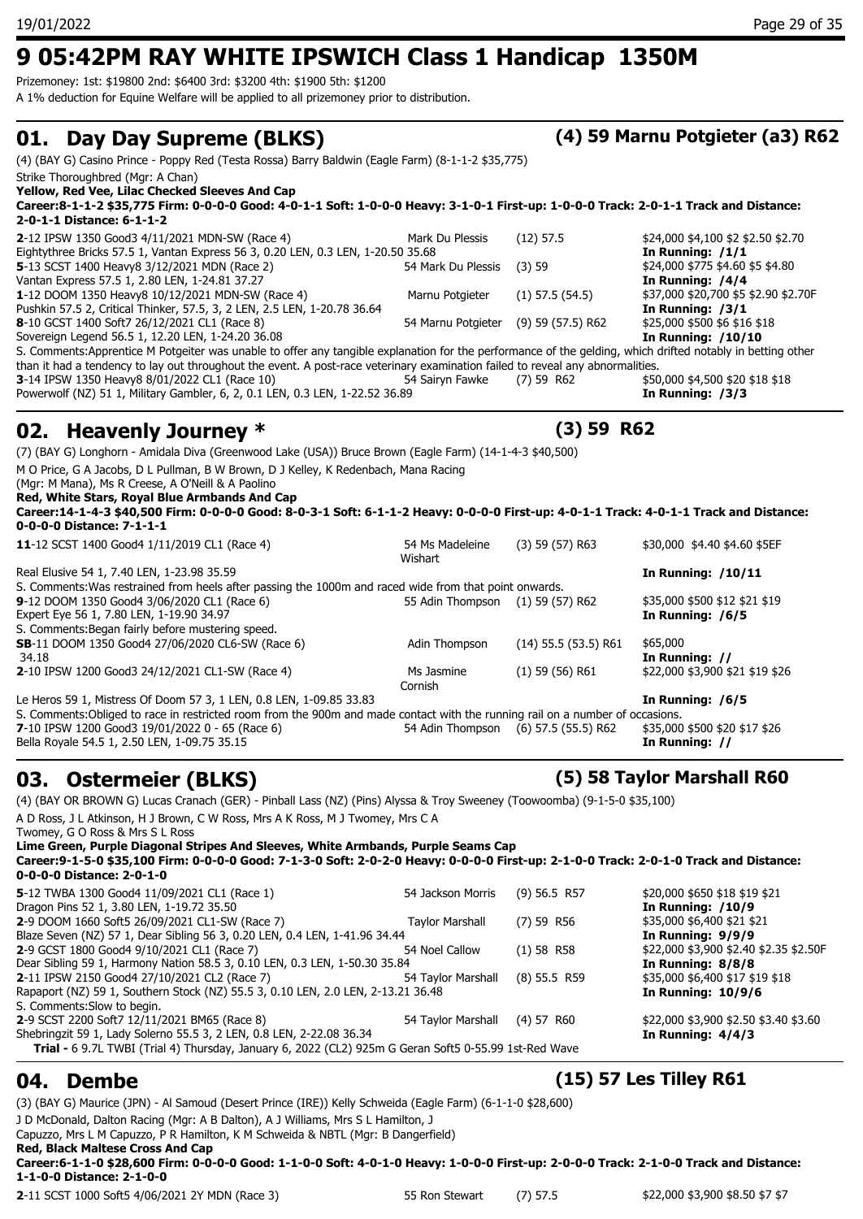# 9 05:42PM RAY WHITE IPSWICH Class 1 Handicap 1350M

Prizemoney: 1st: $19800 2nd: $6400 3rd: $3200 4th: $1900 5th: $1200
A 1% deduction for Equine Welfare will be applied to all prizemoney prior to distribution.

## 01. Day Day Supreme (BLKS) — (4) 59 Marnu Potgieter (a3) R62

(4) (BAY G) Casino Prince - Poppy Red (Testa Rossa) Barry Baldwin (Eagle Farm) (8-1-1-2 $35,775)
Strike Thoroughbred (Mgr: A Chan)
**Yellow, Red Vee, Lilac Checked Sleeves And Cap**
**Career:8-1-1-2 $35,775 Firm: 0-0-0-0 Good: 4-0-1-1 Soft: 1-0-0-0 Heavy: 3-1-0-1 First-up: 1-0-0-0 Track: 2-0-1-1 Track and Distance: 2-0-1-1 Distance: 6-1-1-2**

| Run | Jockey | Barrier/Weight | Prize/Odds |
|---|---|---|---|
| **2**-12 IPSW 1350 Good3 4/11/2021 MDN-SW (Race 4) | Mark Du Plessis | (12) 57.5 | $24,000 $4,100 $2 $2.50 $2.70 |
| Eightythree Bricks 57.5 1, Vantan Express 56 3, 0.20 LEN, 0.3 LEN, 1-20.50 35.68 | | | **In Running: /1/1** |
| **5**-13 SCST 1400 Heavy8 3/12/2021 MDN (Race 2) | 54 Mark Du Plessis | (3) 59 | $24,000 $775 $4.60 $5 $4.80 |
| Vantan Express 57.5 1, 2.80 LEN, 1-24.81 37.27 | | | **In Running: /4/4** |
| **1**-12 DOOM 1350 Heavy8 10/12/2021 MDN-SW (Race 4) | Marnu Potgieter | (1) 57.5 (54.5) | $37,000 $20,700 $5 $2.90 $2.70F |
| Pushkin 57.5 2, Critical Thinker, 57.5, 3, 2 LEN, 2.5 LEN, 1-20.78 36.64 | | | **In Running: /3/1** |
| **8**-10 GCST 1400 Soft7 26/12/2021 CL1 (Race 8) | 54 Marnu Potgieter | (9) 59 (57.5) R62 | $25,000 $500 $6 $16 $18 |
| Sovereign Legend 56.5 1, 12.20 LEN, 1-24.20 36.08 | | | **In Running: /10/10** |

S. Comments:Apprentice M Potgeiter was unable to offer any tangible explanation for the performance of the gelding, which drifted notably in betting other than it had a tendency to lay out throughout the event. A post-race veterinary examination failed to reveal any abnormalities.

| Run | Jockey | Barrier/Weight | Prize/Odds |
|---|---|---|---|
| **3**-14 IPSW 1350 Heavy8 8/01/2022 CL1 (Race 10) | 54 Sairyn Fawke | (7) 59 R62 | $50,000 $4,500 $20 $18 $18 |
| Powerwolf (NZ) 51 1, Military Gambler, 6, 2, 0.1 LEN, 0.3 LEN, 1-22.52 36.89 | | | **In Running: /3/3** |

## 02. Heavenly Journey * — (3) 59 R62

(7) (BAY G) Longhorn - Amidala Diva (Greenwood Lake (USA)) Bruce Brown (Eagle Farm) (14-1-4-3 $40,500)
M O Price, G A Jacobs, D L Pullman, B W Brown, D J Kelley, K Redenbach, Mana Racing
(Mgr: M Mana), Ms R Creese, A O'Neill & A Paolino
**Red, White Stars, Royal Blue Armbands And Cap**
**Career:14-1-4-3 $40,500 Firm: 0-0-0-0 Good: 8-0-3-1 Soft: 6-1-1-2 Heavy: 0-0-0-0 First-up: 4-0-1-1 Track: 4-0-1-1 Track and Distance: 0-0-0-0 Distance: 7-1-1-1**

| Run | Jockey | Barrier/Weight | Prize/Odds |
|---|---|---|---|
| **11**-12 SCST 1400 Good4 1/11/2019 CL1 (Race 4) | 54 Ms Madeleine Wishart | (3) 59 (57) R63 | $30,000 $4.40 $4.60 $5EF |
| Real Elusive 54 1, 7.40 LEN, 1-23.98 35.59 | | | **In Running: /10/11** |

S. Comments:Was restrained from heels after passing the 1000m and raced wide from that point onwards.

| Run | Jockey | Barrier/Weight | Prize/Odds |
|---|---|---|---|
| **9**-12 DOOM 1350 Good4 3/06/2020 CL1 (Race 6) | 55 Adin Thompson | (1) 59 (57) R62 | $35,000 $500 $12 $21 $19 |
| Expert Eye 56 1, 7.80 LEN, 1-19.90 34.97 | | | **In Running: /6/5** |

S. Comments:Began fairly before mustering speed.

| Run | Jockey | Barrier/Weight | Prize/Odds |
|---|---|---|---|
| **SB**-11 DOOM 1350 Good4 27/06/2020 CL6-SW (Race 6) | Adin Thompson | (14) 55.5 (53.5) R61 | $65,000 |
| 34.18 | | | **In Running: //** |
| **2**-10 IPSW 1200 Good3 24/12/2021 CL1-SW (Race 4) | Ms Jasmine Cornish | (1) 59 (56) R61 | $22,000 $3,900 $21 $19 $26 |
| Le Heros 59 1, Mistress Of Doom 57 3, 1 LEN, 0.8 LEN, 1-09.85 33.83 | | | **In Running: /6/5** |

S. Comments:Obliged to race in restricted room from the 900m and made contact with the running rail on a number of occasions.

| Run | Jockey | Barrier/Weight | Prize/Odds |
|---|---|---|---|
| **7**-10 IPSW 1200 Good3 19/01/2022 0 - 65 (Race 6) | 54 Adin Thompson | (6) 57.5 (55.5) R62 | $35,000 $500 $20 $17 $26 |
| Bella Royale 54.5 1, 2.50 LEN, 1-09.75 35.15 | | | **In Running: //** |

## 03. Ostermeier (BLKS) — (5) 58 Taylor Marshall R60

(4) (BAY OR BROWN G) Lucas Cranach (GER) - Pinball Lass (NZ) (Pins) Alyssa & Troy Sweeney (Toowoomba) (9-1-5-0 $35,100)
A D Ross, J L Atkinson, H J Brown, C W Ross, Mrs A K Ross, M J Twomey, Mrs C A
Twomey, G O Ross & Mrs S L Ross
**Lime Green, Purple Diagonal Stripes And Sleeves, White Armbands, Purple Seams Cap**
**Career:9-1-5-0 $35,100 Firm: 0-0-0-0 Good: 7-1-3-0 Soft: 2-0-2-0 Heavy: 0-0-0-0 First-up: 2-1-0-0 Track: 2-0-1-0 Track and Distance: 0-0-0-0 Distance: 2-0-1-0**

| Run | Jockey | Barrier/Weight | Prize/Odds |
|---|---|---|---|
| **5**-12 TWBA 1300 Good4 11/09/2021 CL1 (Race 1) | 54 Jackson Morris | (9) 56.5 R57 | $20,000 $650 $18 $19 $21 |
| Dragon Pins 52 1, 3.80 LEN, 1-19.72 35.50 | | | **In Running: /10/9** |
| **2**-9 DOOM 1660 Soft5 26/09/2021 CL1-SW (Race 7) | Taylor Marshall | (7) 59 R56 | $35,000 $6,400 $21 $21 |
| Blaze Seven (NZ) 57 1, Dear Sibling 56 3, 0.20 LEN, 0.4 LEN, 1-41.96 34.44 | | | **In Running: 9/9/9** |
| **2**-9 GCST 1800 Good4 9/10/2021 CL1 (Race 7) | 54 Noel Callow | (1) 58 R58 | $22,000 $3,900 $2.40 $2.35 $2.50F |
| Dear Sibling 59 1, Harmony Nation 58.5 3, 0.10 LEN, 0.3 LEN, 1-50.30 35.84 | | | **In Running: 8/8/8** |
| **2**-11 IPSW 2150 Good4 27/10/2021 CL2 (Race 7) | 54 Taylor Marshall | (8) 55.5 R59 | $35,000 $6,400 $17 $19 $18 |
| Rapaport (NZ) 59 1, Southern Stock (NZ) 55.5 3, 0.10 LEN, 2.0 LEN, 2-13.21 36.48 | | | **In Running: 10/9/6** |

S. Comments:Slow to begin.

| Run | Jockey | Barrier/Weight | Prize/Odds |
|---|---|---|---|
| **2**-9 SCST 2200 Soft7 12/11/2021 BM65 (Race 8) | 54 Taylor Marshall | (4) 57 R60 | $22,000 $3,900 $2.50 $3.40 $3.60 |
| Shebringzit 59 1, Lady Solerno 55.5 3, 2 LEN, 0.8 LEN, 2-22.08 36.34 | | | **In Running: 4/4/3** |

**Trial -** 6 9.7L TWBI (Trial 4) Thursday, January 6, 2022 (CL2) 925m G Geran Soft5 0-55.99 1st-Red Wave

## 04. Dembe — (15) 57 Les Tilley R61

(3) (BAY G) Maurice (JPN) - Al Samoud (Desert Prince (IRE)) Kelly Schweida (Eagle Farm) (6-1-1-0 $28,600)
J D McDonald, Dalton Racing (Mgr: A B Dalton), A J Williams, Mrs S L Hamilton, J
Capuzzo, Mrs L M Capuzzo, P R Hamilton, K M Schweida & NBTL (Mgr: B Dangerfield)
**Red, Black Maltese Cross And Cap**
**Career:6-1-1-0 $28,600 Firm: 0-0-0-0 Good: 1-1-0-0 Soft: 4-0-1-0 Heavy: 1-0-0-0 First-up: 2-0-0-0 Track: 2-1-0-0 Track and Distance: 1-1-0-0 Distance: 2-1-0-0**

| Run | Jockey | Barrier/Weight | Prize/Odds |
|---|---|---|---|
| **2**-11 SCST 1000 Soft5 4/06/2021 2Y MDN (Race 3) | 55 Ron Stewart | (7) 57.5 | $22,000 $3,900 $8.50 $7 $7 |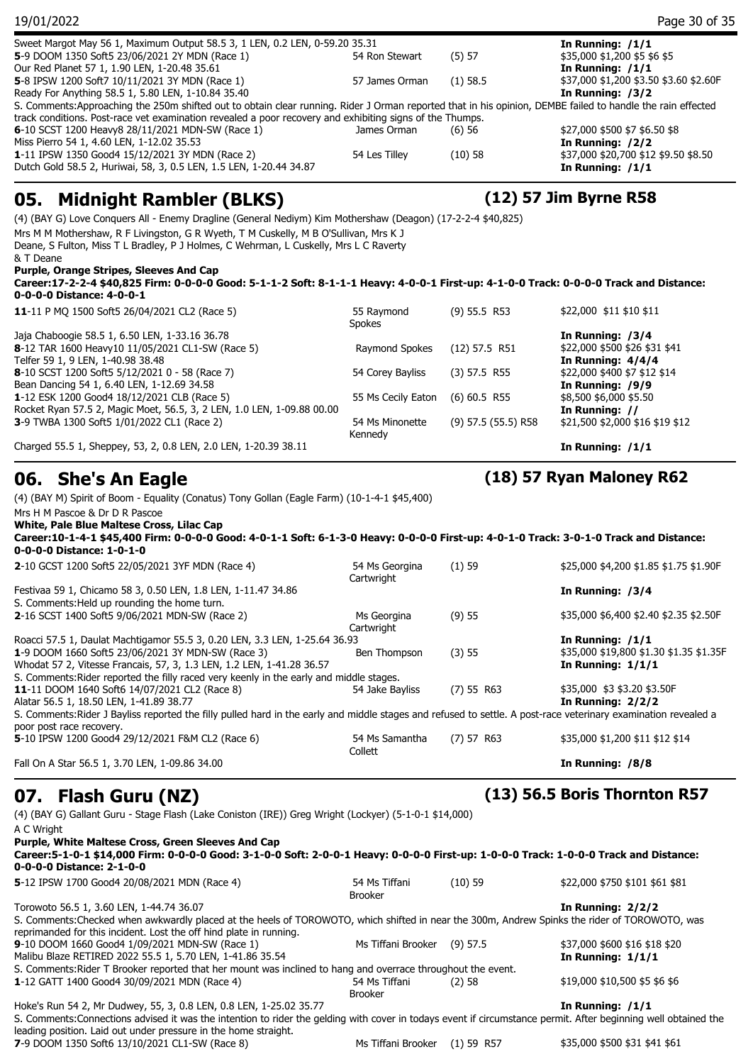Sweet Margot May 56 1, Maximum Output 58.5 3, 1 LEN, 0.2 LEN, 0-59.20 35.31 — In Running: /1/1

| | | | |
|---|---|---|---|
| **5**-9 DOOM 1350 Soft5 23/06/2021 2Y MDN (Race 1) | 54 Ron Stewart | (5) 57 | $35,000 $1,200 $5 $6 $5 |
| Our Red Planet 57 1, 1.90 LEN, 1-20.48 35.61 | | | In Running: /1/1 |
| **5**-8 IPSW 1200 Soft7 10/11/2021 3Y MDN (Race 1) | 57 James Orman | (1) 58.5 | $37,000 $1,200 $3.50 $3.60 $2.60F |
| Ready For Anything 58.5 1, 5.80 LEN, 1-10.84 35.40 | | | In Running: /3/2 |

S. Comments:Approaching the 250m shifted out to obtain clear running. Rider J Orman reported that in his opinion, DEMBE failed to handle the rain effected track conditions. Post-race vet examination revealed a poor recovery and exhibiting signs of the Thumps.

| | | | |
|---|---|---|---|
| **6**-10 SCST 1200 Heavy8 28/11/2021 MDN-SW (Race 1) | James Orman | (6) 56 | $27,000 $500 $7 $6.50 $8 |
| Miss Pierro 54 1, 4.60 LEN, 1-12.02 35.53 | | | In Running: /2/2 |
| **1**-11 IPSW 1350 Good4 15/12/2021 3Y MDN (Race 2) | 54 Les Tilley | (10) 58 | $37,000 $20,700 $12 $9.50 $8.50 |
| Dutch Gold 58.5 2, Huriwai, 58, 3, 0.5 LEN, 1.5 LEN, 1-20.44 34.87 | | | In Running: /1/1 |

## 05. Midnight Rambler (BLKS) — (12) 57 Jim Byrne R58

(4) (BAY G) Love Conquers All - Enemy Dragline (General Nediym) Kim Mothershaw (Deagon) (17-2-2-4 $40,825)

Mrs M M Mothershaw, R F Livingston, G R Wyeth, T M Cuskelly, M B O'Sullivan, Mrs K J Deane, S Fulton, Miss T L Bradley, P J Holmes, C Wehrman, L Cuskelly, Mrs L C Raverty & T Deane

**Purple, Orange Stripes, Sleeves And Cap**

**Career:17-2-2-4 $40,825 Firm: 0-0-0-0 Good: 5-1-1-2 Soft: 8-1-1-1 Heavy: 4-0-0-1 First-up: 4-1-0-0 Track: 0-0-0-0 Track and Distance: 0-0-0-0 Distance: 4-0-0-1**

| | | | |
|---|---|---|---|
| **11**-11 P MQ 1500 Soft5 26/04/2021 CL2 (Race 5) | 55 Raymond Spokes | (9) 55.5 R53 | $22,000 $11 $10 $11 |
| Jaja Chaboogie 58.5 1, 6.50 LEN, 1-33.16 36.78 | | | In Running: /3/4 |
| **8**-12 TAR 1600 Heavy10 11/05/2021 CL1-SW (Race 5) | Raymond Spokes | (12) 57.5 R51 | $22,000 $500 $26 $31 $41 |
| Telfer 59 1, 9 LEN, 1-40.98 38.48 | | | In Running: 4/4/4 |
| **8**-10 SCST 1200 Soft5 5/12/2021 0 - 58 (Race 7) | 54 Corey Bayliss | (3) 57.5 R55 | $22,000 $400 $7 $12 $14 |
| Bean Dancing 54 1, 6.40 LEN, 1-12.69 34.58 | | | In Running: /9/9 |
| **1**-12 ESK 1200 Good4 18/12/2021 CLB (Race 5) | 55 Ms Cecily Eaton | (6) 60.5 R55 | $8,500 $6,000 $5.50 |
| Rocket Ryan 57.5 2, Magic Moet, 56.5, 3, 2 LEN, 1.0 LEN, 1-09.88 00.00 | | | In Running: // |
| **3**-9 TWBA 1300 Soft5 1/01/2022 CL1 (Race 2) | 54 Ms Minonette Kennedy | (9) 57.5 (55.5) R58 | $21,500 $2,000 $16 $19 $12 |
| Charged 55.5 1, Sheppey, 53, 2, 0.8 LEN, 2.0 LEN, 1-20.39 38.11 | | | In Running: /1/1 |

## 06. She's An Eagle — (18) 57 Ryan Maloney R62

(4) (BAY M) Spirit of Boom - Equality (Conatus) Tony Gollan (Eagle Farm) (10-1-4-1 $45,400)

Mrs H M Pascoe & Dr D R Pascoe

**White, Pale Blue Maltese Cross, Lilac Cap**

**Career:10-1-4-1 $45,400 Firm: 0-0-0-0 Good: 4-0-1-1 Soft: 6-1-3-0 Heavy: 0-0-0-0 First-up: 4-0-1-0 Track: 3-0-1-0 Track and Distance: 0-0-0-0 Distance: 1-0-1-0**

| | | | |
|---|---|---|---|
| **2**-10 GCST 1200 Soft5 22/05/2021 3YF MDN (Race 4) | 54 Ms Georgina Cartwright | (1) 59 | $25,000 $4,200 $1.85 $1.75 $1.90F |
| Festivaa 59 1, Chicamo 58 3, 0.50 LEN, 1.8 LEN, 1-11.47 34.86 | | | In Running: /3/4 |

S. Comments:Held up rounding the home turn.

| | | | |
|---|---|---|---|
| **2**-16 SCST 1400 Soft5 9/06/2021 MDN-SW (Race 2) | Ms Georgina Cartwright | (9) 55 | $35,000 $6,400 $2.40 $2.35 $2.50F |
| Roacci 57.5 1, Daulat Machtigamor 55.5 3, 0.20 LEN, 3.3 LEN, 1-25.64 36.93 | | | In Running: /1/1 |
| **1**-9 DOOM 1660 Soft5 23/06/2021 3Y MDN-SW (Race 3) | Ben Thompson | (3) 55 | $35,000 $19,800 $1.30 $1.35 $1.35F |
| Whodat 57 2, Vitesse Francais, 57, 3, 1.3 LEN, 1.2 LEN, 1-41.28 36.57 | | | In Running: 1/1/1 |

S. Comments:Rider reported the filly raced very keenly in the early and middle stages.

| | | | |
|---|---|---|---|
| **11**-11 DOOM 1640 Soft6 14/07/2021 CL2 (Race 8) | 54 Jake Bayliss | (7) 55 R63 | $35,000 $3 $3.20 $3.50F |
| Alatar 56.5 1, 18.50 LEN, 1-41.89 38.77 | | | In Running: 2/2/2 |

S. Comments:Rider J Bayliss reported the filly pulled hard in the early and middle stages and refused to settle. A post-race veterinary examination revealed a poor post race recovery.

| | | | |
|---|---|---|---|
| **5**-10 IPSW 1200 Good4 29/12/2021 F&M CL2 (Race 6) | 54 Ms Samantha Collett | (7) 57 R63 | $35,000 $1,200 $11 $12 $14 |
| Fall On A Star 56.5 1, 3.70 LEN, 1-09.86 34.00 | | | In Running: /8/8 |

## 07. Flash Guru (NZ) — (13) 56.5 Boris Thornton R57

(4) (BAY G) Gallant Guru - Stage Flash (Lake Coniston (IRE)) Greg Wright (Lockyer) (5-1-0-1 $14,000)

A C Wright

**Purple, White Maltese Cross, Green Sleeves And Cap**

**Career:5-1-0-1 $14,000 Firm: 0-0-0-0 Good: 3-1-0-0 Soft: 2-0-0-1 Heavy: 0-0-0-0 First-up: 1-0-0-0 Track: 1-0-0-0 Track and Distance: 0-0-0-0 Distance: 2-1-0-0**

| | | | |
|---|---|---|---|
| **5**-12 IPSW 1700 Good4 20/08/2021 MDN (Race 4) | 54 Ms Tiffani Brooker | (10) 59 | $22,000 $750 $101 $61 $81 |
| Torowoto 56.5 1, 3.60 LEN, 1-44.74 36.07 | | | In Running: 2/2/2 |

S. Comments:Checked when awkwardly placed at the heels of TOROWOTO, which shifted in near the 300m, Andrew Spinks the rider of TOROWOTO, was reprimanded for this incident. Lost the off hind plate in running.

| | | | |
|---|---|---|---|
| **9**-10 DOOM 1660 Good4 1/09/2021 MDN-SW (Race 1) | Ms Tiffani Brooker | (9) 57.5 | $37,000 $600 $16 $18 $20 |
| Malibu Blaze RETIRED 2022 55.5 1, 5.70 LEN, 1-41.86 35.54 | | | In Running: 1/1/1 |

S. Comments:Rider T Brooker reported that her mount was inclined to hang and overrace throughout the event.

| | | | |
|---|---|---|---|
| **1**-12 GATT 1400 Good4 30/09/2021 MDN (Race 4) | 54 Ms Tiffani Brooker | (2) 58 | $19,000 $10,500 $5 $6 $6 |
| Hoke's Run 54 2, Mr Dudwey, 55, 3, 0.8 LEN, 0.8 LEN, 1-25.02 35.77 | | | In Running: /1/1 |

S. Comments:Connections advised it was the intention to rider the gelding with cover in todays event if circumstance permit. After beginning well obtained the leading position. Laid out under pressure in the home straight.

| | | | |
|---|---|---|---|
| **7**-9 DOOM 1350 Soft6 13/10/2021 CL1-SW (Race 8) | Ms Tiffani Brooker | (1) 59 R57 | $35,000 $500 $31 $41 $61 |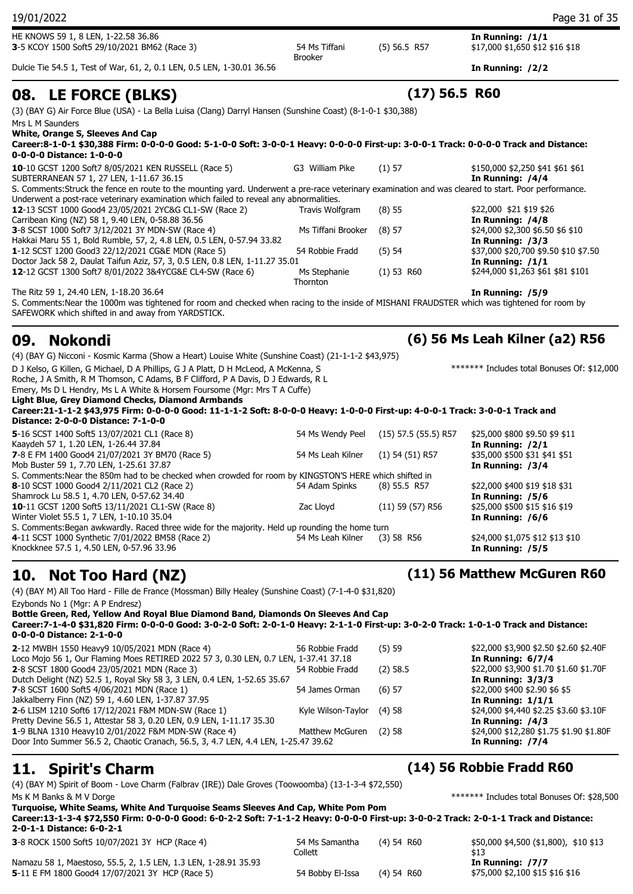HE KNOWS 59 1, 8 LEN, 1-22.58 36.86 — **In Running: /1/1**

**3**-5 KCOY 1500 Soft5 29/10/2021 BM62 (Race 3) | 54 Ms Tiffani Brooker | (5) 56.5 R57 | $17,000 $1,650 $12 $16 $18

Dulcie Tie 54.5 1, Test of War, 61, 2, 0.1 LEN, 0.5 LEN, 1-30.01 36.56 — **In Running: /2/2**

## 08. LE FORCE (BLKS) — (17) 56.5 R60

(3) (BAY G) Air Force Blue (USA) - La Bella Luisa (Clang) Darryl Hansen (Sunshine Coast) (8-1-0-1 $30,388)

Mrs L M Saunders

**White, Orange S, Sleeves And Cap**

**Career:8-1-0-1 $30,388 Firm: 0-0-0-0 Good: 5-1-0-0 Soft: 3-0-0-1 Heavy: 0-0-0-0 First-up: 3-0-0-1 Track: 0-0-0-0 Track and Distance: 0-0-0-0 Distance: 1-0-0-0**

**10**-10 GCST 1200 Soft7 8/05/2021 KEN RUSSELL (Race 5) | G3 William Pike | (1) 57 | $150,000 $2,250 $41 $61 $61

SUBTERRANEAN 57 1, 27 LEN, 1-11.67 36.15 — **In Running: /4/4**

S. Comments:Struck the fence en route to the mounting yard. Underwent a pre-race veterinary examination and was cleared to start. Poor performance. Underwent a post-race veterinary examination which failed to reveal any abnormalities.

**12**-13 SCST 1000 Good4 23/05/2021 2YC&G CL1-SW (Race 2) | Travis Wolfgram | (8) 55 | $22,000 $21 $19 $26

Carribean King (NZ) 58 1, 9.40 LEN, 0-58.88 36.56 — **In Running: /4/8**

**3**-8 SCST 1000 Soft7 3/12/2021 3Y MDN-SW (Race 4) | Ms Tiffani Brooker | (8) 57 | $24,000 $2,300 $6.50 $6 $10

Hakkai Maru 55 1, Bold Rumble, 57, 2, 4.8 LEN, 0.5 LEN, 0-57.94 33.82 — **In Running: /3/3**

**1**-12 SCST 1200 Good3 22/12/2021 CG&E MDN (Race 5) | 54 Robbie Fradd | (5) 54 | $37,000 $20,700 $9.50 $10 $7.50

Doctor Jack 58 2, Daulat Taifun Aziz, 57, 3, 0.5 LEN, 0.8 LEN, 1-11.27 35.01 — **In Running: /1/1**

**12**-12 GCST 1300 Soft7 8/01/2022 3&4YCG&E CL4-SW (Race 6) | Ms Stephanie Thornton | (1) 53 R60 | $244,000 $1,263 $61 $81 $101

The Ritz 59 1, 24.40 LEN, 1-18.20 36.64 — **In Running: /5/9**

S. Comments:Near the 1000m was tightened for room and checked when racing to the inside of MISHANI FRAUDSTER which was tightened for room by SAFEWORK which shifted in and away from YARDSTICK.

## 09. Nokondi — (6) 56 Ms Leah Kilner (a2) R56

(4) (BAY G) Nicconi - Kosmic Karma (Show a Heart) Louise White (Sunshine Coast) (21-1-1-2 $43,975)

D J Kelso, G Killen, G Michael, D A Phillips, G J A Platt, D H McLeod, A McKenna, S Roche, J A Smith, R M Thomson, C Adams, B F Clifford, P A Davis, D J Edwards, R L Emery, Ms D L Hendry, Ms L A White & Horsem Foursome (Mgr: Mrs T A Cuffe) — ******* Includes total Bonuses Of: $12,000

**Light Blue, Grey Diamond Checks, Diamond Armbands**

**Career:21-1-1-2 $43,975 Firm: 0-0-0-0 Good: 11-1-1-2 Soft: 8-0-0-0 Heavy: 1-0-0-0 First-up: 4-0-0-1 Track: 3-0-0-1 Track and Distance: 2-0-0-0 Distance: 7-1-0-0**

**5**-16 SCST 1400 Soft5 13/07/2021 CL1 (Race 8) | 54 Ms Wendy Peel | (15) 57.5 (55.5) R57 | $25,000 $800 $9.50 $9 $11

Kaaydeh 57 1, 1.20 LEN, 1-26.44 37.84 — **In Running: /2/1**

**7**-8 E FM 1400 Good4 21/07/2021 3Y BM70 (Race 5) | 54 Ms Leah Kilner | (1) 54 (51) R57 | $35,000 $500 $31 $41 $51

Mob Buster 59 1, 7.70 LEN, 1-25.61 37.87 — **In Running: /3/4**

S. Comments:Near the 850m had to be checked when crowded for room by KINGSTON'S HERE which shifted in

**8**-10 SCST 1000 Good4 2/11/2021 CL2 (Race 2) | 54 Adam Spinks | (8) 55.5 R57 | $22,000 $400 $19 $18 $31

Shamrock Lu 58.5 1, 4.70 LEN, 0-57.62 34.40 — **In Running: /5/6**

**10**-11 GCST 1200 Soft5 13/11/2021 CL1-SW (Race 8) | Zac Lloyd | (11) 59 (57) R56 | $25,000 $500 $15 $16 $19

Winter Violet 55.5 1, 7 LEN, 1-10.10 35.04 — **In Running: /6/6**

S. Comments:Began awkwardly. Raced three wide for the majority. Held up rounding the home turn

**4**-11 SCST 1000 Synthetic 7/01/2022 BM58 (Race 2) | 54 Ms Leah Kilner | (3) 58 R56 | $24,000 $1,075 $12 $13 $10

Knockknee 57.5 1, 4.50 LEN, 0-57.96 33.96 — **In Running: /5/5**

## 10. Not Too Hard (NZ) — (11) 56 Matthew McGuren R60

(4) (BAY M) All Too Hard - Fille de France (Mossman) Billy Healey (Sunshine Coast) (7-1-4-0 $31,820)

Ezybonds No 1 (Mgr: A P Endresz)

**Bottle Green, Red, Yellow And Royal Blue Diamond Band, Diamonds On Sleeves And Cap**

**Career:7-1-4-0 $31,820 Firm: 0-0-0-0 Good: 3-0-2-0 Soft: 2-0-1-0 Heavy: 2-1-1-0 First-up: 3-0-2-0 Track: 1-0-1-0 Track and Distance: 0-0-0-0 Distance: 2-1-0-0**

**2**-12 MWBH 1550 Heavy9 10/05/2021 MDN (Race 4) | 56 Robbie Fradd | (5) 59 | $22,000 $3,900 $2.50 $2.60 $2.40F

Loco Mojo 56 1, Our Flaming Moes RETIRED 2022 57 3, 0.30 LEN, 0.7 LEN, 1-37.41 37.18 — **In Running: 6/7/4**

**2**-8 SCST 1800 Good4 23/05/2021 MDN (Race 3) | 54 Robbie Fradd | (2) 58.5 | $22,000 $3,900 $1.70 $1.60 $1.70F

Dutch Delight (NZ) 52.5 1, Royal Sky 58 3, 3 LEN, 0.4 LEN, 1-52.65 35.67 — **In Running: 3/3/3**

**7**-8 SCST 1600 Soft5 4/06/2021 MDN (Race 1) | 54 James Orman | (6) 57 | $22,000 $400 $2.90 $6 $5

Jakkalberry Finn (NZ) 59 1, 4.60 LEN, 1-37.87 37.95 — **In Running: 1/1/1**

**2**-6 LISM 1210 Soft6 17/12/2021 F&M MDN-SW (Race 1) | Kyle Wilson-Taylor | (4) 58 | $24,000 $4,440 $2.25 $3.60 $3.10F

Pretty Devine 56.5 1, Attestar 58 3, 0.20 LEN, 0.9 LEN, 1-11.17 35.30 — **In Running: /4/3**

**1**-9 BLNA 1310 Heavy10 2/01/2022 F&M MDN-SW (Race 4) | Matthew McGuren | (2) 58 | $24,000 $12,280 $1.75 $1.90 $1.80F

Door Into Summer 56.5 2, Chaotic Cranach, 56.5, 3, 4.7 LEN, 4.4 LEN, 1-25.47 39.62 — **In Running: /7/4**

## 11. Spirit's Charm — (14) 56 Robbie Fradd R60

(4) (BAY M) Spirit of Boom - Love Charm (Falbrav (IRE)) Dale Groves (Toowoomba) (13-1-3-4 $72,550)

Ms K M Banks & M V Dorge — ******* Includes total Bonuses Of: $28,500

**Turquoise, White Seams, White And Turquoise Seams Sleeves And Cap, White Pom Pom**

**Career:13-1-3-4 $72,550 Firm: 0-0-0-0 Good: 6-0-2-2 Soft: 7-1-1-2 Heavy: 0-0-0-0 First-up: 3-0-0-2 Track: 2-0-1-1 Track and Distance: 2-0-1-1 Distance: 6-0-2-1**

**3**-8 ROCK 1500 Soft5 10/07/2021 3Y HCP (Race 4) | 54 Ms Samantha Collett | (4) 54 R60 | $50,000 $4,500 ($1,800), $10 $13 $13

Namazu 58 1, Maestoso, 55.5, 2, 1.5 LEN, 1.3 LEN, 1-28.91 35.93 — **In Running: /7/7**

**5**-11 E FM 1800 Good4 17/07/2021 3Y HCP (Race 5) | 54 Bobby El-Issa | (4) 54 R60 | $75,000 $2,100 $15 $16 $16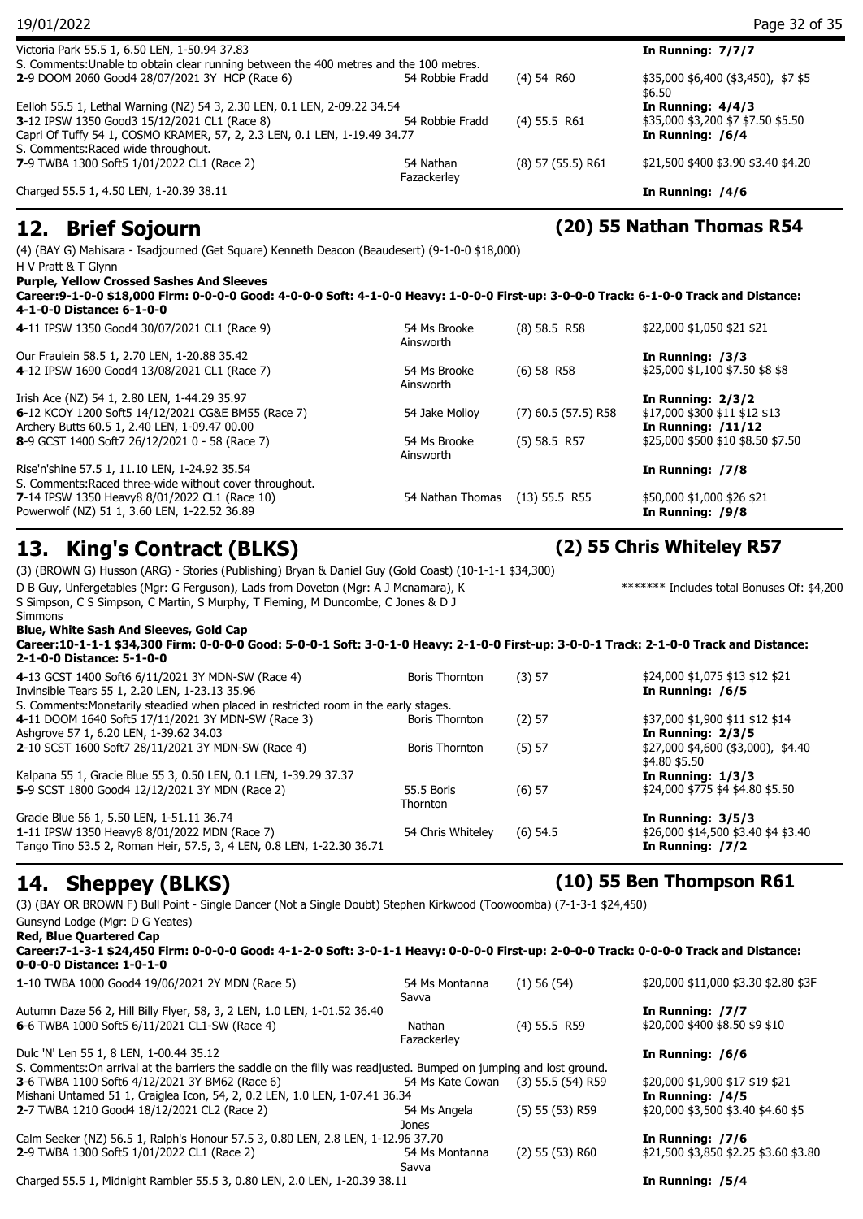Victoria Park 55.5 1, 6.50 LEN, 1-50.94 37.83 | In Running: 7/7/7

S. Comments:Unable to obtain clear running between the 400 metres and the 100 metres.

| | | | |
|---|---|---|---|
| 2-9 DOOM 2060 Good4 28/07/2021 3Y HCP (Race 6) | 54 Robbie Fradd | (4) 54 R60 | $35,000 $6,400 ($3,450), $7 $5 $6.50 |
| Eelloh 55.5 1, Lethal Warning (NZ) 54 3, 2.30 LEN, 0.1 LEN, 2-09.22 34.54 | | | In Running: 4/4/3 |
| 3-12 IPSW 1350 Good3 15/12/2021 CL1 (Race 8) | 54 Robbie Fradd | (4) 55.5 R61 | $35,000 $3,200 $7 $7.50 $5.50 |
| Capri Of Tuffy 54 1, COSMO KRAMER, 57, 2, 2.3 LEN, 0.1 LEN, 1-19.49 34.77 | | | In Running: /6/4 |

S. Comments:Raced wide throughout.

| | | | |
|---|---|---|---|
| 7-9 TWBA 1300 Soft5 1/01/2022 CL1 (Race 2) | 54 Nathan Fazackerley | (8) 57 (55.5) R61 | $21,500 $400 $3.90 $3.40 $4.20 |
| Charged 55.5 1, 4.50 LEN, 1-20.39 38.11 | | | In Running: /4/6 |

## 12. Brief Sojourn (20) 55 Nathan Thomas R54

(4) (BAY G) Mahisara - Isadjourned (Get Square) Kenneth Deacon (Beaudesert) (9-1-0-0 $18,000)

H V Pratt & T Glynn

**Purple, Yellow Crossed Sashes And Sleeves**

**Career:9-1-0-0 $18,000 Firm: 0-0-0-0 Good: 4-0-0-0 Soft: 4-1-0-0 Heavy: 1-0-0-0 First-up: 3-0-0-0 Track: 6-1-0-0 Track and Distance: 4-1-0-0 Distance: 6-1-0-0**

| | | | |
|---|---|---|---|
| 4-11 IPSW 1350 Good4 30/07/2021 CL1 (Race 9) | 54 Ms Brooke Ainsworth | (8) 58.5 R58 | $22,000 $1,050 $21 $21 |
| Our Fraulein 58.5 1, 2.70 LEN, 1-20.88 35.42 | | | In Running: /3/3 |
| 4-12 IPSW 1690 Good4 13/08/2021 CL1 (Race 7) | 54 Ms Brooke Ainsworth | (6) 58 R58 | $25,000 $1,100 $7.50 $8 $8 |
| Irish Ace (NZ) 54 1, 2.80 LEN, 1-44.29 35.97 | | | In Running: 2/3/2 |
| 6-12 KCOY 1200 Soft5 14/12/2021 CG&E BM55 (Race 7) | 54 Jake Molloy | (7) 60.5 (57.5) R58 | $17,000 $300 $11 $12 $13 |
| Archery Butts 60.5 1, 2.40 LEN, 1-09.47 00.00 | | | In Running: /11/12 |
| 8-9 GCST 1400 Soft7 26/12/2021 0 - 58 (Race 7) | 54 Ms Brooke Ainsworth | (5) 58.5 R57 | $25,000 $500 $10 $8.50 $7.50 |
| Rise'n'shine 57.5 1, 11.10 LEN, 1-24.92 35.54 | | | In Running: /7/8 |

S. Comments:Raced three-wide without cover throughout.

| | | | |
|---|---|---|---|
| 7-14 IPSW 1350 Heavy8 8/01/2022 CL1 (Race 10) | 54 Nathan Thomas | (13) 55.5 R55 | $50,000 $1,000 $26 $21 |
| Powerwolf (NZ) 51 1, 3.60 LEN, 1-22.52 36.89 | | | In Running: /9/8 |

## 13. King's Contract (BLKS) (2) 55 Chris Whiteley R57

(3) (BROWN G) Husson (ARG) - Stories (Publishing) Bryan & Daniel Guy (Gold Coast) (10-1-1-1 $34,300)

D B Guy, Unfergetables (Mgr: G Ferguson), Lads from Doveton (Mgr: A J Mcnamara), K S Simpson, C S Simpson, C Martin, S Murphy, T Fleming, M Duncombe, C Jones & D J Simmons

******* Includes total Bonuses Of: $4,200

**Blue, White Sash And Sleeves, Gold Cap**

**Career:10-1-1-1 $34,300 Firm: 0-0-0-0 Good: 5-0-0-1 Soft: 3-0-1-0 Heavy: 2-1-0-0 First-up: 3-0-0-1 Track: 2-1-0-0 Track and Distance: 2-1-0-0 Distance: 5-1-0-0**

| | | | |
|---|---|---|---|
| 4-13 GCST 1400 Soft6 6/11/2021 3Y MDN-SW (Race 4) | Boris Thornton | (3) 57 | $24,000 $1,075 $13 $12 $21 |
| Invinsible Tears 55 1, 2.20 LEN, 1-23.13 35.96 | | | In Running: /6/5 |

S. Comments:Monetarily steadied when placed in restricted room in the early stages.

| | | | |
|---|---|---|---|
| 4-11 DOOM 1640 Soft5 17/11/2021 3Y MDN-SW (Race 3) | Boris Thornton | (2) 57 | $37,000 $1,900 $11 $12 $14 |
| Ashgrove 57 1, 6.20 LEN, 1-39.62 34.03 | | | In Running: 2/3/5 |
| 2-10 SCST 1600 Soft7 28/11/2021 3Y MDN-SW (Race 4) | Boris Thornton | (5) 57 | $27,000 $4,600 ($3,000), $4.40 $4.80 $5.50 |
| Kalpana 55 1, Gracie Blue 55 3, 0.50 LEN, 0.1 LEN, 1-39.29 37.37 | | | In Running: 1/3/3 |
| 5-9 SCST 1800 Good4 12/12/2021 3Y MDN (Race 2) | 55.5 Boris Thornton | (6) 57 | $24,000 $775 $4 $4.80 $5.50 |
| Gracie Blue 56 1, 5.50 LEN, 1-51.11 36.74 | | | In Running: 3/5/3 |
| 1-11 IPSW 1350 Heavy8 8/01/2022 MDN (Race 7) | 54 Chris Whiteley | (6) 54.5 | $26,000 $14,500 $3.40 $4 $3.40 |
| Tango Tino 53.5 2, Roman Heir, 57.5, 3, 4 LEN, 0.8 LEN, 1-22.30 36.71 | | | In Running: /7/2 |

## 14. Sheppey (BLKS) (10) 55 Ben Thompson R61

(3) (BAY OR BROWN F) Bull Point - Single Dancer (Not a Single Doubt) Stephen Kirkwood (Toowoomba) (7-1-3-1 $24,450)

Gunsynd Lodge (Mgr: D G Yeates)

**Red, Blue Quartered Cap**

**Career:7-1-3-1 $24,450 Firm: 0-0-0-0 Good: 4-1-2-0 Soft: 3-0-1-1 Heavy: 0-0-0-0 First-up: 2-0-0-0 Track: 0-0-0-0 Track and Distance: 0-0-0-0 Distance: 1-0-1-0**

| | | | |
|---|---|---|---|
| 1-10 TWBA 1000 Good4 19/06/2021 2Y MDN (Race 5) | 54 Ms Montanna Savva | (1) 56 (54) | $20,000 $11,000 $3.30 $2.80 $3F |
| Autumn Daze 56 2, Hill Billy Flyer, 58, 3, 2 LEN, 1.0 LEN, 1-01.52 36.40 | | | In Running: /7/7 |
| 6-6 TWBA 1000 Soft5 6/11/2021 CL1-SW (Race 4) | Nathan Fazackerley | (4) 55.5 R59 | $20,000 $400 $8.50 $9 $10 |
| Dulc 'N' Len 55 1, 8 LEN, 1-00.44 35.12 | | | In Running: /6/6 |

S. Comments:On arrival at the barriers the saddle on the filly was readjusted. Bumped on jumping and lost ground.

| | | | |
|---|---|---|---|
| 3-6 TWBA 1100 Soft6 4/12/2021 3Y BM62 (Race 6) | 54 Ms Kate Cowan | (3) 55.5 (54) R59 | $20,000 $1,900 $17 $19 $21 |
| Mishani Untamed 51 1, Craiglea Icon, 54, 2, 0.2 LEN, 1.0 LEN, 1-07.41 36.34 | | | In Running: /4/5 |
| 2-7 TWBA 1210 Good4 18/12/2021 CL2 (Race 2) | 54 Ms Angela Jones | (5) 55 (53) R59 | $20,000 $3,500 $3.40 $4.60 $5 |
| Calm Seeker (NZ) 56.5 1, Ralph's Honour 57.5 3, 0.80 LEN, 2.8 LEN, 1-12.96 37.70 | | | In Running: /7/6 |
| 2-9 TWBA 1300 Soft5 1/01/2022 CL1 (Race 2) | 54 Ms Montanna Savva | (2) 55 (53) R60 | $21,500 $3,850 $2.25 $3.60 $3.80 |
| Charged 55.5 1, Midnight Rambler 55.5 3, 0.80 LEN, 2.0 LEN, 1-20.39 38.11 | | | In Running: /5/4 |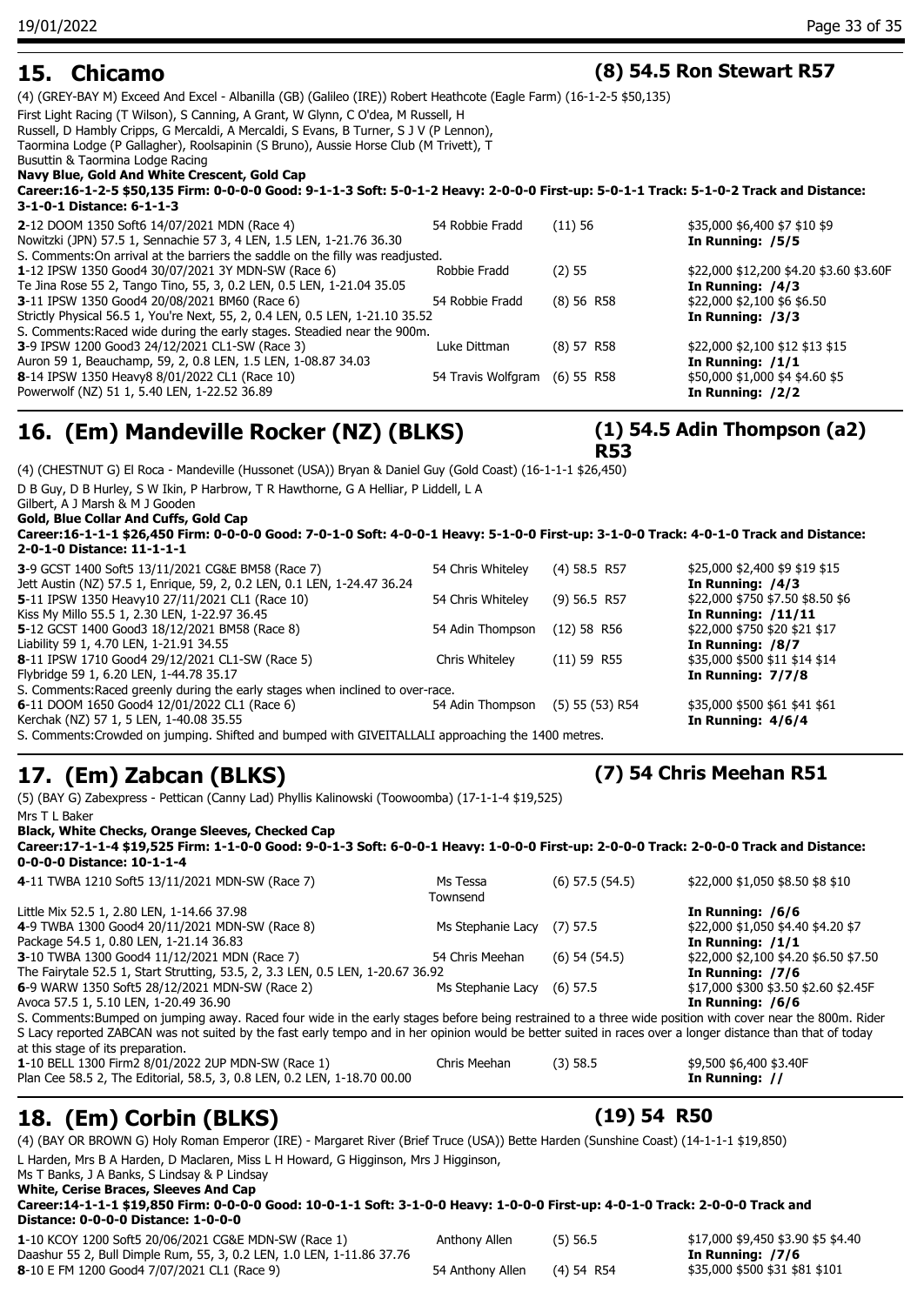## 15. Chicamo **(8) 54.5 Ron Stewart R57**

(4) (GREY-BAY M) Exceed And Excel - Albanilla (GB) (Galileo (IRE)) Robert Heathcote (Eagle Farm) (16-1-2-5 $50,135)

First Light Racing (T Wilson), S Canning, A Grant, W Glynn, C O'dea, M Russell, H Russell, D Hambly Cripps, G Mercaldi, A Mercaldi, S Evans, B Turner, S J V (P Lennon), Taormina Lodge (P Gallagher), Roolsapinin (S Bruno), Aussie Horse Club (M Trivett), T Busuttin & Taormina Lodge Racing

**Navy Blue, Gold And White Crescent, Gold Cap**

**Career:16-1-2-5 $50,135 Firm: 0-0-0-0 Good: 9-1-1-3 Soft: 5-0-1-2 Heavy: 2-0-0-0 First-up: 5-0-1-1 Track: 5-1-0-2 Track and Distance: 3-1-0-1 Distance: 6-1-1-3**

| Race | Jockey | Barrier/Weight | Prize/Odds |
|---|---|---|---|
| **2**-12 DOOM 1350 Soft6 14/07/2021 MDN (Race 4)<br>Nowitzki (JPN) 57.5 1, Sennachie 57 3, 4 LEN, 1.5 LEN, 1-21.76 36.30 | 54 Robbie Fradd | (11) 56 | $35,000 $6,400 $7 $10 $9<br>**In Running: /5/5** |

S. Comments:On arrival at the barriers the saddle on the filly was readjusted.

| Race | Jockey | Barrier/Weight | Prize/Odds |
|---|---|---|---|
| **1**-12 IPSW 1350 Good4 30/07/2021 3Y MDN-SW (Race 6)<br>Te Jina Rose 55 2, Tango Tino, 55, 3, 0.2 LEN, 0.5 LEN, 1-21.04 35.05 | Robbie Fradd | (2) 55 | $22,000 $12,200 $4.20 $3.60 $3.60F<br>**In Running: /4/3** |
| **3**-11 IPSW 1350 Good4 20/08/2021 BM60 (Race 6)<br>Strictly Physical 56.5 1, You're Next, 55, 2, 0.4 LEN, 0.5 LEN, 1-21.10 35.52 | 54 Robbie Fradd | (8) 56 R58 | $22,000 $2,100 $6 $6.50<br>**In Running: /3/3** |

S. Comments:Raced wide during the early stages. Steadied near the 900m.

| Race | Jockey | Barrier/Weight | Prize/Odds |
|---|---|---|---|
| **3**-9 IPSW 1200 Good3 24/12/2021 CL1-SW (Race 3)<br>Auron 59 1, Beauchamp, 59, 2, 0.8 LEN, 1.5 LEN, 1-08.87 34.03 | Luke Dittman | (8) 57 R58 | $22,000 $2,100 $12 $13 $15<br>**In Running: /1/1** |
| **8**-14 IPSW 1350 Heavy8 8/01/2022 CL1 (Race 10)<br>Powerwolf (NZ) 51 1, 5.40 LEN, 1-22.52 36.89 | 54 Travis Wolfgram | (6) 55 R58 | $50,000 $1,000 $4 $4.60 $5<br>**In Running: /2/2** |

## 16. (Em) Mandeville Rocker (NZ) (BLKS) **(1) 54.5 Adin Thompson (a2) R53**

(4) (CHESTNUT G) El Roca - Mandeville (Hussonet (USA)) Bryan & Daniel Guy (Gold Coast) (16-1-1-1 $26,450)

D B Guy, D B Hurley, S W Ikin, P Harbrow, T R Hawthorne, G A Helliar, P Liddell, L A Gilbert, A J Marsh & M J Gooden

**Gold, Blue Collar And Cuffs, Gold Cap**

**Career:16-1-1-1 $26,450 Firm: 0-0-0-0 Good: 7-0-1-0 Soft: 4-0-0-1 Heavy: 5-1-0-0 First-up: 3-1-0-0 Track: 4-0-1-0 Track and Distance: 2-0-1-0 Distance: 11-1-1-1**

| Race | Jockey | Barrier/Weight | Prize/Odds |
|---|---|---|---|
| **3**-9 GCST 1400 Soft5 13/11/2021 CG&E BM58 (Race 7)<br>Jett Austin (NZ) 57.5 1, Enrique, 59, 2, 0.2 LEN, 0.1 LEN, 1-24.47 36.24 | 54 Chris Whiteley | (4) 58.5 R57 | $25,000 $2,400 $9 $19 $15<br>**In Running: /4/3** |
| **5**-11 IPSW 1350 Heavy10 27/11/2021 CL1 (Race 10)<br>Kiss My Millo 55.5 1, 2.30 LEN, 1-22.97 36.45 | 54 Chris Whiteley | (9) 56.5 R57 | $22,000 $750 $7.50 $8.50 $6<br>**In Running: /11/11** |
| **5**-12 GCST 1400 Good3 18/12/2021 BM58 (Race 8)<br>Liability 59 1, 4.70 LEN, 1-21.91 34.55 | 54 Adin Thompson | (12) 58 R56 | $22,000 $750 $20 $21 $17<br>**In Running: /8/7** |
| **8**-11 IPSW 1710 Good4 29/12/2021 CL1-SW (Race 5)<br>Flybridge 59 1, 6.20 LEN, 1-44.78 35.17 | Chris Whiteley | (11) 59 R55 | $35,000 $500 $11 $14 $14<br>**In Running: 7/7/8** |

S. Comments:Raced greenly during the early stages when inclined to over-race.

| Race | Jockey | Barrier/Weight | Prize/Odds |
|---|---|---|---|
| **6**-11 DOOM 1650 Good4 12/01/2022 CL1 (Race 6)<br>Kerchak (NZ) 57 1, 5 LEN, 1-40.08 35.55 | 54 Adin Thompson | (5) 55 (53) R54 | $35,000 $500 $61 $41 $61<br>**In Running: 4/6/4** |

S. Comments:Crowded on jumping. Shifted and bumped with GIVEITALLALI approaching the 1400 metres.

## 17. (Em) Zabcan (BLKS) **(7) 54 Chris Meehan R51**

(5) (BAY G) Zabexpress - Pettican (Canny Lad) Phyllis Kalinowski (Toowoomba) (17-1-1-4 $19,525)

Mrs T L Baker

**Black, White Checks, Orange Sleeves, Checked Cap**

**Career:17-1-1-4 $19,525 Firm: 1-1-0-0 Good: 9-0-1-3 Soft: 6-0-0-1 Heavy: 1-0-0-0 First-up: 2-0-0-0 Track: 2-0-0-0 Track and Distance: 0-0-0-0 Distance: 10-1-1-4**

| Race | Jockey | Barrier/Weight | Prize/Odds |
|---|---|---|---|
| **4**-11 TWBA 1210 Soft5 13/11/2021 MDN-SW (Race 7)<br>Little Mix 52.5 1, 2.80 LEN, 1-14.66 37.98 | Ms Tessa Townsend | (6) 57.5 (54.5) | $22,000 $1,050 $8.50 $8 $10<br>**In Running: /6/6** |
| **4**-9 TWBA 1300 Good4 20/11/2021 MDN-SW (Race 8)<br>Package 54.5 1, 0.80 LEN, 1-21.14 36.83 | Ms Stephanie Lacy | (7) 57.5 | $22,000 $1,050 $4.40 $4.20 $7<br>**In Running: /1/1** |
| **3**-10 TWBA 1300 Good4 11/12/2021 MDN (Race 7)<br>The Fairytale 52.5 1, Start Strutting, 53.5, 2, 3.3 LEN, 0.5 LEN, 1-20.67 36.92 | 54 Chris Meehan | (6) 54 (54.5) | $22,000 $2,100 $4.20 $6.50 $7.50<br>**In Running: /7/6** |
| **6**-9 WARW 1350 Soft5 28/12/2021 MDN-SW (Race 2)<br>Avoca 57.5 1, 5.10 LEN, 1-20.49 36.90 | Ms Stephanie Lacy | (6) 57.5 | $17,000 $300 $3.50 $2.60 $2.45F<br>**In Running: /6/6** |

S. Comments:Bumped on jumping away. Raced four wide in the early stages before being restrained to a three wide position with cover near the 800m. Rider S Lacy reported ZABCAN was not suited by the fast early tempo and in her opinion would be better suited in races over a longer distance than that of today at this stage of its preparation.

| Race | Jockey | Barrier/Weight | Prize/Odds |
|---|---|---|---|
| **1**-10 BELL 1300 Firm2 8/01/2022 2UP MDN-SW (Race 1)<br>Plan Cee 58.5 2, The Editorial, 58.5, 3, 0.8 LEN, 0.2 LEN, 1-18.70 00.00 | Chris Meehan | (3) 58.5 | $9,500 $6,400 $3.40F<br>**In Running: //** |

## 18. (Em) Corbin (BLKS) **(19) 54 R50**

(4) (BAY OR BROWN G) Holy Roman Emperor (IRE) - Margaret River (Brief Truce (USA)) Bette Harden (Sunshine Coast) (14-1-1-1 $19,850)

L Harden, Mrs B A Harden, D Maclaren, Miss L H Howard, G Higginson, Mrs J Higginson, Ms T Banks, J A Banks, S Lindsay & P Lindsay

**White, Cerise Braces, Sleeves And Cap**

**Career:14-1-1-1 $19,850 Firm: 0-0-0-0 Good: 10-0-1-1 Soft: 3-1-0-0 Heavy: 1-0-0-0 First-up: 4-0-1-0 Track: 2-0-0-0 Track and Distance: 0-0-0-0 Distance: 1-0-0-0**

| Race | Jockey | Barrier/Weight | Prize/Odds |
|---|---|---|---|
| **1**-10 KCOY 1200 Soft5 20/06/2021 CG&E MDN-SW (Race 1)<br>Daashur 55 2, Bull Dimple Rum, 55, 3, 0.2 LEN, 1.0 LEN, 1-11.86 37.76 | Anthony Allen | (5) 56.5 | $17,000 $9,450 $3.90 $5 $4.40<br>**In Running: /7/6** |
| **8**-10 E FM 1200 Good4 7/07/2021 CL1 (Race 9) | 54 Anthony Allen | (4) 54 R54 | $35,000 $500 $31 $81 $101 |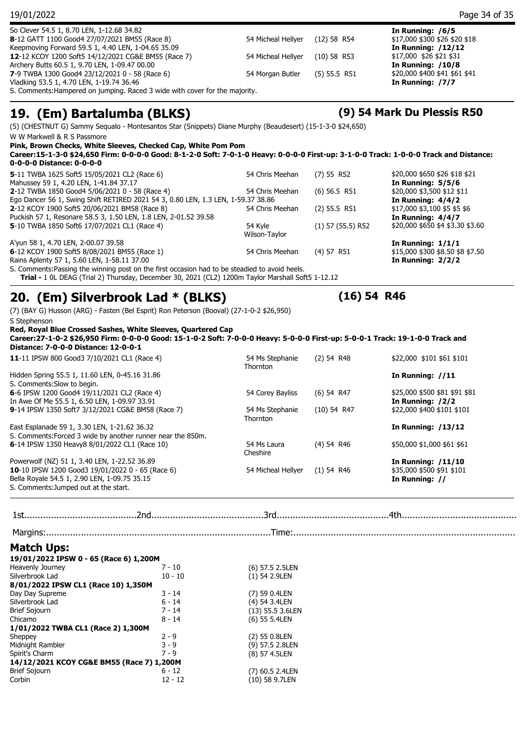So Clever 54.5 1, 8.70 LEN, 1-12.68 34.82 — **In Running: /6/5**

**8**-12 GATT 1100 Good4 27/07/2021 BM55 (Race 8) — 54 Micheal Hellyer — (12) 58 R54 — $17,000 $300 $26 $20 $18
Keepmoving Forward 59.5 1, 4.40 LEN, 1-04.65 35.09 — **In Running: /12/12**

**12**-12 KCOY 1200 Soft5 14/12/2021 CG&E BM55 (Race 7) — 54 Micheal Hellyer — (10) 58 R53 — $17,000 $26 $21 $31
Archery Butts 60.5 1, 9.70 LEN, 1-09.47 00.00 — **In Running: /10/8**

**7**-9 TWBA 1300 Good4 23/12/2021 0 - 58 (Race 6) — 54 Morgan Butler — (5) 55.5 R51 — $20,000 $400 $41 $61 $41
Vladking 53.5 1, 4.70 LEN, 1-19.74 36.46 — **In Running: /7/7**

S. Comments:Hampered on jumping. Raced 3 wide with cover for the majority.

## 19. (Em) Bartalumba (BLKS) — (9) 54 Mark Du Plessis R50

(5) (CHESTNUT G) Sammy Sequalo - Montesantos Star (Snippets) Diane Murphy (Beaudesert) (15-1-3-0 $24,650)

W W Markwell & R S Passmore

**Pink, Brown Checks, White Sleeves, Checked Cap, White Pom Pom**

**Career:15-1-3-0 $24,650 Firm: 0-0-0-0 Good: 8-1-2-0 Soft: 7-0-1-0 Heavy: 0-0-0-0 First-up: 3-1-0-0 Track: 1-0-0-0 Track and Distance: 0-0-0-0 Distance: 0-0-0-0**

**5**-11 TWBA 1625 Soft5 15/05/2021 CL2 (Race 6) — 54 Chris Meehan — (7) 55 R52 — $20,000 $650 $26 $18 $21
Mahussey 59 1, 4.20 LEN, 1-41.84 37.17 — **In Running: 5/5/6**

**2**-12 TWBA 1850 Good4 5/06/2021 0 - 58 (Race 4) — 54 Chris Meehan — (6) 56.5 R51 — $20,000 $3,500 $12 $11
Ego Dancer 56 1, Swing Shift RETIRED 2021 54 3, 0.80 LEN, 1.3 LEN, 1-59.37 38.86 — **In Running: 4/4/2**

**2**-12 KCOY 1900 Soft5 20/06/2021 BM58 (Race 6) — 54 Chris Meehan — (2) 55.5 R51 — $17,000 $3,100 $5 $5 $6
Puckish 57 1, Resonare 58.5 3, 1.50 LEN, 1.8 LEN, 2-01.52 39.58 — **In Running: 4/4/7**

**5**-10 TWBA 1850 Soft6 17/07/2021 CL1 (Race 4) — 54 Kyle Wilson-Taylor — (1) 57 (55.5) R52 — $20,000 $650 $4 $3.30 $3.60
A'yun 58 1, 4.70 LEN, 2-00.07 39.58 — **In Running: 1/1/1**

**6**-12 KCOY 1900 Soft5 8/08/2021 BM55 (Race 1) — 54 Chris Meehan — (4) 57 R51 — $15,000 $300 $8.50 $8 $7.50
Rains Aplenty 57 1, 5.60 LEN, 1-58.11 37.00 — **In Running: 2/2/2**

S. Comments:Passing the winning post on the first occasion had to be steadied to avoid heels.

**Trial -** 1 0L DEAG (Trial 2) Thursday, December 30, 2021 (CL2) 1200m Taylor Marshall Soft5 1-12.12

## 20. (Em) Silverbrook Lad * (BLKS) — (16) 54 R46

(7) (BAY G) Husson (ARG) - Fasten (Bel Esprit) Ron Peterson (Booval) (27-1-0-2 $26,950)

S Stephenson

**Red, Royal Blue Crossed Sashes, White Sleeves, Quartered Cap**

**Career:27-1-0-2 $26,950 Firm: 0-0-0-0 Good: 15-1-0-2 Soft: 7-0-0-0 Heavy: 5-0-0-0 First-up: 5-0-0-1 Track: 19-1-0-0 Track and Distance: 7-0-0-0 Distance: 12-0-0-1**

**11**-11 IPSW 800 Good3 7/10/2021 CL1 (Race 4) — 54 Ms Stephanie Thornton — (2) 54 R48 — $22,000 $101 $61 $101
Hidden Spring 55.5 1, 11.60 LEN, 0-45.16 31.86 — **In Running: //11**
S. Comments:Slow to begin.

**6**-6 IPSW 1200 Good4 19/11/2021 CL2 (Race 4) — 54 Corey Bayliss — (6) 54 R47 — $25,000 $500 $81 $91 $81
In Awe Of Me 55.5 1, 6.50 LEN, 1-09.97 33.91 — **In Running: /2/2**

**9**-14 IPSW 1350 Soft7 3/12/2021 CG&E BM58 (Race 7) — 54 Ms Stephanie Thornton — (10) 54 R47 — $22,000 $400 $101 $101
East Esplanade 59 1, 3.30 LEN, 1-21.62 36.32 — **In Running: /13/12**
S. Comments:Forced 3 wide by another runner near the 850m.

**6**-14 IPSW 1350 Heavy8 8/01/2022 CL1 (Race 10) — 54 Ms Laura Cheshire — (4) 54 R46 — $50,000 $1,000 $61 $61
Powerwolf (NZ) 51 1, 3.40 LEN, 1-22.52 36.89 — **In Running: /11/10**

**10**-10 IPSW 1200 Good3 19/01/2022 0 - 65 (Race 6) — 54 Micheal Hellyer — (1) 54 R46 — $35,000 $500 $91 $101
Bella Royale 54.5 1, 2.90 LEN, 1-09.75 35.15 — **In Running: //**
S. Comments:Jumped out at the start.

1st..........................................2nd..........................................3rd..........................................4th..........................................

Margins:....................................................................................Time:....................................................................................

## Match Ups:

**19/01/2022 IPSW 0 - 65 (Race 6) 1,200M**

| Horse | Result | Details |
|---|---|---|
| Heavenly Journey | 7 - 10 | (6) 57.5 2.5LEN |
| Silverbrook Lad | 10 - 10 | (1) 54 2.9LEN |

**8/01/2022 IPSW CL1 (Race 10) 1,350M**

| Horse | Result | Details |
|---|---|---|
| Day Day Supreme | 3 - 14 | (7) 59 0.4LEN |
| Silverbrook Lad | 6 - 14 | (4) 54 3.4LEN |
| Brief Sojourn | 7 - 14 | (13) 55.5 3.6LEN |
| Chicamo | 8 - 14 | (6) 55 5.4LEN |

**1/01/2022 TWBA CL1 (Race 2) 1,300M**

| Horse | Result | Details |
|---|---|---|
| Sheppey | 2 - 9 | (2) 55 0.8LEN |
| Midnight Rambler | 3 - 9 | (9) 57.5 2.8LEN |
| Spirit's Charm | 7 - 9 | (8) 57 4.5LEN |

**14/12/2021 KCOY CG&E BM55 (Race 7) 1,200M**

| Horse | Result | Details |
|---|---|---|
| Brief Sojourn | 6 - 12 | (7) 60.5 2.4LEN |
| Corbin | 12 - 12 | (10) 58 9.7LEN |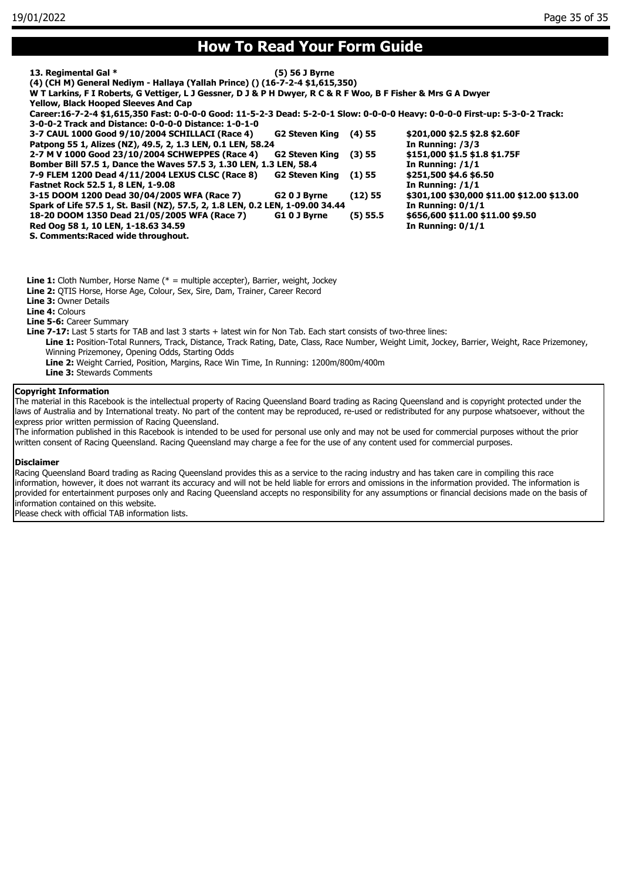# How To Read Your Form Guide

**13. Regimental Gal * (5) 56 J Byrne**
**(4) (CH M) General Nediym - Hallaya (Yallah Prince) () (16-7-2-4 $1,615,350)**
**W T Larkins, F I Roberts, G Vettiger, L J Gessner, D J & P H Dwyer, R C & R F Woo, B F Fisher & Mrs G A Dwyer**
**Yellow, Black Hooped Sleeves And Cap**
**Career:16-7-2-4 $1,615,350 Fast: 0-0-0-0 Good: 11-5-2-3 Dead: 5-2-0-1 Slow: 0-0-0-0 Heavy: 0-0-0-0 First-up: 5-3-0-2 Track: 3-0-0-2 Track and Distance: 0-0-0-0 Distance: 1-0-1-0**

| | | | |
|---|---|---|---|
| **3-7 CAUL 1000 Good 9/10/2004 SCHILLACI (Race 4)** | **G2 Steven King** | **(4) 55** | **$201,000 $2.5 $2.8 $2.60F** |
| **Patpong 55 1, Alizes (NZ), 49.5, 2, 1.3 LEN, 0.1 LEN, 58.24** | | | **In Running: /3/3** |
| **2-7 M V 1000 Good 23/10/2004 SCHWEPPES (Race 4)** | **G2 Steven King** | **(3) 55** | **$151,000 $1.5 $1.8 $1.75F** |
| **Bomber Bill 57.5 1, Dance the Waves 57.5 3, 1.30 LEN, 1.3 LEN, 58.4** | | | **In Running: /1/1** |
| **7-9 FLEM 1200 Dead 4/11/2004 LEXUS CLSC (Race 8)** | **G2 Steven King** | **(1) 55** | **$251,500 $4.6 $6.50** |
| **Fastnet Rock 52.5 1, 8 LEN, 1-9.08** | | | **In Running: /1/1** |
| **3-15 DOOM 1200 Dead 30/04/2005 WFA (Race 7)** | **G2 0 J Byrne** | **(12) 55** | **$301,100 $30,000 $11.00 $12.00 $13.00** |
| **Spark of Life 57.5 1, St. Basil (NZ), 57.5, 2, 1.8 LEN, 0.2 LEN, 1-09.00 34.44** | | | **In Running: 0/1/1** |
| **18-20 DOOM 1350 Dead 21/05/2005 WFA (Race 7)** | **G1 0 J Byrne** | **(5) 55.5** | **$656,600 $11.00 $11.00 $9.50** |
| **Red Oog 58 1, 10 LEN, 1-18.63 34.59** | | | **In Running: 0/1/1** |
| **S. Comments:Raced wide throughout.** | | | |

**Line 1:** Cloth Number, Horse Name (* = multiple accepter), Barrier, weight, Jockey
**Line 2:** QTIS Horse, Horse Age, Colour, Sex, Sire, Dam, Trainer, Career Record
**Line 3:** Owner Details
**Line 4:** Colours
**Line 5-6:** Career Summary
**Line 7-17:** Last 5 starts for TAB and last 3 starts + latest win for Non Tab. Each start consists of two-three lines:

- **Line 1:** Position-Total Runners, Track, Distance, Track Rating, Date, Class, Race Number, Weight Limit, Jockey, Barrier, Weight, Race Prizemoney, Winning Prizemoney, Opening Odds, Starting Odds
- **Line 2:** Weight Carried, Position, Margins, Race Win Time, In Running: 1200m/800m/400m
- **Line 3:** Stewards Comments

## Copyright Information

The material in this Racebook is the intellectual property of Racing Queensland Board trading as Racing Queensland and is copyright protected under the laws of Australia and by International treaty. No part of the content may be reproduced, re-used or redistributed for any purpose whatsoever, without the express prior written permission of Racing Queensland.
The information published in this Racebook is intended to be used for personal use only and may not be used for commercial purposes without the prior written consent of Racing Queensland. Racing Queensland may charge a fee for the use of any content used for commercial purposes.

## Disclaimer

Racing Queensland Board trading as Racing Queensland provides this as a service to the racing industry and has taken care in compiling this race information, however, it does not warrant its accuracy and will not be held liable for errors and omissions in the information provided. The information is provided for entertainment purposes only and Racing Queensland accepts no responsibility for any assumptions or financial decisions made on the basis of information contained on this website.
Please check with official TAB information lists.